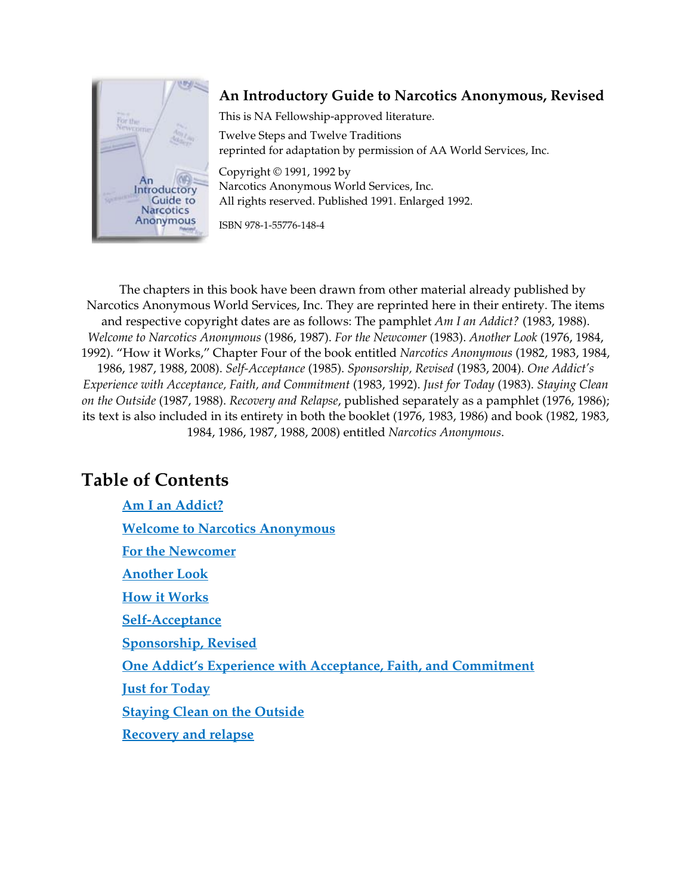# An Introductory Guide to Narcotics Anonymous, Revised

This is NA Fellowship-approved literature.

Twelve Steps and Twelve Traditions
reprinted for adaptation by permission of AA World Services, Inc.

Copyright © 1991, 1992 by
Narcotics Anonymous World Services, Inc.
All rights reserved. Published 1991. Enlarged 1992.

ISBN 978-1-55776-148-4

The chapters in this book have been drawn from other material already published by Narcotics Anonymous World Services, Inc. They are reprinted here in their entirety. The items and respective copyright dates are as follows: The pamphlet *Am I an Addict?* (1983, 1988). *Welcome to Narcotics Anonymous* (1986, 1987). *For the Newcomer* (1983). *Another Look* (1976, 1984, 1992). "How it Works," Chapter Four of the book entitled *Narcotics Anonymous* (1982, 1983, 1984, 1986, 1987, 1988, 2008). *Self-Acceptance* (1985). *Sponsorship, Revised* (1983, 2004). *One Addict's Experience with Acceptance, Faith, and Commitment* (1983, 1992). *Just for Today* (1983). *Staying Clean on the Outside* (1987, 1988). *Recovery and Relapse*, published separately as a pamphlet (1976, 1986); its text is also included in its entirety in both the booklet (1976, 1983, 1986) and book (1982, 1983, 1984, 1986, 1987, 1988, 2008) entitled *Narcotics Anonymous*.

## Table of Contents

- **Am I an Addict?**
- **Welcome to Narcotics Anonymous**
- **For the Newcomer**
- **Another Look**
- **How it Works**
- **Self-Acceptance**
- **Sponsorship, Revised**
- **One Addict's Experience with Acceptance, Faith, and Commitment**
- **Just for Today**
- **Staying Clean on the Outside**
- **Recovery and relapse**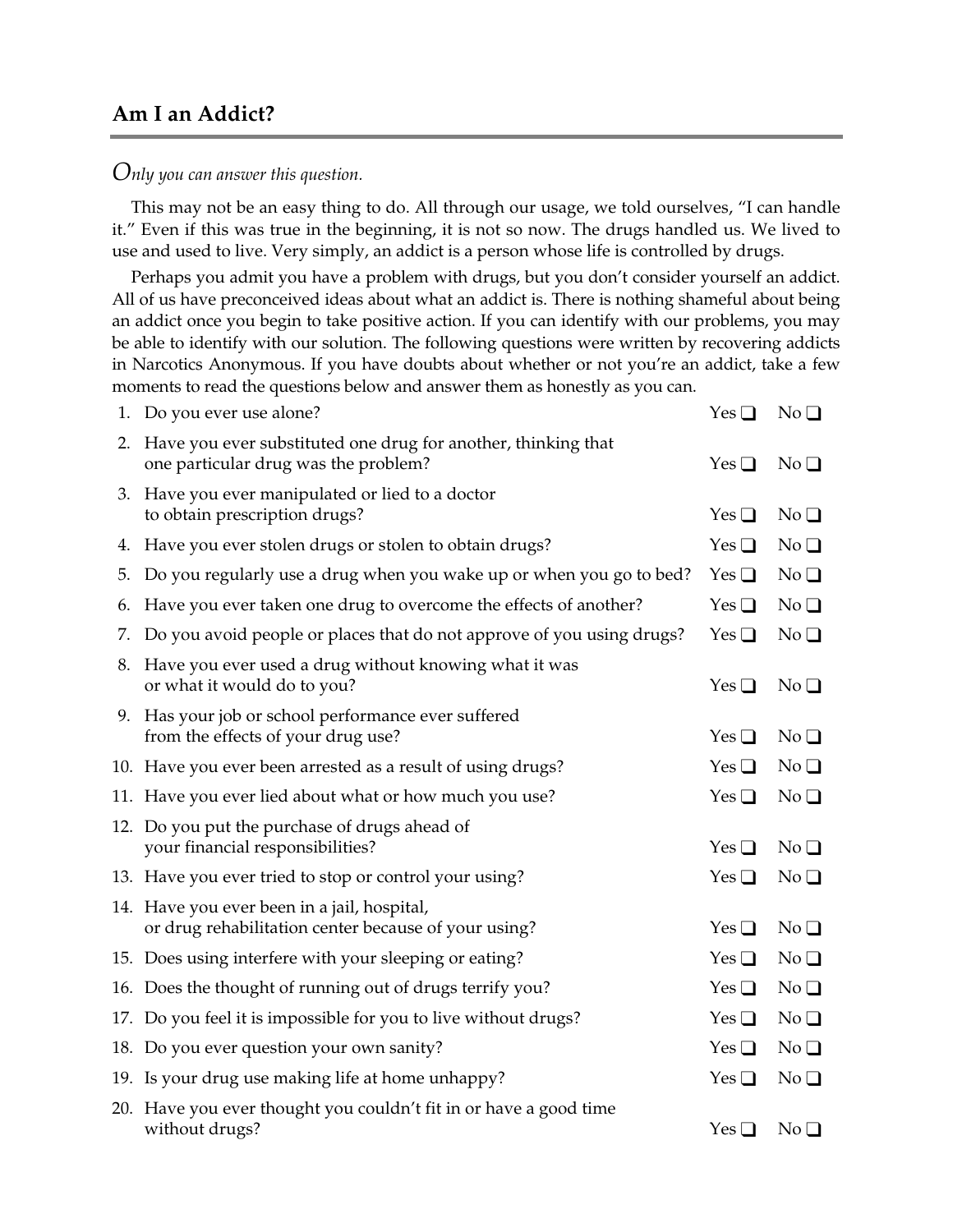## Am I an Addict?

*Only you can answer this question.*

This may not be an easy thing to do. All through our usage, we told ourselves, "I can handle it." Even if this was true in the beginning, it is not so now. The drugs handled us. We lived to use and used to live. Very simply, an addict is a person whose life is controlled by drugs.

Perhaps you admit you have a problem with drugs, but you don't consider yourself an addict. All of us have preconceived ideas about what an addict is. There is nothing shameful about being an addict once you begin to take positive action. If you can identify with our problems, you may be able to identify with our solution. The following questions were written by recovering addicts in Narcotics Anonymous. If you have doubts about whether or not you're an addict, take a few moments to read the questions below and answer them as honestly as you can.

1. Do you ever use alone? Yes ❑ No ❑
2. Have you ever substituted one drug for another, thinking that one particular drug was the problem? Yes ❑ No ❑
3. Have you ever manipulated or lied to a doctor to obtain prescription drugs? Yes ❑ No ❑
4. Have you ever stolen drugs or stolen to obtain drugs? Yes ❑ No ❑
5. Do you regularly use a drug when you wake up or when you go to bed? Yes ❑ No ❑
6. Have you ever taken one drug to overcome the effects of another? Yes ❑ No ❑
7. Do you avoid people or places that do not approve of you using drugs? Yes ❑ No ❑
8. Have you ever used a drug without knowing what it was or what it would do to you? Yes ❑ No ❑
9. Has your job or school performance ever suffered from the effects of your drug use? Yes ❑ No ❑
10. Have you ever been arrested as a result of using drugs? Yes ❑ No ❑
11. Have you ever lied about what or how much you use? Yes ❑ No ❑
12. Do you put the purchase of drugs ahead of your financial responsibilities? Yes ❑ No ❑
13. Have you ever tried to stop or control your using? Yes ❑ No ❑
14. Have you ever been in a jail, hospital, or drug rehabilitation center because of your using? Yes ❑ No ❑
15. Does using interfere with your sleeping or eating? Yes ❑ No ❑
16. Does the thought of running out of drugs terrify you? Yes ❑ No ❑
17. Do you feel it is impossible for you to live without drugs? Yes ❑ No ❑
18. Do you ever question your own sanity? Yes ❑ No ❑
19. Is your drug use making life at home unhappy? Yes ❑ No ❑
20. Have you ever thought you couldn't fit in or have a good time without drugs? Yes ❑ No ❑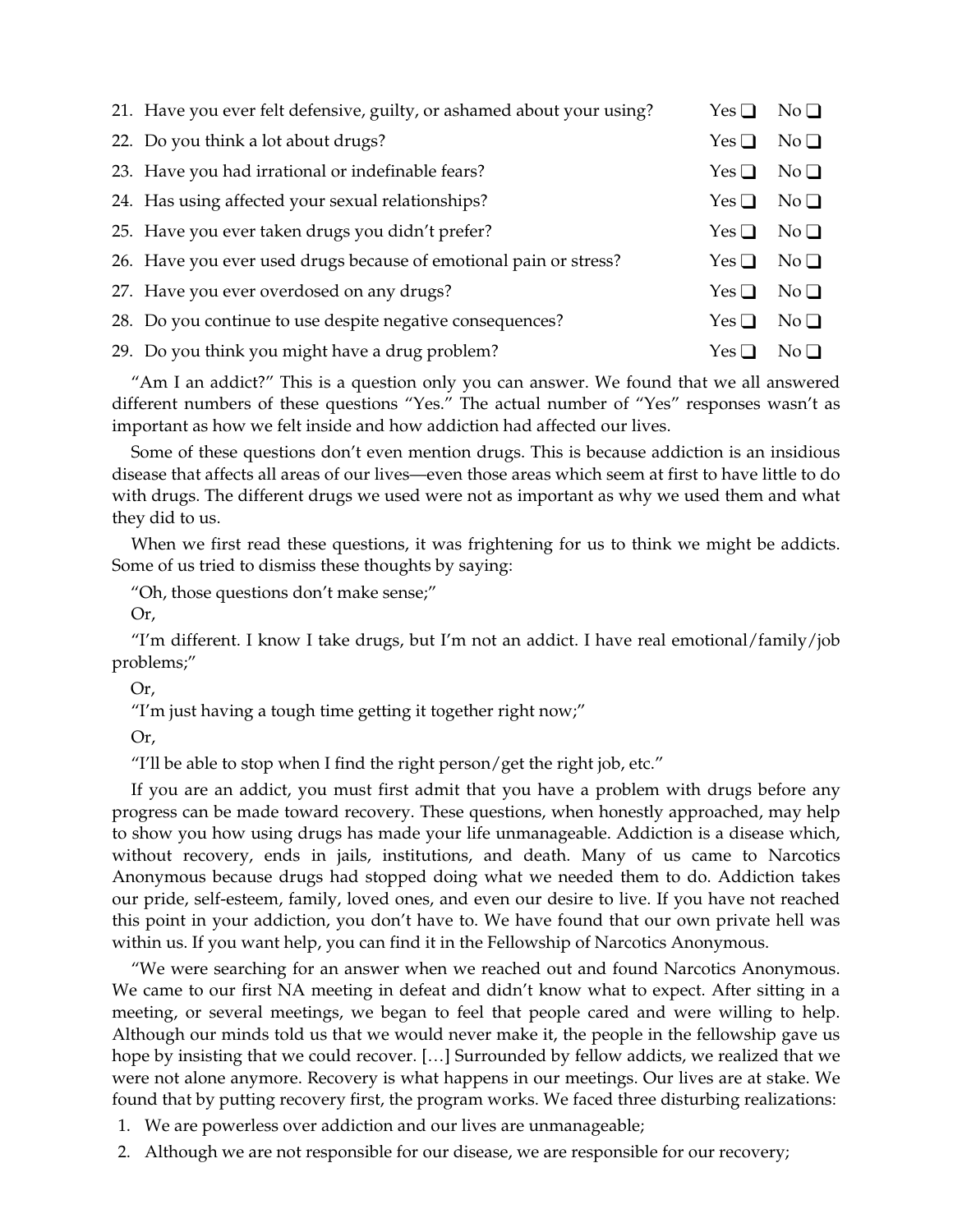21. Have you ever felt defensive, guilty, or ashamed about your using? Yes ❑ No ❑
22. Do you think a lot about drugs? Yes ❑ No ❑
23. Have you had irrational or indefinable fears? Yes ❑ No ❑
24. Has using affected your sexual relationships? Yes ❑ No ❑
25. Have you ever taken drugs you didn't prefer? Yes ❑ No ❑
26. Have you ever used drugs because of emotional pain or stress? Yes ❑ No ❑
27. Have you ever overdosed on any drugs? Yes ❑ No ❑
28. Do you continue to use despite negative consequences? Yes ❑ No ❑
29. Do you think you might have a drug problem? Yes ❑ No ❑

"Am I an addict?" This is a question only you can answer. We found that we all answered different numbers of these questions "Yes." The actual number of "Yes" responses wasn't as important as how we felt inside and how addiction had affected our lives.

Some of these questions don't even mention drugs. This is because addiction is an insidious disease that affects all areas of our lives—even those areas which seem at first to have little to do with drugs. The different drugs we used were not as important as why we used them and what they did to us.

When we first read these questions, it was frightening for us to think we might be addicts. Some of us tried to dismiss these thoughts by saying:

"Oh, those questions don't make sense;"

Or,

"I'm different. I know I take drugs, but I'm not an addict. I have real emotional/family/job problems;"

Or,

"I'm just having a tough time getting it together right now;"

Or,

"I'll be able to stop when I find the right person/get the right job, etc."

If you are an addict, you must first admit that you have a problem with drugs before any progress can be made toward recovery. These questions, when honestly approached, may help to show you how using drugs has made your life unmanageable. Addiction is a disease which, without recovery, ends in jails, institutions, and death. Many of us came to Narcotics Anonymous because drugs had stopped doing what we needed them to do. Addiction takes our pride, self-esteem, family, loved ones, and even our desire to live. If you have not reached this point in your addiction, you don't have to. We have found that our own private hell was within us. If you want help, you can find it in the Fellowship of Narcotics Anonymous.

"We were searching for an answer when we reached out and found Narcotics Anonymous. We came to our first NA meeting in defeat and didn't know what to expect. After sitting in a meeting, or several meetings, we began to feel that people cared and were willing to help. Although our minds told us that we would never make it, the people in the fellowship gave us hope by insisting that we could recover. […] Surrounded by fellow addicts, we realized that we were not alone anymore. Recovery is what happens in our meetings. Our lives are at stake. We found that by putting recovery first, the program works. We faced three disturbing realizations:

1. We are powerless over addiction and our lives are unmanageable;
2. Although we are not responsible for our disease, we are responsible for our recovery;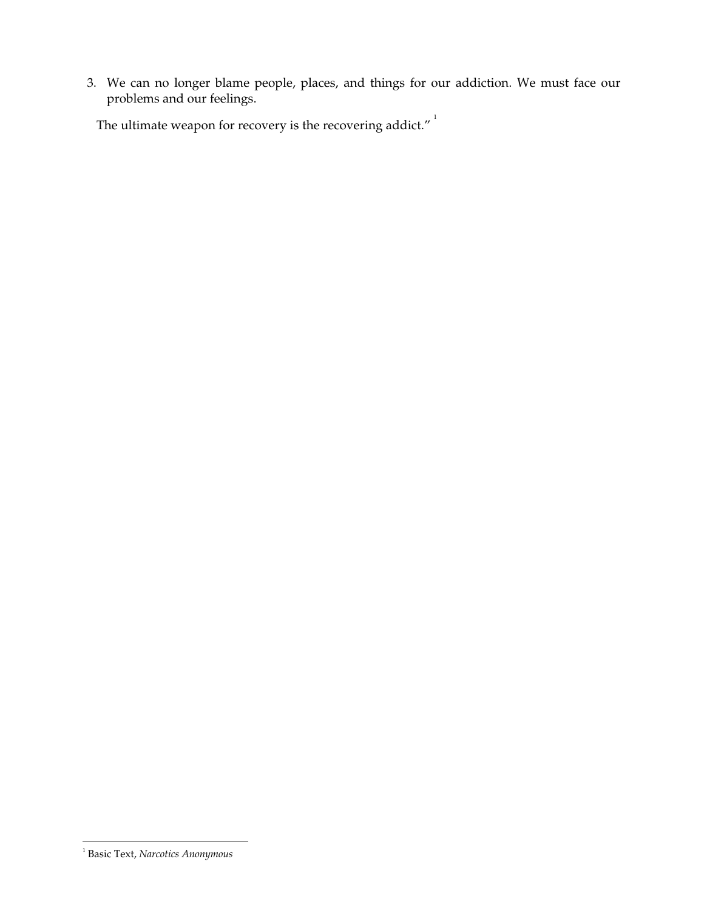3. We can no longer blame people, places, and things for our addiction. We must face our problems and our feelings.

The ultimate weapon for recovery is the recovering addict.”[1]

---

[1] Basic Text, *Narcotics Anonymous*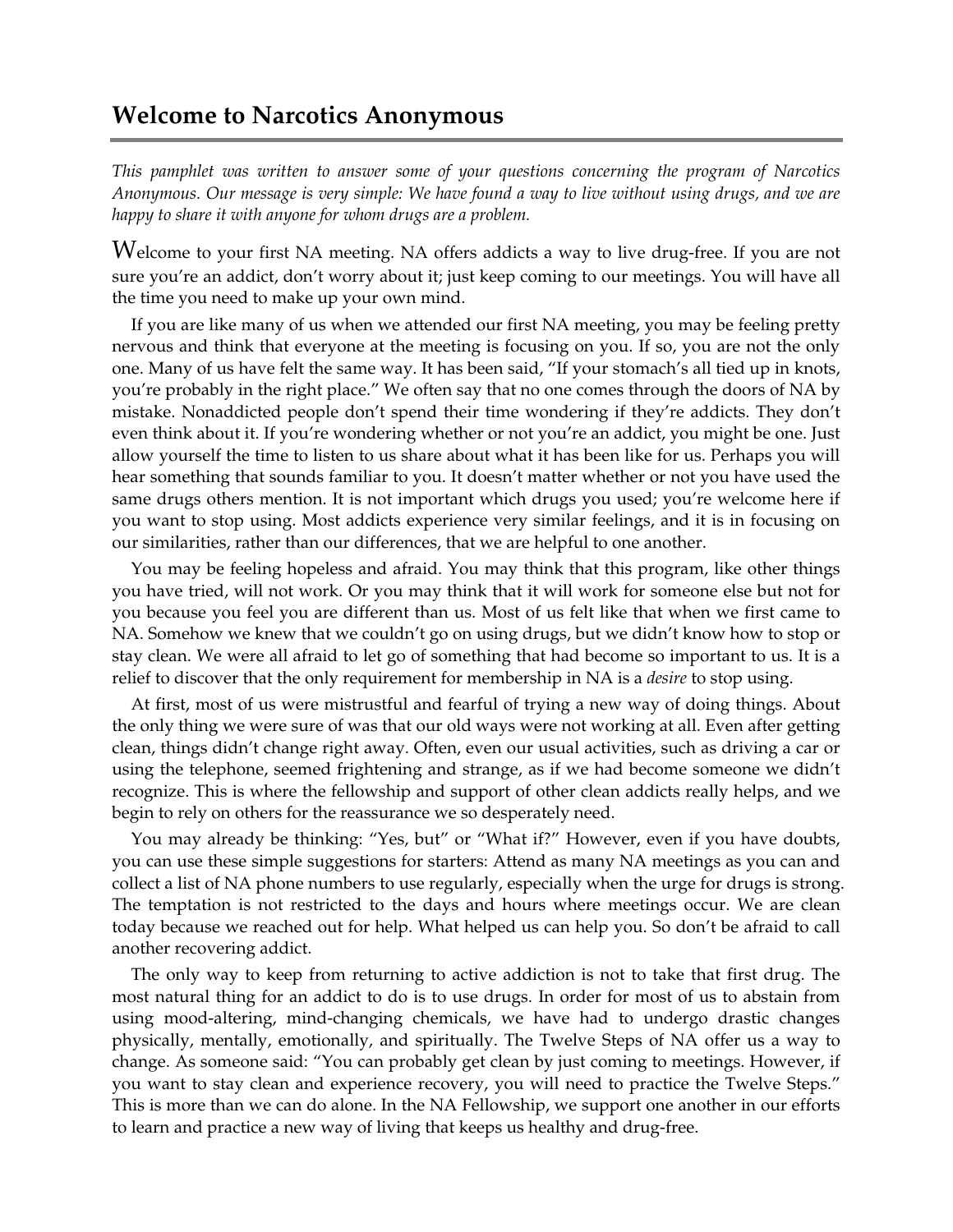## Welcome to Narcotics Anonymous

*This pamphlet was written to answer some of your questions concerning the program of Narcotics Anonymous. Our message is very simple: We have found a way to live without using drugs, and we are happy to share it with anyone for whom drugs are a problem.*

Welcome to your first NA meeting. NA offers addicts a way to live drug-free. If you are not sure you're an addict, don't worry about it; just keep coming to our meetings. You will have all the time you need to make up your own mind.

If you are like many of us when we attended our first NA meeting, you may be feeling pretty nervous and think that everyone at the meeting is focusing on you. If so, you are not the only one. Many of us have felt the same way. It has been said, "If your stomach's all tied up in knots, you're probably in the right place." We often say that no one comes through the doors of NA by mistake. Nonaddicted people don't spend their time wondering if they're addicts. They don't even think about it. If you're wondering whether or not you're an addict, you might be one. Just allow yourself the time to listen to us share about what it has been like for us. Perhaps you will hear something that sounds familiar to you. It doesn't matter whether or not you have used the same drugs others mention. It is not important which drugs you used; you're welcome here if you want to stop using. Most addicts experience very similar feelings, and it is in focusing on our similarities, rather than our differences, that we are helpful to one another.

You may be feeling hopeless and afraid. You may think that this program, like other things you have tried, will not work. Or you may think that it will work for someone else but not for you because you feel you are different than us. Most of us felt like that when we first came to NA. Somehow we knew that we couldn't go on using drugs, but we didn't know how to stop or stay clean. We were all afraid to let go of something that had become so important to us. It is a relief to discover that the only requirement for membership in NA is a *desire* to stop using.

At first, most of us were mistrustful and fearful of trying a new way of doing things. About the only thing we were sure of was that our old ways were not working at all. Even after getting clean, things didn't change right away. Often, even our usual activities, such as driving a car or using the telephone, seemed frightening and strange, as if we had become someone we didn't recognize. This is where the fellowship and support of other clean addicts really helps, and we begin to rely on others for the reassurance we so desperately need.

You may already be thinking: "Yes, but" or "What if?" However, even if you have doubts, you can use these simple suggestions for starters: Attend as many NA meetings as you can and collect a list of NA phone numbers to use regularly, especially when the urge for drugs is strong. The temptation is not restricted to the days and hours where meetings occur. We are clean today because we reached out for help. What helped us can help you. So don't be afraid to call another recovering addict.

The only way to keep from returning to active addiction is not to take that first drug. The most natural thing for an addict to do is to use drugs. In order for most of us to abstain from using mood-altering, mind-changing chemicals, we have had to undergo drastic changes physically, mentally, emotionally, and spiritually. The Twelve Steps of NA offer us a way to change. As someone said: "You can probably get clean by just coming to meetings. However, if you want to stay clean and experience recovery, you will need to practice the Twelve Steps." This is more than we can do alone. In the NA Fellowship, we support one another in our efforts to learn and practice a new way of living that keeps us healthy and drug-free.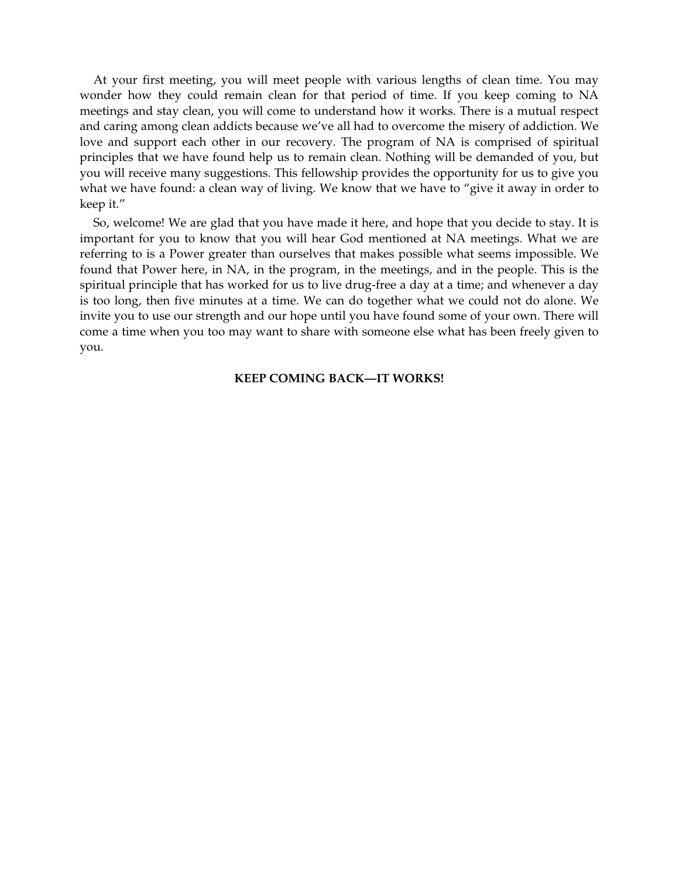At your first meeting, you will meet people with various lengths of clean time. You may wonder how they could remain clean for that period of time. If you keep coming to NA meetings and stay clean, you will come to understand how it works. There is a mutual respect and caring among clean addicts because we've all had to overcome the misery of addiction. We love and support each other in our recovery. The program of NA is comprised of spiritual principles that we have found help us to remain clean. Nothing will be demanded of you, but you will receive many suggestions. This fellowship provides the opportunity for us to give you what we have found: a clean way of living. We know that we have to "give it away in order to keep it."

So, welcome! We are glad that you have made it here, and hope that you decide to stay. It is important for you to know that you will hear God mentioned at NA meetings. What we are referring to is a Power greater than ourselves that makes possible what seems impossible. We found that Power here, in NA, in the program, in the meetings, and in the people. This is the spiritual principle that has worked for us to live drug-free a day at a time; and whenever a day is too long, then five minutes at a time. We can do together what we could not do alone. We invite you to use our strength and our hope until you have found some of your own. There will come a time when you too may want to share with someone else what has been freely given to you.

**KEEP COMING BACK—IT WORKS!**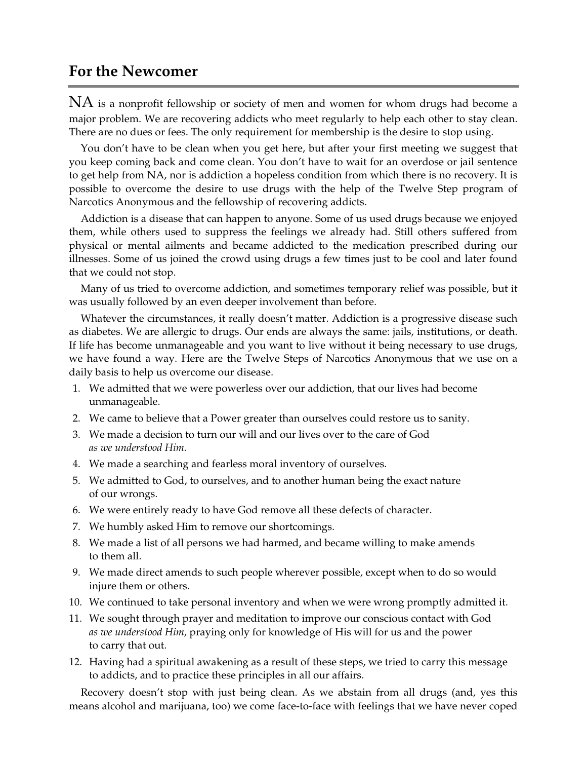## For the Newcomer

NA is a nonprofit fellowship or society of men and women for whom drugs had become a major problem. We are recovering addicts who meet regularly to help each other to stay clean. There are no dues or fees. The only requirement for membership is the desire to stop using.

You don't have to be clean when you get here, but after your first meeting we suggest that you keep coming back and come clean. You don't have to wait for an overdose or jail sentence to get help from NA, nor is addiction a hopeless condition from which there is no recovery. It is possible to overcome the desire to use drugs with the help of the Twelve Step program of Narcotics Anonymous and the fellowship of recovering addicts.

Addiction is a disease that can happen to anyone. Some of us used drugs because we enjoyed them, while others used to suppress the feelings we already had. Still others suffered from physical or mental ailments and became addicted to the medication prescribed during our illnesses. Some of us joined the crowd using drugs a few times just to be cool and later found that we could not stop.

Many of us tried to overcome addiction, and sometimes temporary relief was possible, but it was usually followed by an even deeper involvement than before.

Whatever the circumstances, it really doesn't matter. Addiction is a progressive disease such as diabetes. We are allergic to drugs. Our ends are always the same: jails, institutions, or death. If life has become unmanageable and you want to live without it being necessary to use drugs, we have found a way. Here are the Twelve Steps of Narcotics Anonymous that we use on a daily basis to help us overcome our disease.

1. We admitted that we were powerless over our addiction, that our lives had become unmanageable.
2. We came to believe that a Power greater than ourselves could restore us to sanity.
3. We made a decision to turn our will and our lives over to the care of God *as we understood Him.*
4. We made a searching and fearless moral inventory of ourselves.
5. We admitted to God, to ourselves, and to another human being the exact nature of our wrongs.
6. We were entirely ready to have God remove all these defects of character.
7. We humbly asked Him to remove our shortcomings.
8. We made a list of all persons we had harmed, and became willing to make amends to them all.
9. We made direct amends to such people wherever possible, except when to do so would injure them or others.
10. We continued to take personal inventory and when we were wrong promptly admitted it.
11. We sought through prayer and meditation to improve our conscious contact with God *as we understood Him,* praying only for knowledge of His will for us and the power to carry that out.
12. Having had a spiritual awakening as a result of these steps, we tried to carry this message to addicts, and to practice these principles in all our affairs.

Recovery doesn't stop with just being clean. As we abstain from all drugs (and, yes this means alcohol and marijuana, too) we come face-to-face with feelings that we have never coped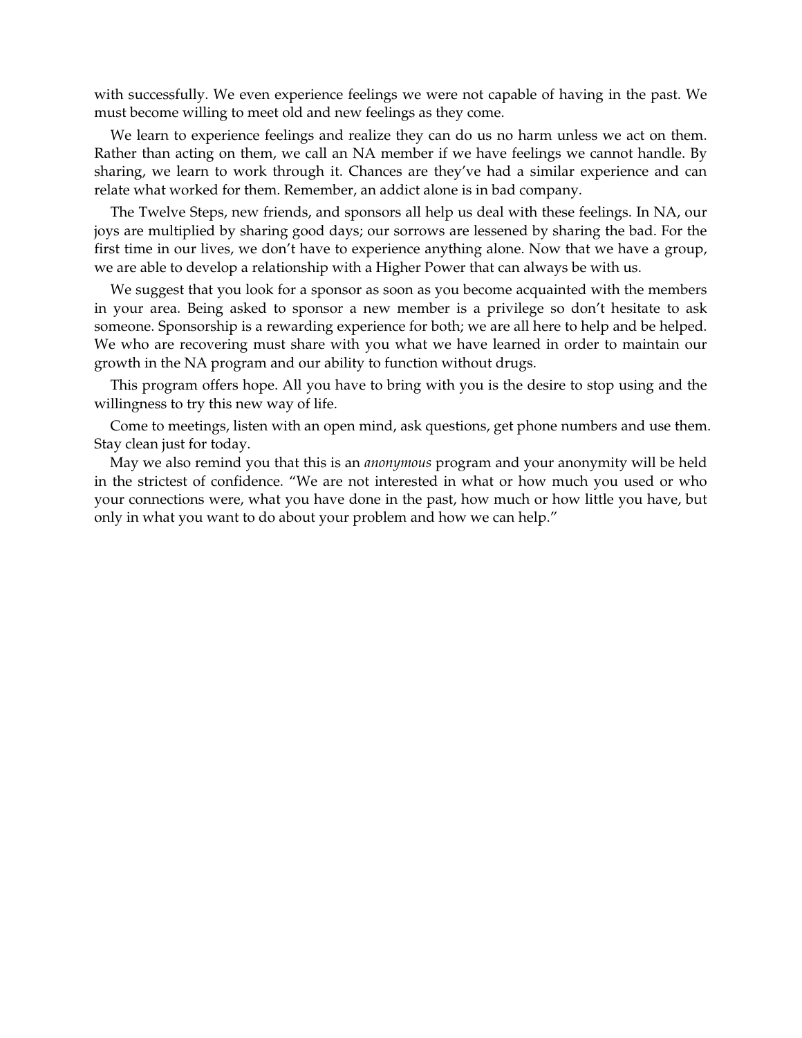with successfully. We even experience feelings we were not capable of having in the past. We must become willing to meet old and new feelings as they come.

We learn to experience feelings and realize they can do us no harm unless we act on them. Rather than acting on them, we call an NA member if we have feelings we cannot handle. By sharing, we learn to work through it. Chances are they've had a similar experience and can relate what worked for them. Remember, an addict alone is in bad company.

The Twelve Steps, new friends, and sponsors all help us deal with these feelings. In NA, our joys are multiplied by sharing good days; our sorrows are lessened by sharing the bad. For the first time in our lives, we don't have to experience anything alone. Now that we have a group, we are able to develop a relationship with a Higher Power that can always be with us.

We suggest that you look for a sponsor as soon as you become acquainted with the members in your area. Being asked to sponsor a new member is a privilege so don't hesitate to ask someone. Sponsorship is a rewarding experience for both; we are all here to help and be helped. We who are recovering must share with you what we have learned in order to maintain our growth in the NA program and our ability to function without drugs.

This program offers hope. All you have to bring with you is the desire to stop using and the willingness to try this new way of life.

Come to meetings, listen with an open mind, ask questions, get phone numbers and use them. Stay clean just for today.

May we also remind you that this is an *anonymous* program and your anonymity will be held in the strictest of confidence. "We are not interested in what or how much you used or who your connections were, what you have done in the past, how much or how little you have, but only in what you want to do about your problem and how we can help."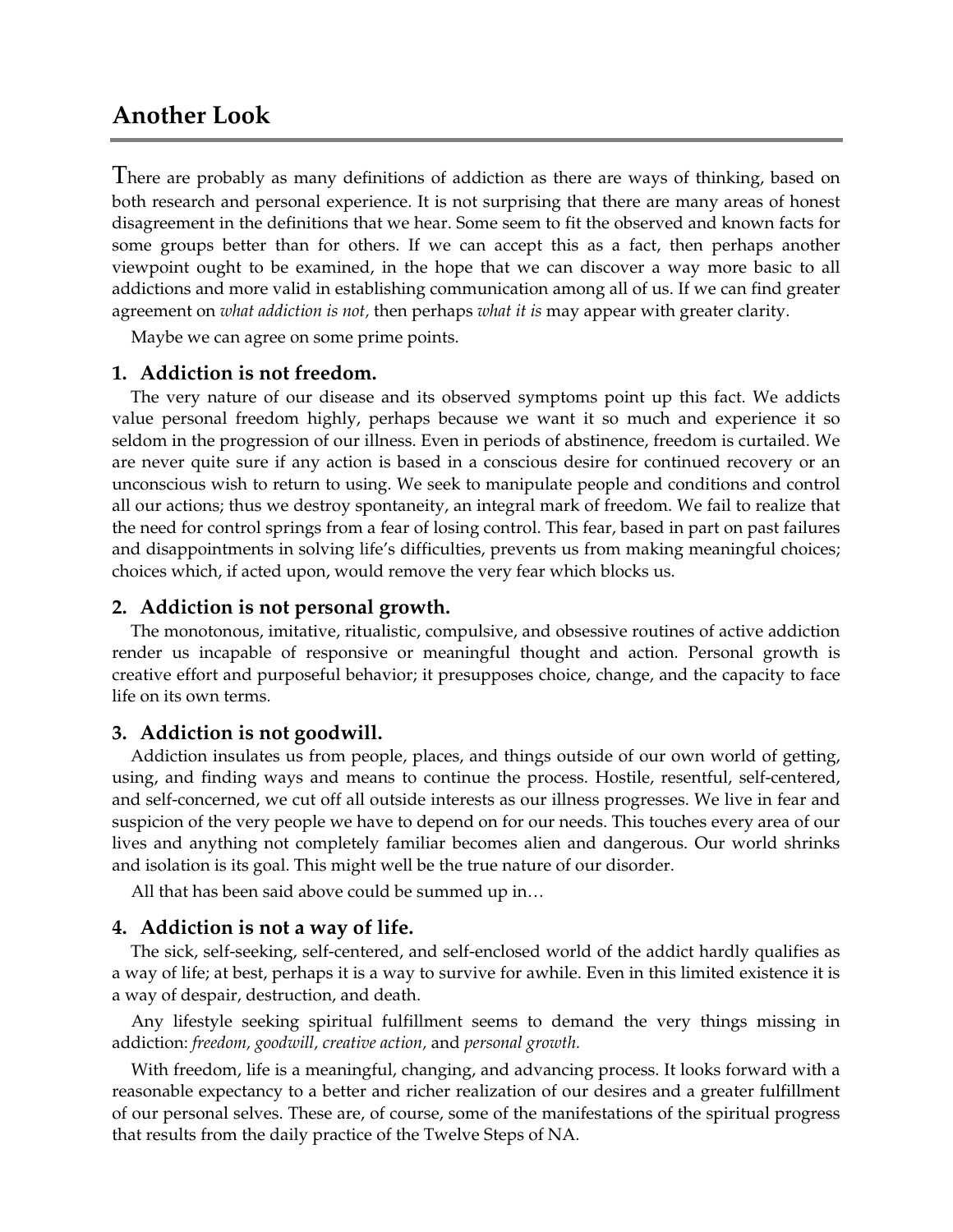# Another Look

There are probably as many definitions of addiction as there are ways of thinking, based on both research and personal experience. It is not surprising that there are many areas of honest disagreement in the definitions that we hear. Some seem to fit the observed and known facts for some groups better than for others. If we can accept this as a fact, then perhaps another viewpoint ought to be examined, in the hope that we can discover a way more basic to all addictions and more valid in establishing communication among all of us. If we can find greater agreement on *what addiction is not,* then perhaps *what it is* may appear with greater clarity.

Maybe we can agree on some prime points.

### 1. Addiction is not freedom.

The very nature of our disease and its observed symptoms point up this fact. We addicts value personal freedom highly, perhaps because we want it so much and experience it so seldom in the progression of our illness. Even in periods of abstinence, freedom is curtailed. We are never quite sure if any action is based in a conscious desire for continued recovery or an unconscious wish to return to using. We seek to manipulate people and conditions and control all our actions; thus we destroy spontaneity, an integral mark of freedom. We fail to realize that the need for control springs from a fear of losing control. This fear, based in part on past failures and disappointments in solving life's difficulties, prevents us from making meaningful choices; choices which, if acted upon, would remove the very fear which blocks us.

### 2. Addiction is not personal growth.

The monotonous, imitative, ritualistic, compulsive, and obsessive routines of active addiction render us incapable of responsive or meaningful thought and action. Personal growth is creative effort and purposeful behavior; it presupposes choice, change, and the capacity to face life on its own terms.

### 3. Addiction is not goodwill.

Addiction insulates us from people, places, and things outside of our own world of getting, using, and finding ways and means to continue the process. Hostile, resentful, self-centered, and self-concerned, we cut off all outside interests as our illness progresses. We live in fear and suspicion of the very people we have to depend on for our needs. This touches every area of our lives and anything not completely familiar becomes alien and dangerous. Our world shrinks and isolation is its goal. This might well be the true nature of our disorder.

All that has been said above could be summed up in…

### 4. Addiction is not a way of life.

The sick, self-seeking, self-centered, and self-enclosed world of the addict hardly qualifies as a way of life; at best, perhaps it is a way to survive for awhile. Even in this limited existence it is a way of despair, destruction, and death.

Any lifestyle seeking spiritual fulfillment seems to demand the very things missing in addiction: *freedom, goodwill, creative action,* and *personal growth.*

With freedom, life is a meaningful, changing, and advancing process. It looks forward with a reasonable expectancy to a better and richer realization of our desires and a greater fulfillment of our personal selves. These are, of course, some of the manifestations of the spiritual progress that results from the daily practice of the Twelve Steps of NA.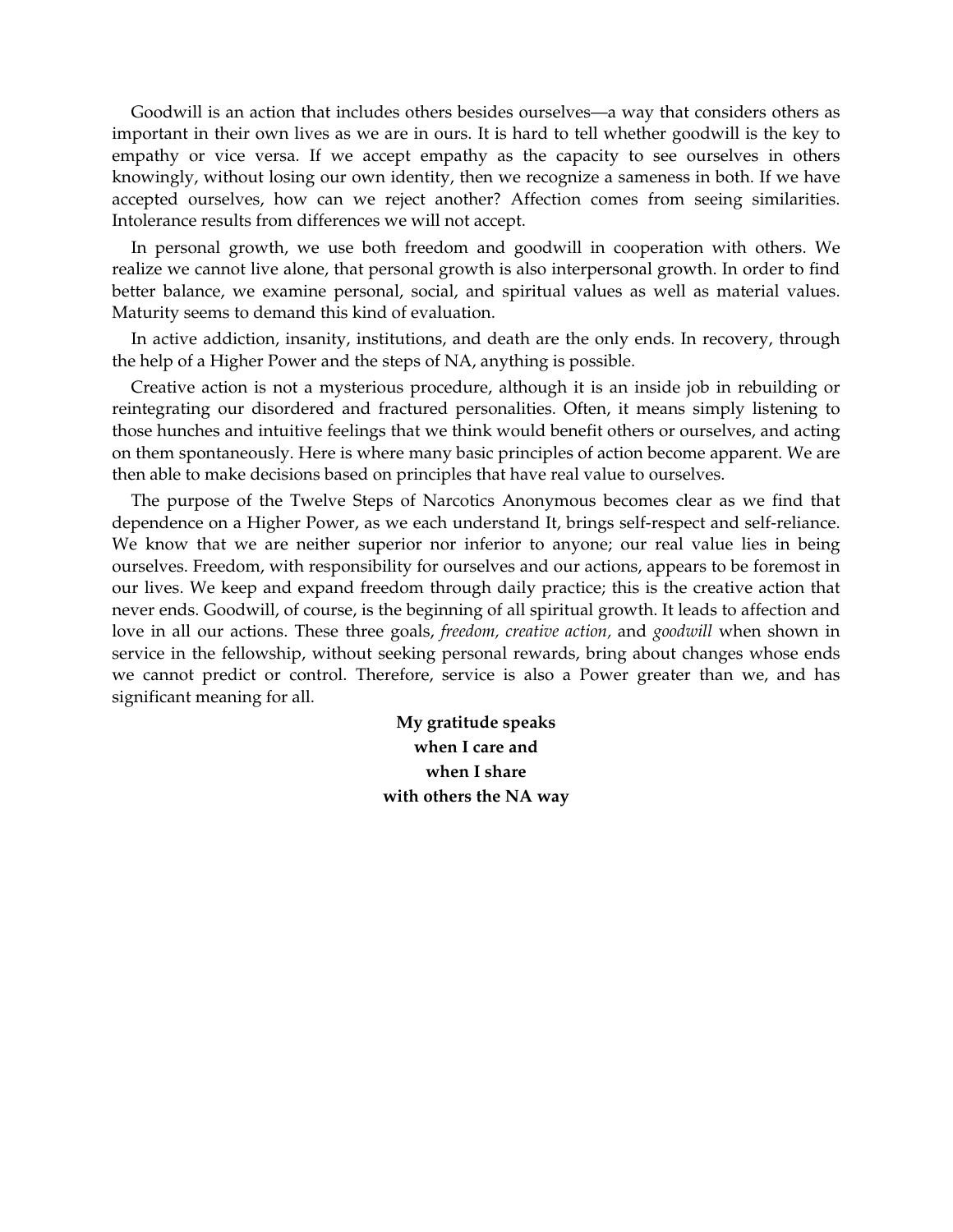Goodwill is an action that includes others besides ourselves—a way that considers others as important in their own lives as we are in ours. It is hard to tell whether goodwill is the key to empathy or vice versa. If we accept empathy as the capacity to see ourselves in others knowingly, without losing our own identity, then we recognize a sameness in both. If we have accepted ourselves, how can we reject another? Affection comes from seeing similarities. Intolerance results from differences we will not accept.

In personal growth, we use both freedom and goodwill in cooperation with others. We realize we cannot live alone, that personal growth is also interpersonal growth. In order to find better balance, we examine personal, social, and spiritual values as well as material values. Maturity seems to demand this kind of evaluation.

In active addiction, insanity, institutions, and death are the only ends. In recovery, through the help of a Higher Power and the steps of NA, anything is possible.

Creative action is not a mysterious procedure, although it is an inside job in rebuilding or reintegrating our disordered and fractured personalities. Often, it means simply listening to those hunches and intuitive feelings that we think would benefit others or ourselves, and acting on them spontaneously. Here is where many basic principles of action become apparent. We are then able to make decisions based on principles that have real value to ourselves.

The purpose of the Twelve Steps of Narcotics Anonymous becomes clear as we find that dependence on a Higher Power, as we each understand It, brings self-respect and self-reliance. We know that we are neither superior nor inferior to anyone; our real value lies in being ourselves. Freedom, with responsibility for ourselves and our actions, appears to be foremost in our lives. We keep and expand freedom through daily practice; this is the creative action that never ends. Goodwill, of course, is the beginning of all spiritual growth. It leads to affection and love in all our actions. These three goals, *freedom, creative action,* and *goodwill* when shown in service in the fellowship, without seeking personal rewards, bring about changes whose ends we cannot predict or control. Therefore, service is also a Power greater than we, and has significant meaning for all.

**My gratitude speaks**
**when I care and**
**when I share**
**with others the NA way**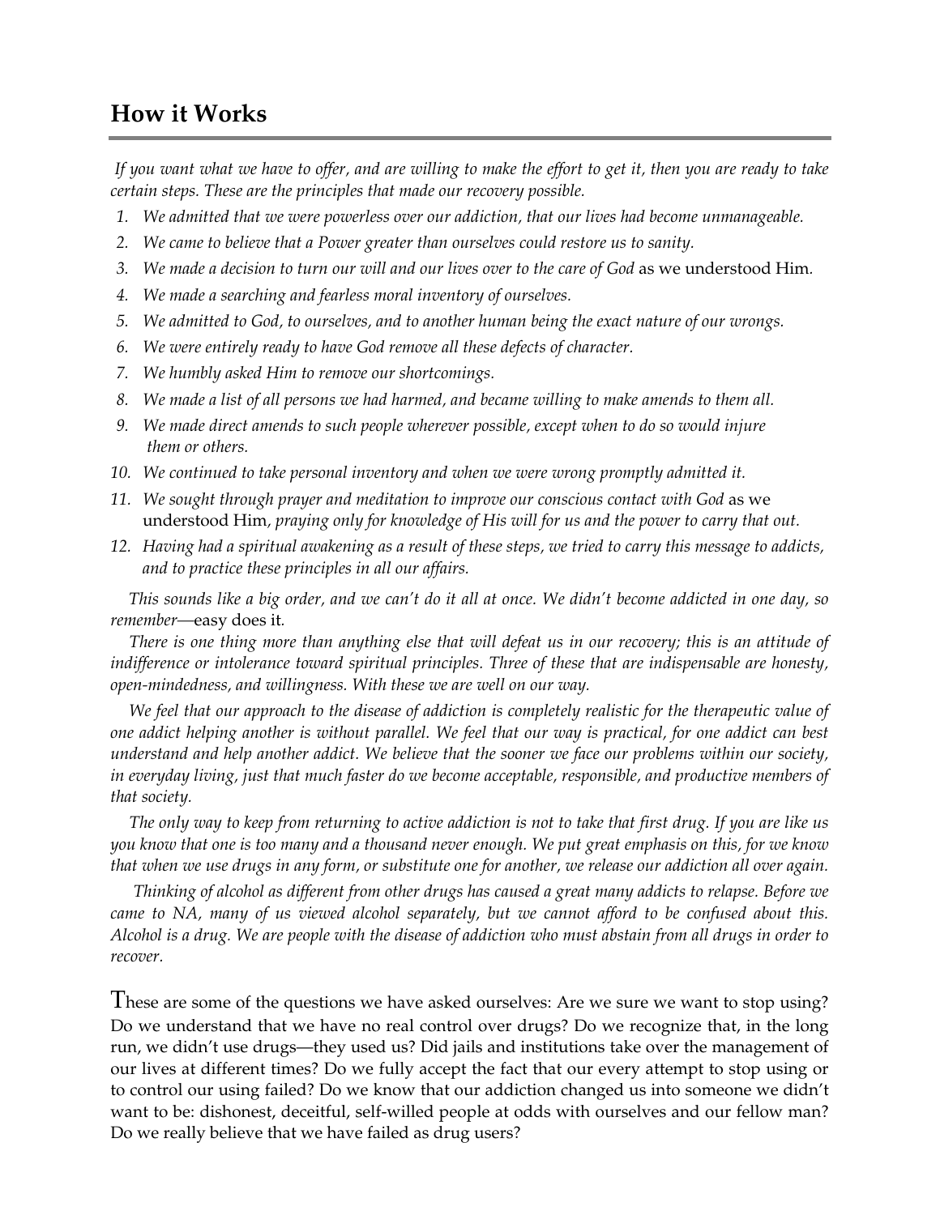## How it Works

*If you want what we have to offer, and are willing to make the effort to get it, then you are ready to take certain steps. These are the principles that made our recovery possible.*

1. *We admitted that we were powerless over our addiction, that our lives had become unmanageable.*
2. *We came to believe that a Power greater than ourselves could restore us to sanity.*
3. *We made a decision to turn our will and our lives over to the care of God* as we understood Him*.*
4. *We made a searching and fearless moral inventory of ourselves.*
5. *We admitted to God, to ourselves, and to another human being the exact nature of our wrongs.*
6. *We were entirely ready to have God remove all these defects of character.*
7. *We humbly asked Him to remove our shortcomings.*
8. *We made a list of all persons we had harmed, and became willing to make amends to them all.*
9. *We made direct amends to such people wherever possible, except when to do so would injure them or others.*
10. *We continued to take personal inventory and when we were wrong promptly admitted it.*
11. *We sought through prayer and meditation to improve our conscious contact with God* as we understood Him*, praying only for knowledge of His will for us and the power to carry that out.*
12. *Having had a spiritual awakening as a result of these steps, we tried to carry this message to addicts, and to practice these principles in all our affairs.*

*This sounds like a big order, and we can't do it all at once. We didn't become addicted in one day, so remember*—easy does it*.*

*There is one thing more than anything else that will defeat us in our recovery; this is an attitude of indifference or intolerance toward spiritual principles. Three of these that are indispensable are honesty, open-mindedness, and willingness. With these we are well on our way.*

*We feel that our approach to the disease of addiction is completely realistic for the therapeutic value of one addict helping another is without parallel. We feel that our way is practical, for one addict can best understand and help another addict. We believe that the sooner we face our problems within our society, in everyday living, just that much faster do we become acceptable, responsible, and productive members of that society.*

*The only way to keep from returning to active addiction is not to take that first drug. If you are like us you know that one is too many and a thousand never enough. We put great emphasis on this, for we know that when we use drugs in any form, or substitute one for another, we release our addiction all over again.*

*Thinking of alcohol as different from other drugs has caused a great many addicts to relapse. Before we came to NA, many of us viewed alcohol separately, but we cannot afford to be confused about this. Alcohol is a drug. We are people with the disease of addiction who must abstain from all drugs in order to recover.*

These are some of the questions we have asked ourselves: Are we sure we want to stop using? Do we understand that we have no real control over drugs? Do we recognize that, in the long run, we didn't use drugs—they used us? Did jails and institutions take over the management of our lives at different times? Do we fully accept the fact that our every attempt to stop using or to control our using failed? Do we know that our addiction changed us into someone we didn't want to be: dishonest, deceitful, self-willed people at odds with ourselves and our fellow man? Do we really believe that we have failed as drug users?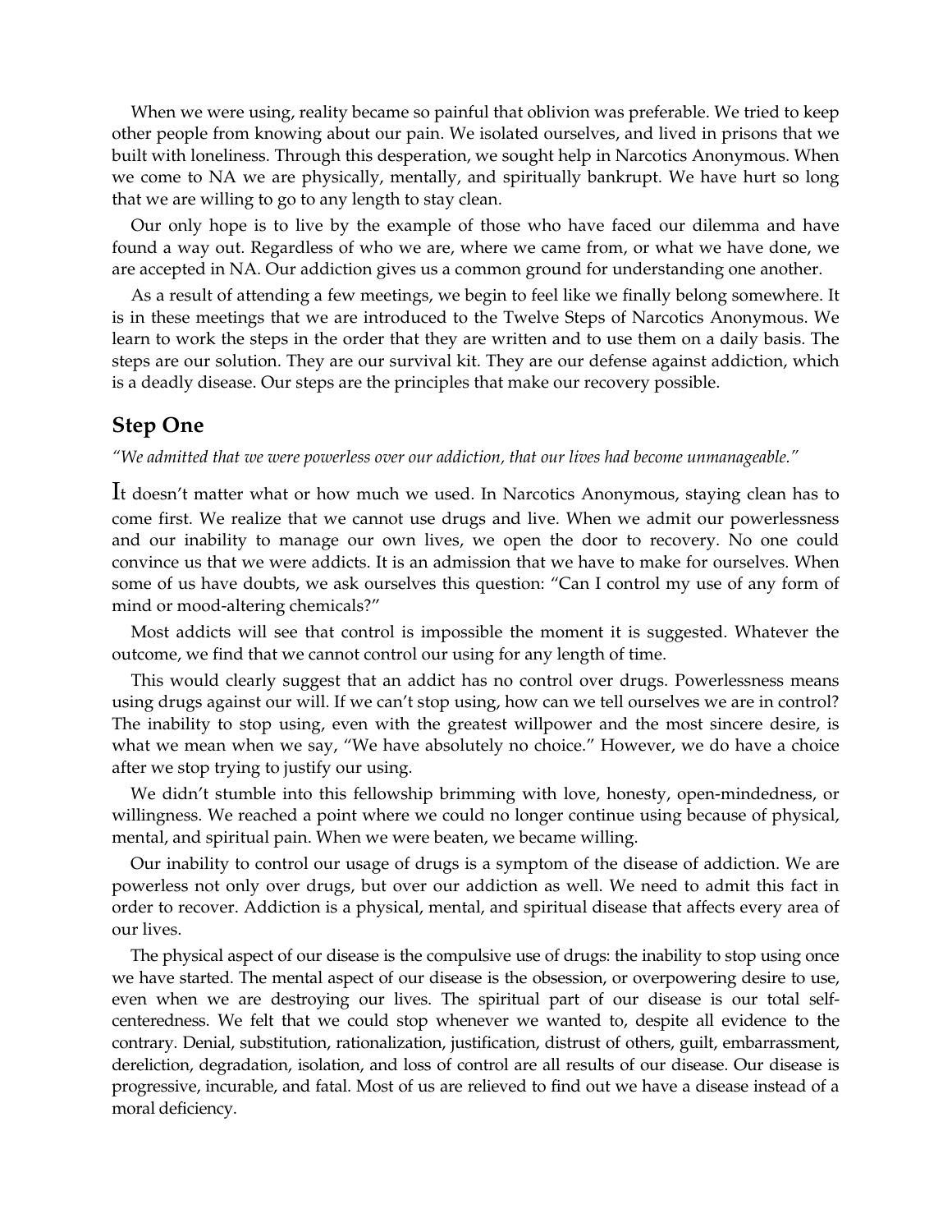When we were using, reality became so painful that oblivion was preferable. We tried to keep other people from knowing about our pain. We isolated ourselves, and lived in prisons that we built with loneliness. Through this desperation, we sought help in Narcotics Anonymous. When we come to NA we are physically, mentally, and spiritually bankrupt. We have hurt so long that we are willing to go to any length to stay clean.

Our only hope is to live by the example of those who have faced our dilemma and have found a way out. Regardless of who we are, where we came from, or what we have done, we are accepted in NA. Our addiction gives us a common ground for understanding one another.

As a result of attending a few meetings, we begin to feel like we finally belong somewhere. It is in these meetings that we are introduced to the Twelve Steps of Narcotics Anonymous. We learn to work the steps in the order that they are written and to use them on a daily basis. The steps are our solution. They are our survival kit. They are our defense against addiction, which is a deadly disease. Our steps are the principles that make our recovery possible.

## Step One

*"We admitted that we were powerless over our addiction, that our lives had become unmanageable."*

It doesn't matter what or how much we used. In Narcotics Anonymous, staying clean has to come first. We realize that we cannot use drugs and live. When we admit our powerlessness and our inability to manage our own lives, we open the door to recovery. No one could convince us that we were addicts. It is an admission that we have to make for ourselves. When some of us have doubts, we ask ourselves this question: "Can I control my use of any form of mind or mood-altering chemicals?"

Most addicts will see that control is impossible the moment it is suggested. Whatever the outcome, we find that we cannot control our using for any length of time.

This would clearly suggest that an addict has no control over drugs. Powerlessness means using drugs against our will. If we can't stop using, how can we tell ourselves we are in control? The inability to stop using, even with the greatest willpower and the most sincere desire, is what we mean when we say, "We have absolutely no choice." However, we do have a choice after we stop trying to justify our using.

We didn't stumble into this fellowship brimming with love, honesty, open-mindedness, or willingness. We reached a point where we could no longer continue using because of physical, mental, and spiritual pain. When we were beaten, we became willing.

Our inability to control our usage of drugs is a symptom of the disease of addiction. We are powerless not only over drugs, but over our addiction as well. We need to admit this fact in order to recover. Addiction is a physical, mental, and spiritual disease that affects every area of our lives.

The physical aspect of our disease is the compulsive use of drugs: the inability to stop using once we have started. The mental aspect of our disease is the obsession, or overpowering desire to use, even when we are destroying our lives. The spiritual part of our disease is our total self-centeredness. We felt that we could stop whenever we wanted to, despite all evidence to the contrary. Denial, substitution, rationalization, justification, distrust of others, guilt, embarrassment, dereliction, degradation, isolation, and loss of control are all results of our disease. Our disease is progressive, incurable, and fatal. Most of us are relieved to find out we have a disease instead of a moral deficiency.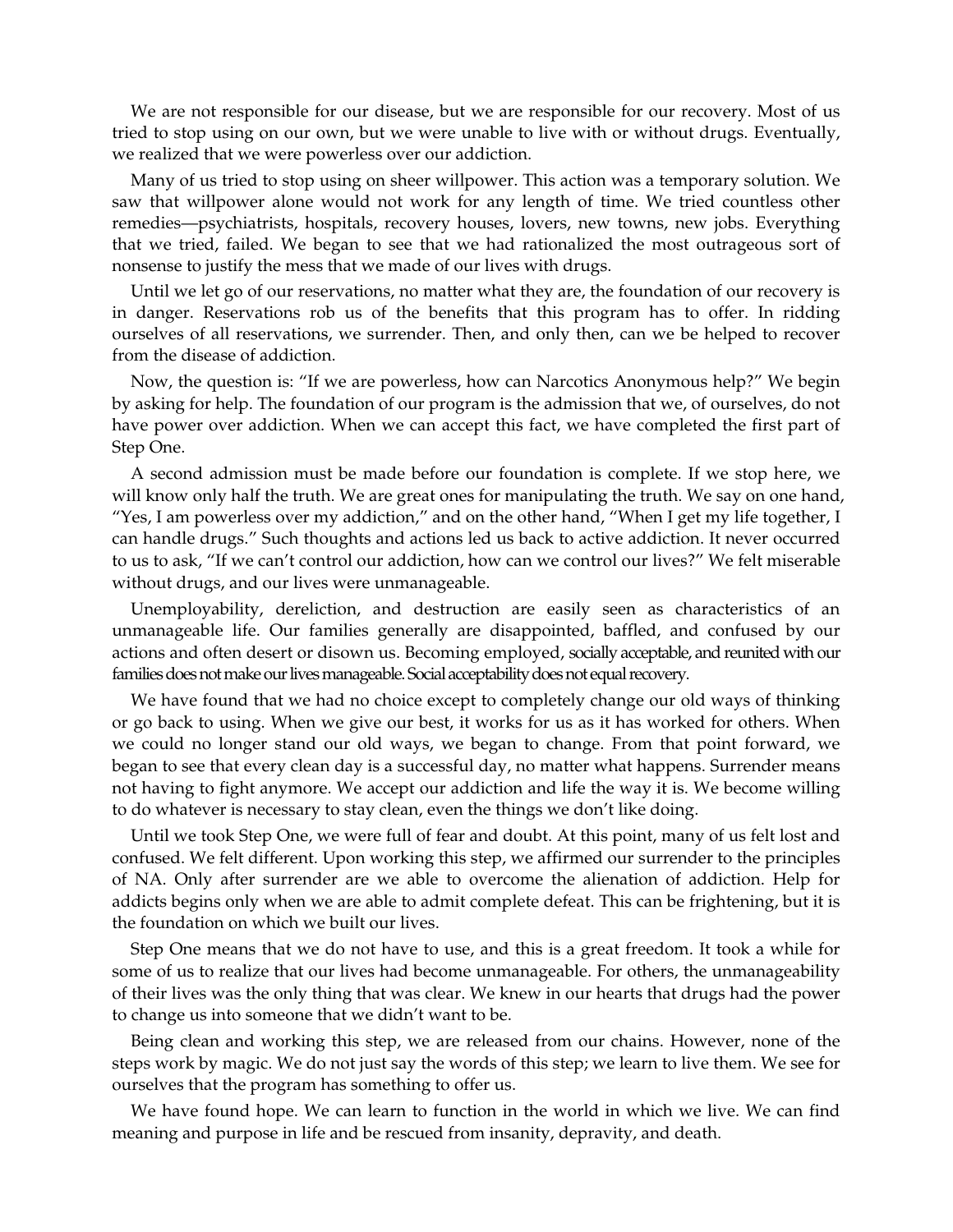We are not responsible for our disease, but we are responsible for our recovery. Most of us tried to stop using on our own, but we were unable to live with or without drugs. Eventually, we realized that we were powerless over our addiction.

Many of us tried to stop using on sheer willpower. This action was a temporary solution. We saw that willpower alone would not work for any length of time. We tried countless other remedies—psychiatrists, hospitals, recovery houses, lovers, new towns, new jobs. Everything that we tried, failed. We began to see that we had rationalized the most outrageous sort of nonsense to justify the mess that we made of our lives with drugs.

Until we let go of our reservations, no matter what they are, the foundation of our recovery is in danger. Reservations rob us of the benefits that this program has to offer. In ridding ourselves of all reservations, we surrender. Then, and only then, can we be helped to recover from the disease of addiction.

Now, the question is: "If we are powerless, how can Narcotics Anonymous help?" We begin by asking for help. The foundation of our program is the admission that we, of ourselves, do not have power over addiction. When we can accept this fact, we have completed the first part of Step One.

A second admission must be made before our foundation is complete. If we stop here, we will know only half the truth. We are great ones for manipulating the truth. We say on one hand, "Yes, I am powerless over my addiction," and on the other hand, "When I get my life together, I can handle drugs." Such thoughts and actions led us back to active addiction. It never occurred to us to ask, "If we can't control our addiction, how can we control our lives?" We felt miserable without drugs, and our lives were unmanageable.

Unemployability, dereliction, and destruction are easily seen as characteristics of an unmanageable life. Our families generally are disappointed, baffled, and confused by our actions and often desert or disown us. Becoming employed, socially acceptable, and reunited with our families does not make our lives manageable. Social acceptability does not equal recovery.

We have found that we had no choice except to completely change our old ways of thinking or go back to using. When we give our best, it works for us as it has worked for others. When we could no longer stand our old ways, we began to change. From that point forward, we began to see that every clean day is a successful day, no matter what happens. Surrender means not having to fight anymore. We accept our addiction and life the way it is. We become willing to do whatever is necessary to stay clean, even the things we don't like doing.

Until we took Step One, we were full of fear and doubt. At this point, many of us felt lost and confused. We felt different. Upon working this step, we affirmed our surrender to the principles of NA. Only after surrender are we able to overcome the alienation of addiction. Help for addicts begins only when we are able to admit complete defeat. This can be frightening, but it is the foundation on which we built our lives.

Step One means that we do not have to use, and this is a great freedom. It took a while for some of us to realize that our lives had become unmanageable. For others, the unmanageability of their lives was the only thing that was clear. We knew in our hearts that drugs had the power to change us into someone that we didn't want to be.

Being clean and working this step, we are released from our chains. However, none of the steps work by magic. We do not just say the words of this step; we learn to live them. We see for ourselves that the program has something to offer us.

We have found hope. We can learn to function in the world in which we live. We can find meaning and purpose in life and be rescued from insanity, depravity, and death.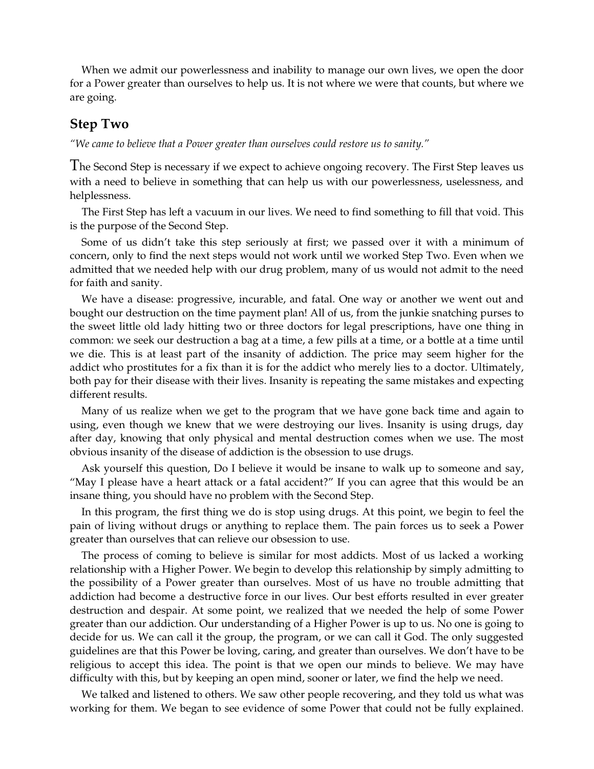When we admit our powerlessness and inability to manage our own lives, we open the door for a Power greater than ourselves to help us. It is not where we were that counts, but where we are going.

## Step Two

*"We came to believe that a Power greater than ourselves could restore us to sanity."*

The Second Step is necessary if we expect to achieve ongoing recovery. The First Step leaves us with a need to believe in something that can help us with our powerlessness, uselessness, and helplessness.

The First Step has left a vacuum in our lives. We need to find something to fill that void. This is the purpose of the Second Step.

Some of us didn't take this step seriously at first; we passed over it with a minimum of concern, only to find the next steps would not work until we worked Step Two. Even when we admitted that we needed help with our drug problem, many of us would not admit to the need for faith and sanity.

We have a disease: progressive, incurable, and fatal. One way or another we went out and bought our destruction on the time payment plan! All of us, from the junkie snatching purses to the sweet little old lady hitting two or three doctors for legal prescriptions, have one thing in common: we seek our destruction a bag at a time, a few pills at a time, or a bottle at a time until we die. This is at least part of the insanity of addiction. The price may seem higher for the addict who prostitutes for a fix than it is for the addict who merely lies to a doctor. Ultimately, both pay for their disease with their lives. Insanity is repeating the same mistakes and expecting different results.

Many of us realize when we get to the program that we have gone back time and again to using, even though we knew that we were destroying our lives. Insanity is using drugs, day after day, knowing that only physical and mental destruction comes when we use. The most obvious insanity of the disease of addiction is the obsession to use drugs.

Ask yourself this question, Do I believe it would be insane to walk up to someone and say, "May I please have a heart attack or a fatal accident?" If you can agree that this would be an insane thing, you should have no problem with the Second Step.

In this program, the first thing we do is stop using drugs. At this point, we begin to feel the pain of living without drugs or anything to replace them. The pain forces us to seek a Power greater than ourselves that can relieve our obsession to use.

The process of coming to believe is similar for most addicts. Most of us lacked a working relationship with a Higher Power. We begin to develop this relationship by simply admitting to the possibility of a Power greater than ourselves. Most of us have no trouble admitting that addiction had become a destructive force in our lives. Our best efforts resulted in ever greater destruction and despair. At some point, we realized that we needed the help of some Power greater than our addiction. Our understanding of a Higher Power is up to us. No one is going to decide for us. We can call it the group, the program, or we can call it God. The only suggested guidelines are that this Power be loving, caring, and greater than ourselves. We don't have to be religious to accept this idea. The point is that we open our minds to believe. We may have difficulty with this, but by keeping an open mind, sooner or later, we find the help we need.

We talked and listened to others. We saw other people recovering, and they told us what was working for them. We began to see evidence of some Power that could not be fully explained.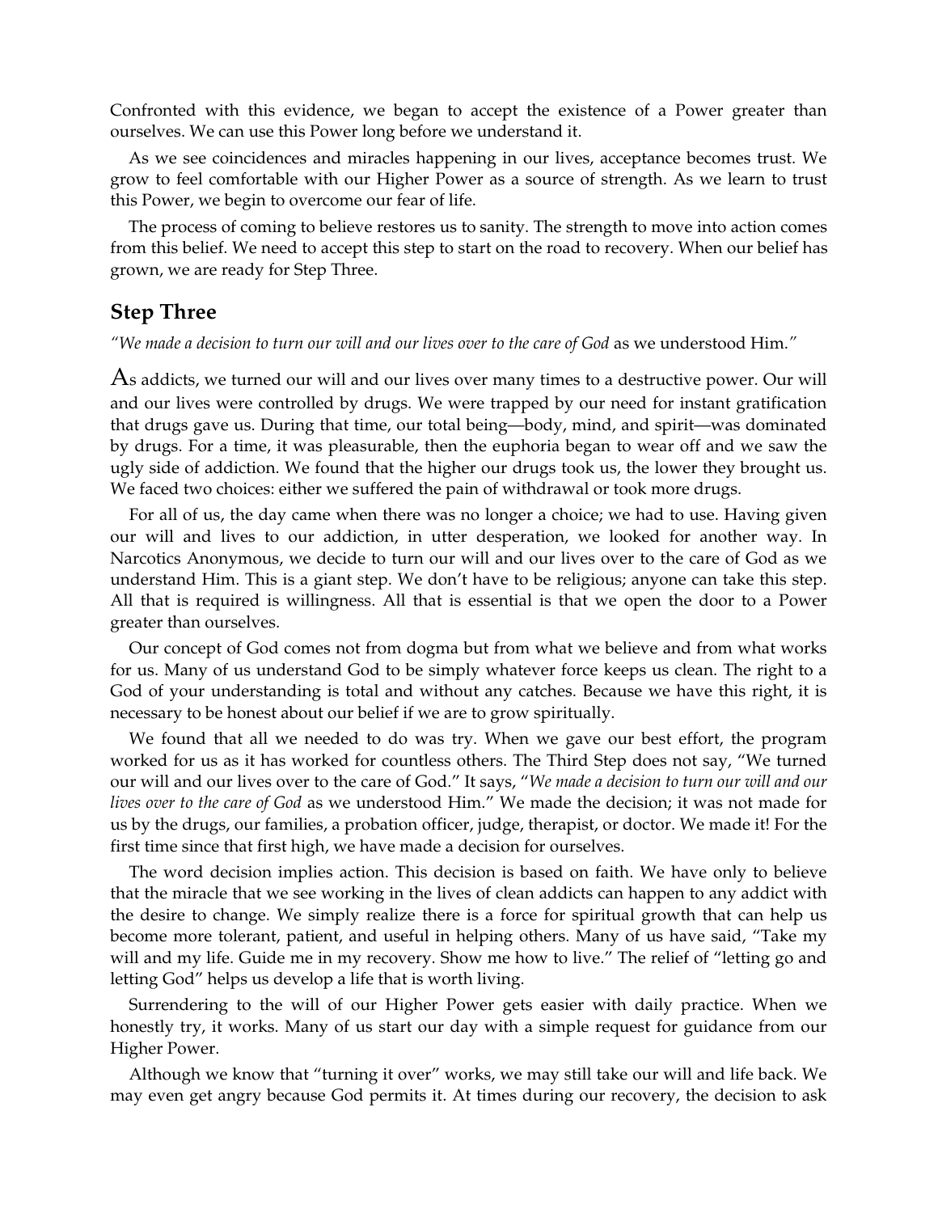Confronted with this evidence, we began to accept the existence of a Power greater than ourselves. We can use this Power long before we understand it.

As we see coincidences and miracles happening in our lives, acceptance becomes trust. We grow to feel comfortable with our Higher Power as a source of strength. As we learn to trust this Power, we begin to overcome our fear of life.

The process of coming to believe restores us to sanity. The strength to move into action comes from this belief. We need to accept this step to start on the road to recovery. When our belief has grown, we are ready for Step Three.

## Step Three

*"We made a decision to turn our will and our lives over to the care of God* as we understood Him.*"*

As addicts, we turned our will and our lives over many times to a destructive power. Our will and our lives were controlled by drugs. We were trapped by our need for instant gratification that drugs gave us. During that time, our total being—body, mind, and spirit—was dominated by drugs. For a time, it was pleasurable, then the euphoria began to wear off and we saw the ugly side of addiction. We found that the higher our drugs took us, the lower they brought us. We faced two choices: either we suffered the pain of withdrawal or took more drugs.

For all of us, the day came when there was no longer a choice; we had to use. Having given our will and lives to our addiction, in utter desperation, we looked for another way. In Narcotics Anonymous, we decide to turn our will and our lives over to the care of God as we understand Him. This is a giant step. We don't have to be religious; anyone can take this step. All that is required is willingness. All that is essential is that we open the door to a Power greater than ourselves.

Our concept of God comes not from dogma but from what we believe and from what works for us. Many of us understand God to be simply whatever force keeps us clean. The right to a God of your understanding is total and without any catches. Because we have this right, it is necessary to be honest about our belief if we are to grow spiritually.

We found that all we needed to do was try. When we gave our best effort, the program worked for us as it has worked for countless others. The Third Step does not say, "We turned our will and our lives over to the care of God." It says, "*We made a decision to turn our will and our lives over to the care of God* as we understood Him." We made the decision; it was not made for us by the drugs, our families, a probation officer, judge, therapist, or doctor. We made it! For the first time since that first high, we have made a decision for ourselves.

The word decision implies action. This decision is based on faith. We have only to believe that the miracle that we see working in the lives of clean addicts can happen to any addict with the desire to change. We simply realize there is a force for spiritual growth that can help us become more tolerant, patient, and useful in helping others. Many of us have said, "Take my will and my life. Guide me in my recovery. Show me how to live." The relief of "letting go and letting God" helps us develop a life that is worth living.

Surrendering to the will of our Higher Power gets easier with daily practice. When we honestly try, it works. Many of us start our day with a simple request for guidance from our Higher Power.

Although we know that "turning it over" works, we may still take our will and life back. We may even get angry because God permits it. At times during our recovery, the decision to ask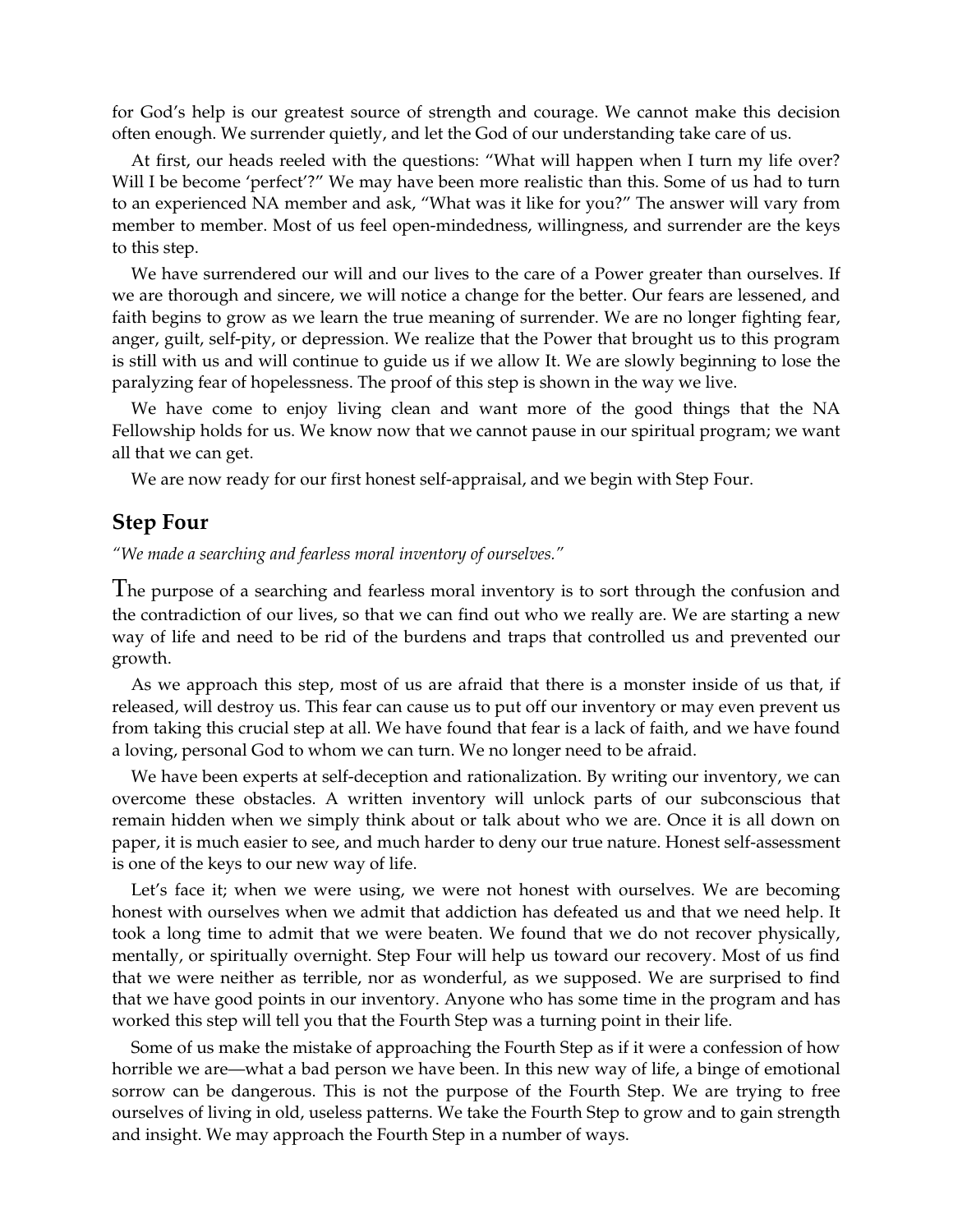for God's help is our greatest source of strength and courage. We cannot make this decision often enough. We surrender quietly, and let the God of our understanding take care of us.

At first, our heads reeled with the questions: "What will happen when I turn my life over? Will I be become 'perfect'?" We may have been more realistic than this. Some of us had to turn to an experienced NA member and ask, "What was it like for you?" The answer will vary from member to member. Most of us feel open-mindedness, willingness, and surrender are the keys to this step.

We have surrendered our will and our lives to the care of a Power greater than ourselves. If we are thorough and sincere, we will notice a change for the better. Our fears are lessened, and faith begins to grow as we learn the true meaning of surrender. We are no longer fighting fear, anger, guilt, self-pity, or depression. We realize that the Power that brought us to this program is still with us and will continue to guide us if we allow It. We are slowly beginning to lose the paralyzing fear of hopelessness. The proof of this step is shown in the way we live.

We have come to enjoy living clean and want more of the good things that the NA Fellowship holds for us. We know now that we cannot pause in our spiritual program; we want all that we can get.

We are now ready for our first honest self-appraisal, and we begin with Step Four.

## Step Four

*"We made a searching and fearless moral inventory of ourselves."*

The purpose of a searching and fearless moral inventory is to sort through the confusion and the contradiction of our lives, so that we can find out who we really are. We are starting a new way of life and need to be rid of the burdens and traps that controlled us and prevented our growth.

As we approach this step, most of us are afraid that there is a monster inside of us that, if released, will destroy us. This fear can cause us to put off our inventory or may even prevent us from taking this crucial step at all. We have found that fear is a lack of faith, and we have found a loving, personal God to whom we can turn. We no longer need to be afraid.

We have been experts at self-deception and rationalization. By writing our inventory, we can overcome these obstacles. A written inventory will unlock parts of our subconscious that remain hidden when we simply think about or talk about who we are. Once it is all down on paper, it is much easier to see, and much harder to deny our true nature. Honest self-assessment is one of the keys to our new way of life.

Let's face it; when we were using, we were not honest with ourselves. We are becoming honest with ourselves when we admit that addiction has defeated us and that we need help. It took a long time to admit that we were beaten. We found that we do not recover physically, mentally, or spiritually overnight. Step Four will help us toward our recovery. Most of us find that we were neither as terrible, nor as wonderful, as we supposed. We are surprised to find that we have good points in our inventory. Anyone who has some time in the program and has worked this step will tell you that the Fourth Step was a turning point in their life.

Some of us make the mistake of approaching the Fourth Step as if it were a confession of how horrible we are—what a bad person we have been. In this new way of life, a binge of emotional sorrow can be dangerous. This is not the purpose of the Fourth Step. We are trying to free ourselves of living in old, useless patterns. We take the Fourth Step to grow and to gain strength and insight. We may approach the Fourth Step in a number of ways.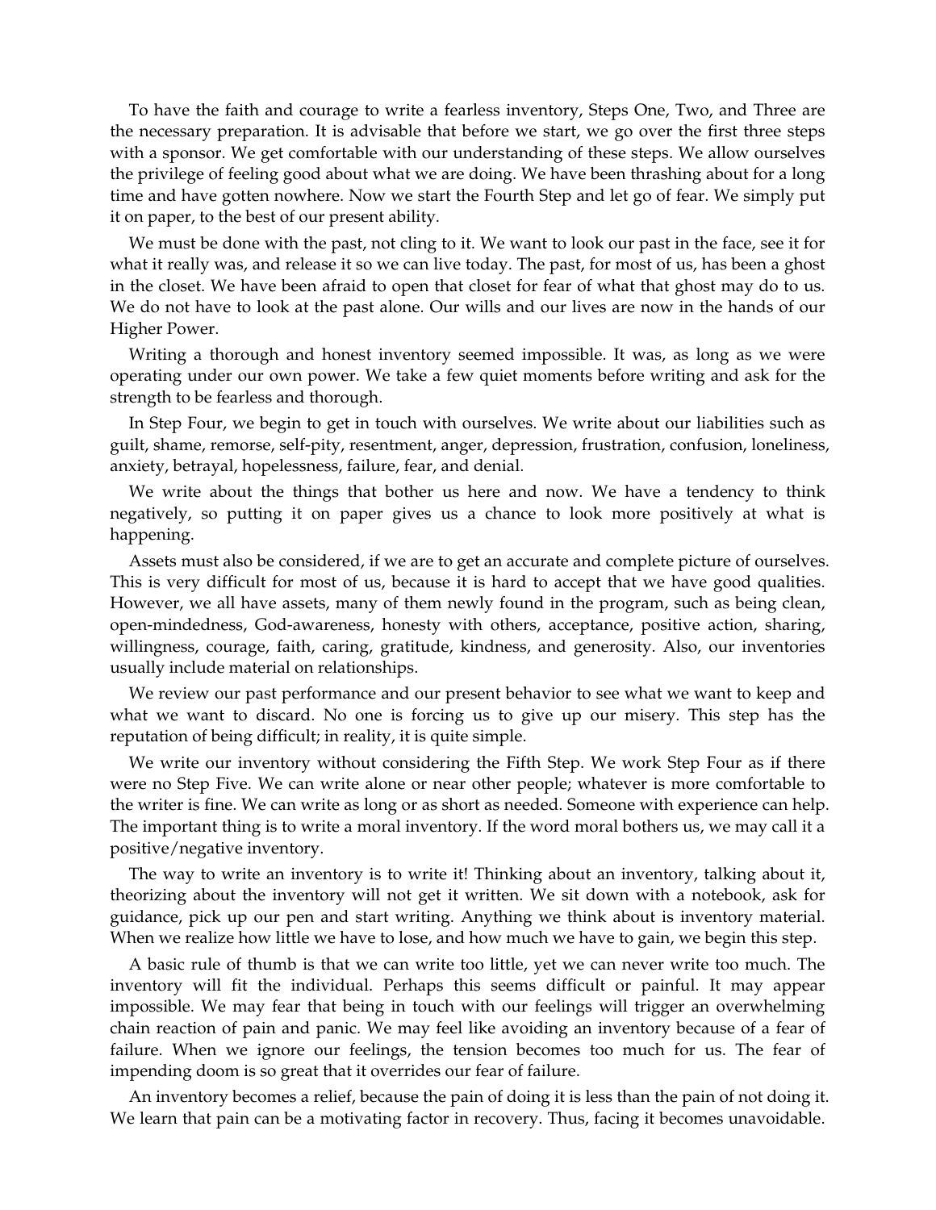To have the faith and courage to write a fearless inventory, Steps One, Two, and Three are the necessary preparation. It is advisable that before we start, we go over the first three steps with a sponsor. We get comfortable with our understanding of these steps. We allow ourselves the privilege of feeling good about what we are doing. We have been thrashing about for a long time and have gotten nowhere. Now we start the Fourth Step and let go of fear. We simply put it on paper, to the best of our present ability.

We must be done with the past, not cling to it. We want to look our past in the face, see it for what it really was, and release it so we can live today. The past, for most of us, has been a ghost in the closet. We have been afraid to open that closet for fear of what that ghost may do to us. We do not have to look at the past alone. Our wills and our lives are now in the hands of our Higher Power.

Writing a thorough and honest inventory seemed impossible. It was, as long as we were operating under our own power. We take a few quiet moments before writing and ask for the strength to be fearless and thorough.

In Step Four, we begin to get in touch with ourselves. We write about our liabilities such as guilt, shame, remorse, self-pity, resentment, anger, depression, frustration, confusion, loneliness, anxiety, betrayal, hopelessness, failure, fear, and denial.

We write about the things that bother us here and now. We have a tendency to think negatively, so putting it on paper gives us a chance to look more positively at what is happening.

Assets must also be considered, if we are to get an accurate and complete picture of ourselves. This is very difficult for most of us, because it is hard to accept that we have good qualities. However, we all have assets, many of them newly found in the program, such as being clean, open-mindedness, God-awareness, honesty with others, acceptance, positive action, sharing, willingness, courage, faith, caring, gratitude, kindness, and generosity. Also, our inventories usually include material on relationships.

We review our past performance and our present behavior to see what we want to keep and what we want to discard. No one is forcing us to give up our misery. This step has the reputation of being difficult; in reality, it is quite simple.

We write our inventory without considering the Fifth Step. We work Step Four as if there were no Step Five. We can write alone or near other people; whatever is more comfortable to the writer is fine. We can write as long or as short as needed. Someone with experience can help. The important thing is to write a moral inventory. If the word moral bothers us, we may call it a positive/negative inventory.

The way to write an inventory is to write it! Thinking about an inventory, talking about it, theorizing about the inventory will not get it written. We sit down with a notebook, ask for guidance, pick up our pen and start writing. Anything we think about is inventory material. When we realize how little we have to lose, and how much we have to gain, we begin this step.

A basic rule of thumb is that we can write too little, yet we can never write too much. The inventory will fit the individual. Perhaps this seems difficult or painful. It may appear impossible. We may fear that being in touch with our feelings will trigger an overwhelming chain reaction of pain and panic. We may feel like avoiding an inventory because of a fear of failure. When we ignore our feelings, the tension becomes too much for us. The fear of impending doom is so great that it overrides our fear of failure.

An inventory becomes a relief, because the pain of doing it is less than the pain of not doing it. We learn that pain can be a motivating factor in recovery. Thus, facing it becomes unavoidable.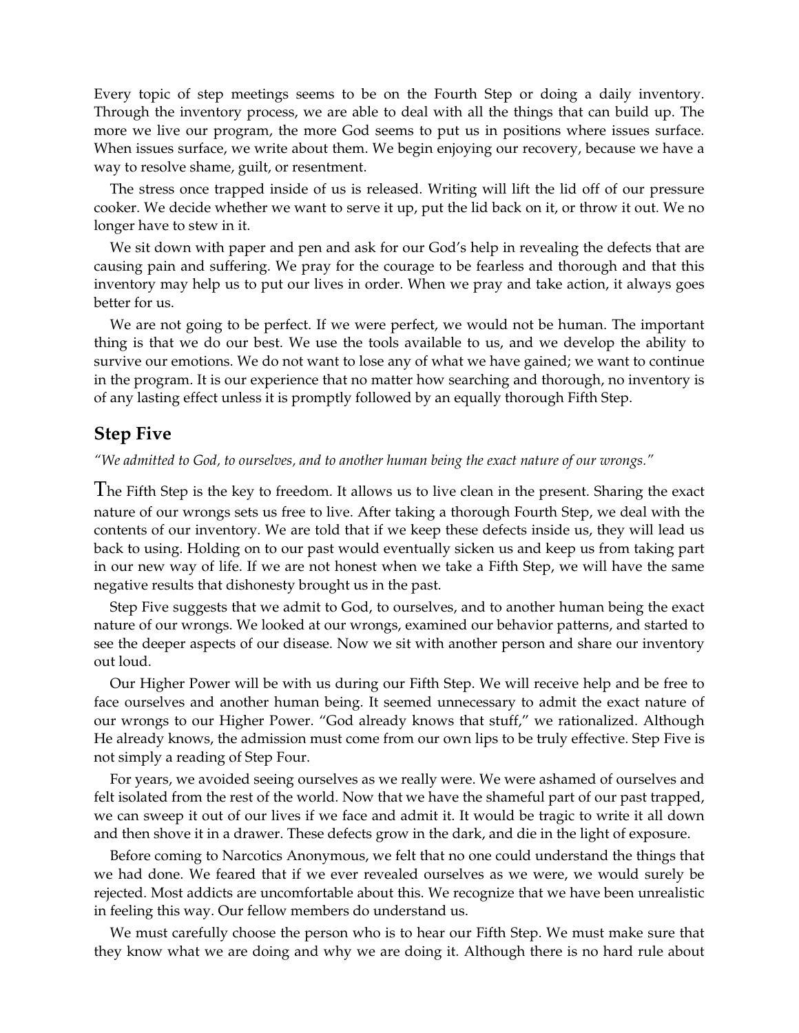Every topic of step meetings seems to be on the Fourth Step or doing a daily inventory. Through the inventory process, we are able to deal with all the things that can build up. The more we live our program, the more God seems to put us in positions where issues surface. When issues surface, we write about them. We begin enjoying our recovery, because we have a way to resolve shame, guilt, or resentment.

The stress once trapped inside of us is released. Writing will lift the lid off of our pressure cooker. We decide whether we want to serve it up, put the lid back on it, or throw it out. We no longer have to stew in it.

We sit down with paper and pen and ask for our God's help in revealing the defects that are causing pain and suffering. We pray for the courage to be fearless and thorough and that this inventory may help us to put our lives in order. When we pray and take action, it always goes better for us.

We are not going to be perfect. If we were perfect, we would not be human. The important thing is that we do our best. We use the tools available to us, and we develop the ability to survive our emotions. We do not want to lose any of what we have gained; we want to continue in the program. It is our experience that no matter how searching and thorough, no inventory is of any lasting effect unless it is promptly followed by an equally thorough Fifth Step.

## Step Five

*"We admitted to God, to ourselves, and to another human being the exact nature of our wrongs."*

The Fifth Step is the key to freedom. It allows us to live clean in the present. Sharing the exact nature of our wrongs sets us free to live. After taking a thorough Fourth Step, we deal with the contents of our inventory. We are told that if we keep these defects inside us, they will lead us back to using. Holding on to our past would eventually sicken us and keep us from taking part in our new way of life. If we are not honest when we take a Fifth Step, we will have the same negative results that dishonesty brought us in the past.

Step Five suggests that we admit to God, to ourselves, and to another human being the exact nature of our wrongs. We looked at our wrongs, examined our behavior patterns, and started to see the deeper aspects of our disease. Now we sit with another person and share our inventory out loud.

Our Higher Power will be with us during our Fifth Step. We will receive help and be free to face ourselves and another human being. It seemed unnecessary to admit the exact nature of our wrongs to our Higher Power. "God already knows that stuff," we rationalized. Although He already knows, the admission must come from our own lips to be truly effective. Step Five is not simply a reading of Step Four.

For years, we avoided seeing ourselves as we really were. We were ashamed of ourselves and felt isolated from the rest of the world. Now that we have the shameful part of our past trapped, we can sweep it out of our lives if we face and admit it. It would be tragic to write it all down and then shove it in a drawer. These defects grow in the dark, and die in the light of exposure.

Before coming to Narcotics Anonymous, we felt that no one could understand the things that we had done. We feared that if we ever revealed ourselves as we were, we would surely be rejected. Most addicts are uncomfortable about this. We recognize that we have been unrealistic in feeling this way. Our fellow members do understand us.

We must carefully choose the person who is to hear our Fifth Step. We must make sure that they know what we are doing and why we are doing it. Although there is no hard rule about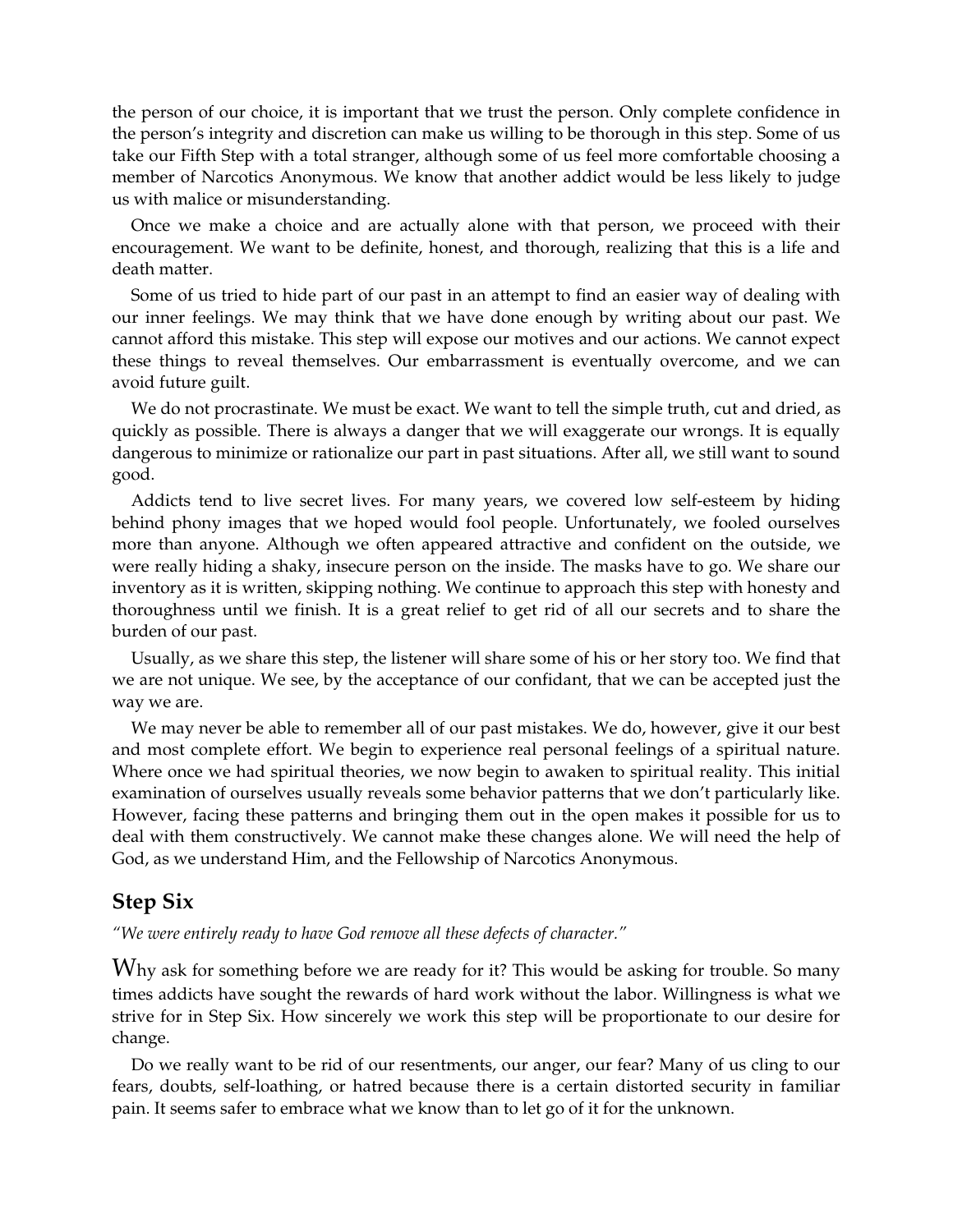the person of our choice, it is important that we trust the person. Only complete confidence in the person's integrity and discretion can make us willing to be thorough in this step. Some of us take our Fifth Step with a total stranger, although some of us feel more comfortable choosing a member of Narcotics Anonymous. We know that another addict would be less likely to judge us with malice or misunderstanding.

Once we make a choice and are actually alone with that person, we proceed with their encouragement. We want to be definite, honest, and thorough, realizing that this is a life and death matter.

Some of us tried to hide part of our past in an attempt to find an easier way of dealing with our inner feelings. We may think that we have done enough by writing about our past. We cannot afford this mistake. This step will expose our motives and our actions. We cannot expect these things to reveal themselves. Our embarrassment is eventually overcome, and we can avoid future guilt.

We do not procrastinate. We must be exact. We want to tell the simple truth, cut and dried, as quickly as possible. There is always a danger that we will exaggerate our wrongs. It is equally dangerous to minimize or rationalize our part in past situations. After all, we still want to sound good.

Addicts tend to live secret lives. For many years, we covered low self-esteem by hiding behind phony images that we hoped would fool people. Unfortunately, we fooled ourselves more than anyone. Although we often appeared attractive and confident on the outside, we were really hiding a shaky, insecure person on the inside. The masks have to go. We share our inventory as it is written, skipping nothing. We continue to approach this step with honesty and thoroughness until we finish. It is a great relief to get rid of all our secrets and to share the burden of our past.

Usually, as we share this step, the listener will share some of his or her story too. We find that we are not unique. We see, by the acceptance of our confidant, that we can be accepted just the way we are.

We may never be able to remember all of our past mistakes. We do, however, give it our best and most complete effort. We begin to experience real personal feelings of a spiritual nature. Where once we had spiritual theories, we now begin to awaken to spiritual reality. This initial examination of ourselves usually reveals some behavior patterns that we don't particularly like. However, facing these patterns and bringing them out in the open makes it possible for us to deal with them constructively. We cannot make these changes alone. We will need the help of God, as we understand Him, and the Fellowship of Narcotics Anonymous.

## Step Six

*"We were entirely ready to have God remove all these defects of character."*

Why ask for something before we are ready for it? This would be asking for trouble. So many times addicts have sought the rewards of hard work without the labor. Willingness is what we strive for in Step Six. How sincerely we work this step will be proportionate to our desire for change.

Do we really want to be rid of our resentments, our anger, our fear? Many of us cling to our fears, doubts, self-loathing, or hatred because there is a certain distorted security in familiar pain. It seems safer to embrace what we know than to let go of it for the unknown.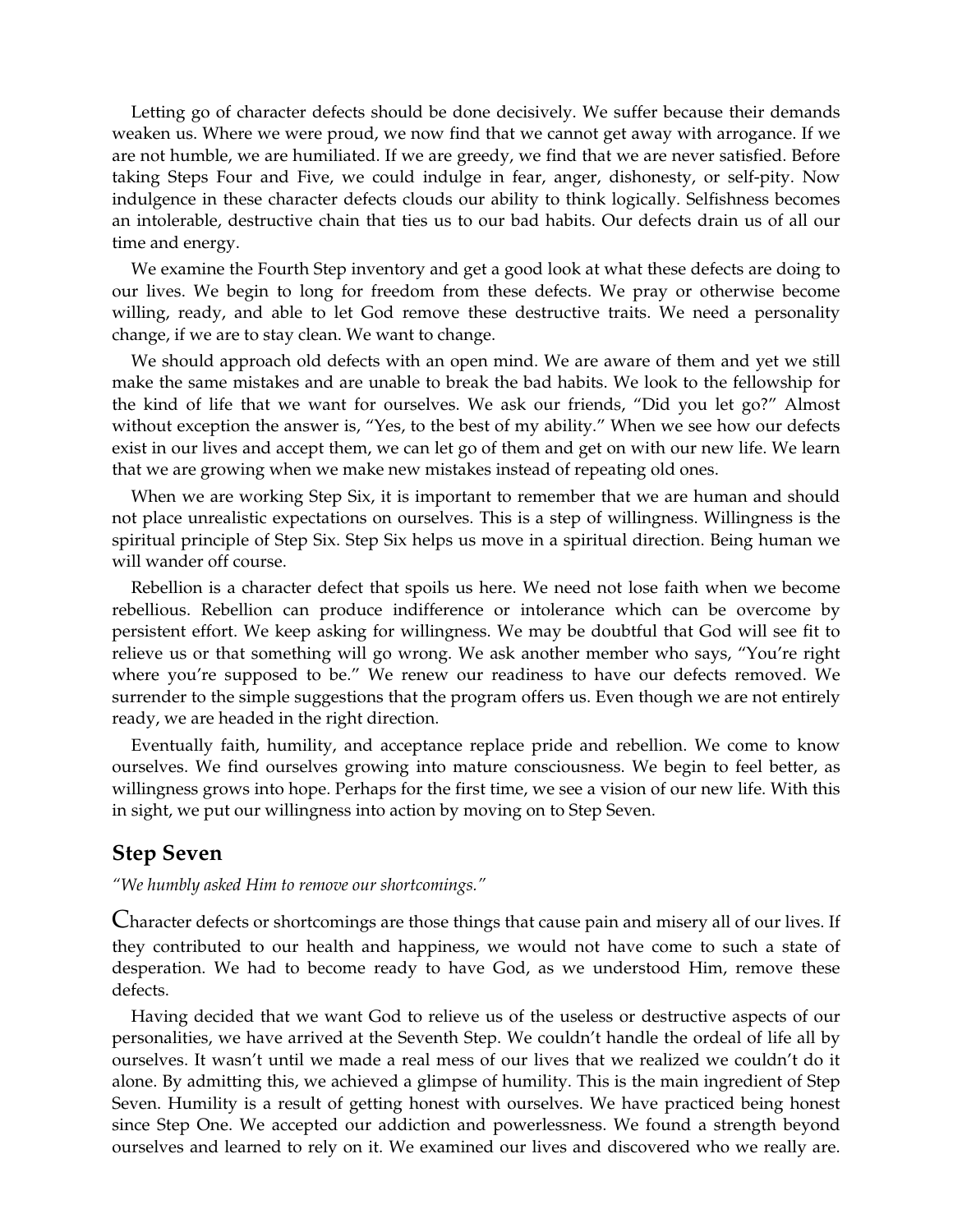Letting go of character defects should be done decisively. We suffer because their demands weaken us. Where we were proud, we now find that we cannot get away with arrogance. If we are not humble, we are humiliated. If we are greedy, we find that we are never satisfied. Before taking Steps Four and Five, we could indulge in fear, anger, dishonesty, or self-pity. Now indulgence in these character defects clouds our ability to think logically. Selfishness becomes an intolerable, destructive chain that ties us to our bad habits. Our defects drain us of all our time and energy.

We examine the Fourth Step inventory and get a good look at what these defects are doing to our lives. We begin to long for freedom from these defects. We pray or otherwise become willing, ready, and able to let God remove these destructive traits. We need a personality change, if we are to stay clean. We want to change.

We should approach old defects with an open mind. We are aware of them and yet we still make the same mistakes and are unable to break the bad habits. We look to the fellowship for the kind of life that we want for ourselves. We ask our friends, "Did you let go?" Almost without exception the answer is, "Yes, to the best of my ability." When we see how our defects exist in our lives and accept them, we can let go of them and get on with our new life. We learn that we are growing when we make new mistakes instead of repeating old ones.

When we are working Step Six, it is important to remember that we are human and should not place unrealistic expectations on ourselves. This is a step of willingness. Willingness is the spiritual principle of Step Six. Step Six helps us move in a spiritual direction. Being human we will wander off course.

Rebellion is a character defect that spoils us here. We need not lose faith when we become rebellious. Rebellion can produce indifference or intolerance which can be overcome by persistent effort. We keep asking for willingness. We may be doubtful that God will see fit to relieve us or that something will go wrong. We ask another member who says, "You're right where you're supposed to be." We renew our readiness to have our defects removed. We surrender to the simple suggestions that the program offers us. Even though we are not entirely ready, we are headed in the right direction.

Eventually faith, humility, and acceptance replace pride and rebellion. We come to know ourselves. We find ourselves growing into mature consciousness. We begin to feel better, as willingness grows into hope. Perhaps for the first time, we see a vision of our new life. With this in sight, we put our willingness into action by moving on to Step Seven.

## Step Seven

*"We humbly asked Him to remove our shortcomings."*

Character defects or shortcomings are those things that cause pain and misery all of our lives. If they contributed to our health and happiness, we would not have come to such a state of desperation. We had to become ready to have God, as we understood Him, remove these defects.

Having decided that we want God to relieve us of the useless or destructive aspects of our personalities, we have arrived at the Seventh Step. We couldn't handle the ordeal of life all by ourselves. It wasn't until we made a real mess of our lives that we realized we couldn't do it alone. By admitting this, we achieved a glimpse of humility. This is the main ingredient of Step Seven. Humility is a result of getting honest with ourselves. We have practiced being honest since Step One. We accepted our addiction and powerlessness. We found a strength beyond ourselves and learned to rely on it. We examined our lives and discovered who we really are.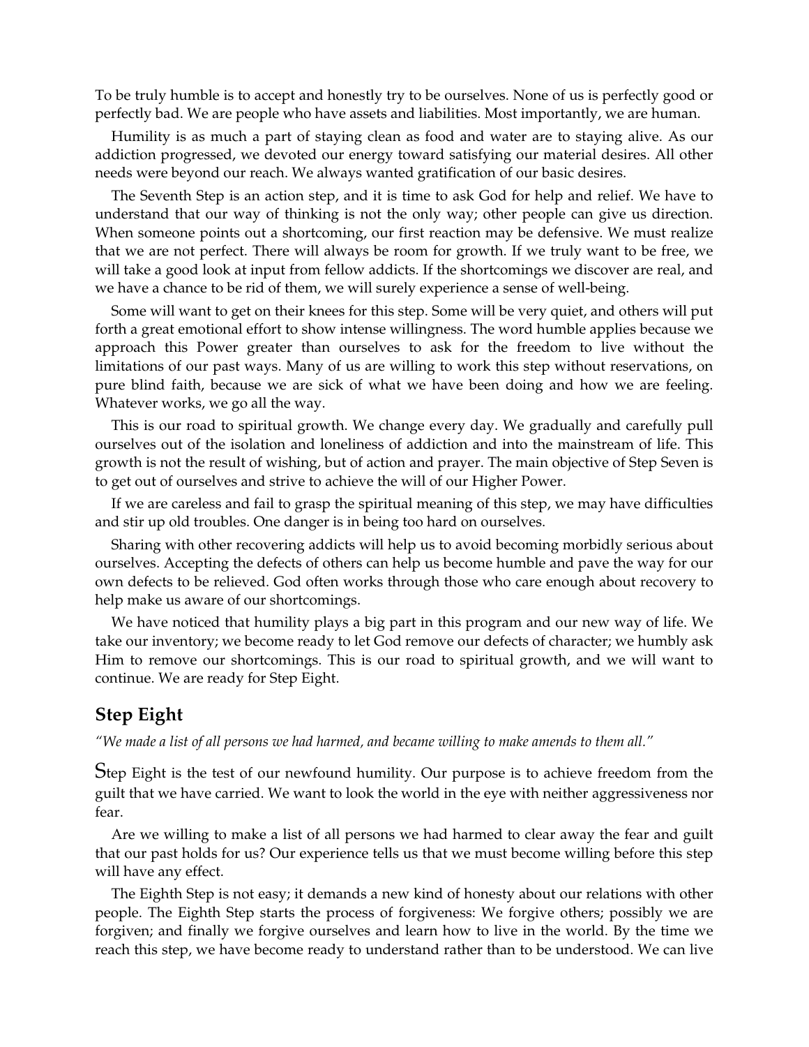To be truly humble is to accept and honestly try to be ourselves. None of us is perfectly good or perfectly bad. We are people who have assets and liabilities. Most importantly, we are human.

Humility is as much a part of staying clean as food and water are to staying alive. As our addiction progressed, we devoted our energy toward satisfying our material desires. All other needs were beyond our reach. We always wanted gratification of our basic desires.

The Seventh Step is an action step, and it is time to ask God for help and relief. We have to understand that our way of thinking is not the only way; other people can give us direction. When someone points out a shortcoming, our first reaction may be defensive. We must realize that we are not perfect. There will always be room for growth. If we truly want to be free, we will take a good look at input from fellow addicts. If the shortcomings we discover are real, and we have a chance to be rid of them, we will surely experience a sense of well-being.

Some will want to get on their knees for this step. Some will be very quiet, and others will put forth a great emotional effort to show intense willingness. The word humble applies because we approach this Power greater than ourselves to ask for the freedom to live without the limitations of our past ways. Many of us are willing to work this step without reservations, on pure blind faith, because we are sick of what we have been doing and how we are feeling. Whatever works, we go all the way.

This is our road to spiritual growth. We change every day. We gradually and carefully pull ourselves out of the isolation and loneliness of addiction and into the mainstream of life. This growth is not the result of wishing, but of action and prayer. The main objective of Step Seven is to get out of ourselves and strive to achieve the will of our Higher Power.

If we are careless and fail to grasp the spiritual meaning of this step, we may have difficulties and stir up old troubles. One danger is in being too hard on ourselves.

Sharing with other recovering addicts will help us to avoid becoming morbidly serious about ourselves. Accepting the defects of others can help us become humble and pave the way for our own defects to be relieved. God often works through those who care enough about recovery to help make us aware of our shortcomings.

We have noticed that humility plays a big part in this program and our new way of life. We take our inventory; we become ready to let God remove our defects of character; we humbly ask Him to remove our shortcomings. This is our road to spiritual growth, and we will want to continue. We are ready for Step Eight.

## Step Eight

*"We made a list of all persons we had harmed, and became willing to make amends to them all."*

Step Eight is the test of our newfound humility. Our purpose is to achieve freedom from the guilt that we have carried. We want to look the world in the eye with neither aggressiveness nor fear.

Are we willing to make a list of all persons we had harmed to clear away the fear and guilt that our past holds for us? Our experience tells us that we must become willing before this step will have any effect.

The Eighth Step is not easy; it demands a new kind of honesty about our relations with other people. The Eighth Step starts the process of forgiveness: We forgive others; possibly we are forgiven; and finally we forgive ourselves and learn how to live in the world. By the time we reach this step, we have become ready to understand rather than to be understood. We can live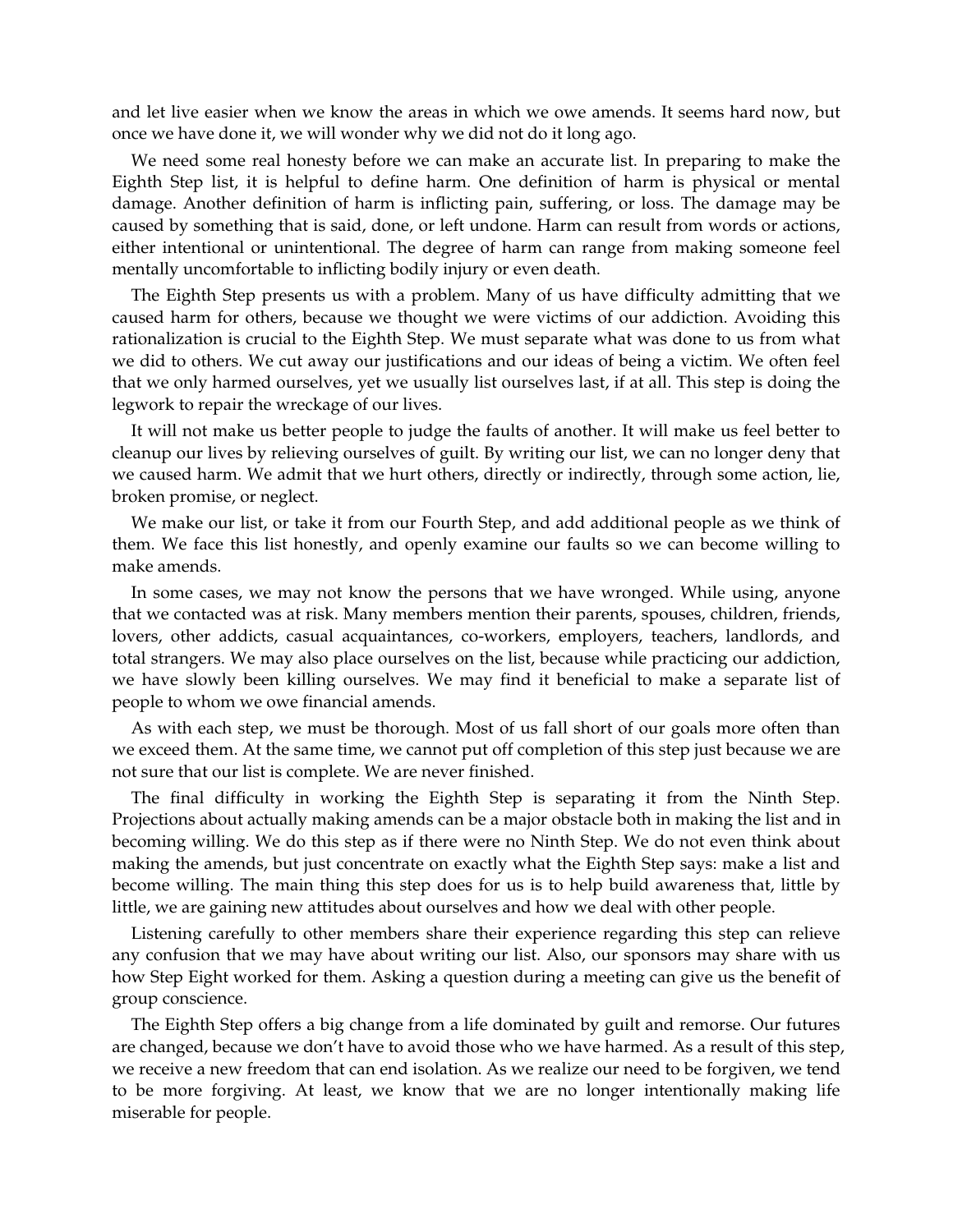and let live easier when we know the areas in which we owe amends. It seems hard now, but once we have done it, we will wonder why we did not do it long ago.

We need some real honesty before we can make an accurate list. In preparing to make the Eighth Step list, it is helpful to define harm. One definition of harm is physical or mental damage. Another definition of harm is inflicting pain, suffering, or loss. The damage may be caused by something that is said, done, or left undone. Harm can result from words or actions, either intentional or unintentional. The degree of harm can range from making someone feel mentally uncomfortable to inflicting bodily injury or even death.

The Eighth Step presents us with a problem. Many of us have difficulty admitting that we caused harm for others, because we thought we were victims of our addiction. Avoiding this rationalization is crucial to the Eighth Step. We must separate what was done to us from what we did to others. We cut away our justifications and our ideas of being a victim. We often feel that we only harmed ourselves, yet we usually list ourselves last, if at all. This step is doing the legwork to repair the wreckage of our lives.

It will not make us better people to judge the faults of another. It will make us feel better to cleanup our lives by relieving ourselves of guilt. By writing our list, we can no longer deny that we caused harm. We admit that we hurt others, directly or indirectly, through some action, lie, broken promise, or neglect.

We make our list, or take it from our Fourth Step, and add additional people as we think of them. We face this list honestly, and openly examine our faults so we can become willing to make amends.

In some cases, we may not know the persons that we have wronged. While using, anyone that we contacted was at risk. Many members mention their parents, spouses, children, friends, lovers, other addicts, casual acquaintances, co-workers, employers, teachers, landlords, and total strangers. We may also place ourselves on the list, because while practicing our addiction, we have slowly been killing ourselves. We may find it beneficial to make a separate list of people to whom we owe financial amends.

As with each step, we must be thorough. Most of us fall short of our goals more often than we exceed them. At the same time, we cannot put off completion of this step just because we are not sure that our list is complete. We are never finished.

The final difficulty in working the Eighth Step is separating it from the Ninth Step. Projections about actually making amends can be a major obstacle both in making the list and in becoming willing. We do this step as if there were no Ninth Step. We do not even think about making the amends, but just concentrate on exactly what the Eighth Step says: make a list and become willing. The main thing this step does for us is to help build awareness that, little by little, we are gaining new attitudes about ourselves and how we deal with other people.

Listening carefully to other members share their experience regarding this step can relieve any confusion that we may have about writing our list. Also, our sponsors may share with us how Step Eight worked for them. Asking a question during a meeting can give us the benefit of group conscience.

The Eighth Step offers a big change from a life dominated by guilt and remorse. Our futures are changed, because we don't have to avoid those who we have harmed. As a result of this step, we receive a new freedom that can end isolation. As we realize our need to be forgiven, we tend to be more forgiving. At least, we know that we are no longer intentionally making life miserable for people.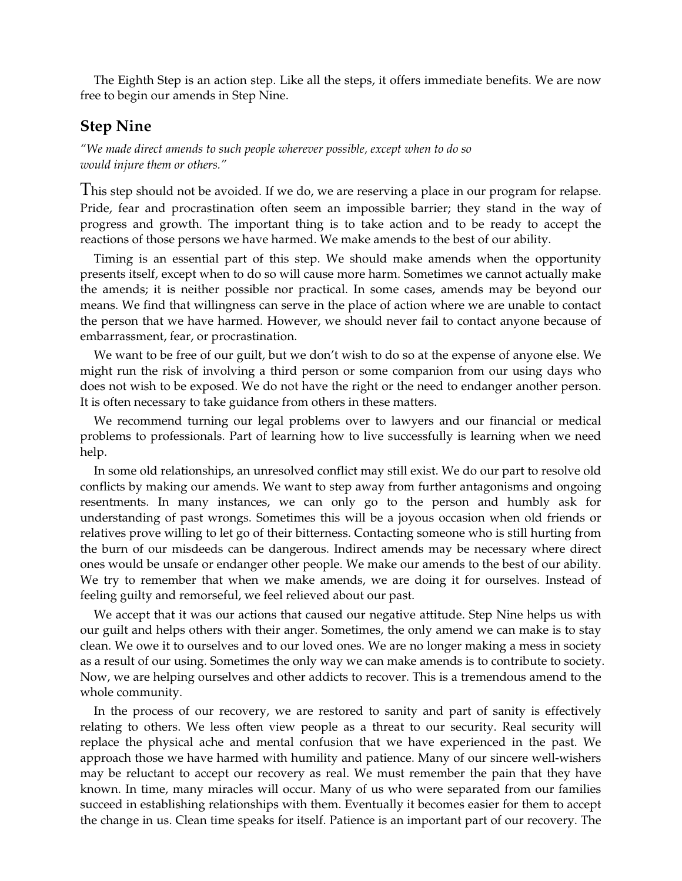The Eighth Step is an action step. Like all the steps, it offers immediate benefits. We are now free to begin our amends in Step Nine.

## Step Nine

*"We made direct amends to such people wherever possible, except when to do so would injure them or others."*

This step should not be avoided. If we do, we are reserving a place in our program for relapse. Pride, fear and procrastination often seem an impossible barrier; they stand in the way of progress and growth. The important thing is to take action and to be ready to accept the reactions of those persons we have harmed. We make amends to the best of our ability.

Timing is an essential part of this step. We should make amends when the opportunity presents itself, except when to do so will cause more harm. Sometimes we cannot actually make the amends; it is neither possible nor practical. In some cases, amends may be beyond our means. We find that willingness can serve in the place of action where we are unable to contact the person that we have harmed. However, we should never fail to contact anyone because of embarrassment, fear, or procrastination.

We want to be free of our guilt, but we don't wish to do so at the expense of anyone else. We might run the risk of involving a third person or some companion from our using days who does not wish to be exposed. We do not have the right or the need to endanger another person. It is often necessary to take guidance from others in these matters.

We recommend turning our legal problems over to lawyers and our financial or medical problems to professionals. Part of learning how to live successfully is learning when we need help.

In some old relationships, an unresolved conflict may still exist. We do our part to resolve old conflicts by making our amends. We want to step away from further antagonisms and ongoing resentments. In many instances, we can only go to the person and humbly ask for understanding of past wrongs. Sometimes this will be a joyous occasion when old friends or relatives prove willing to let go of their bitterness. Contacting someone who is still hurting from the burn of our misdeeds can be dangerous. Indirect amends may be necessary where direct ones would be unsafe or endanger other people. We make our amends to the best of our ability. We try to remember that when we make amends, we are doing it for ourselves. Instead of feeling guilty and remorseful, we feel relieved about our past.

We accept that it was our actions that caused our negative attitude. Step Nine helps us with our guilt and helps others with their anger. Sometimes, the only amend we can make is to stay clean. We owe it to ourselves and to our loved ones. We are no longer making a mess in society as a result of our using. Sometimes the only way we can make amends is to contribute to society. Now, we are helping ourselves and other addicts to recover. This is a tremendous amend to the whole community.

In the process of our recovery, we are restored to sanity and part of sanity is effectively relating to others. We less often view people as a threat to our security. Real security will replace the physical ache and mental confusion that we have experienced in the past. We approach those we have harmed with humility and patience. Many of our sincere well-wishers may be reluctant to accept our recovery as real. We must remember the pain that they have known. In time, many miracles will occur. Many of us who were separated from our families succeed in establishing relationships with them. Eventually it becomes easier for them to accept the change in us. Clean time speaks for itself. Patience is an important part of our recovery. The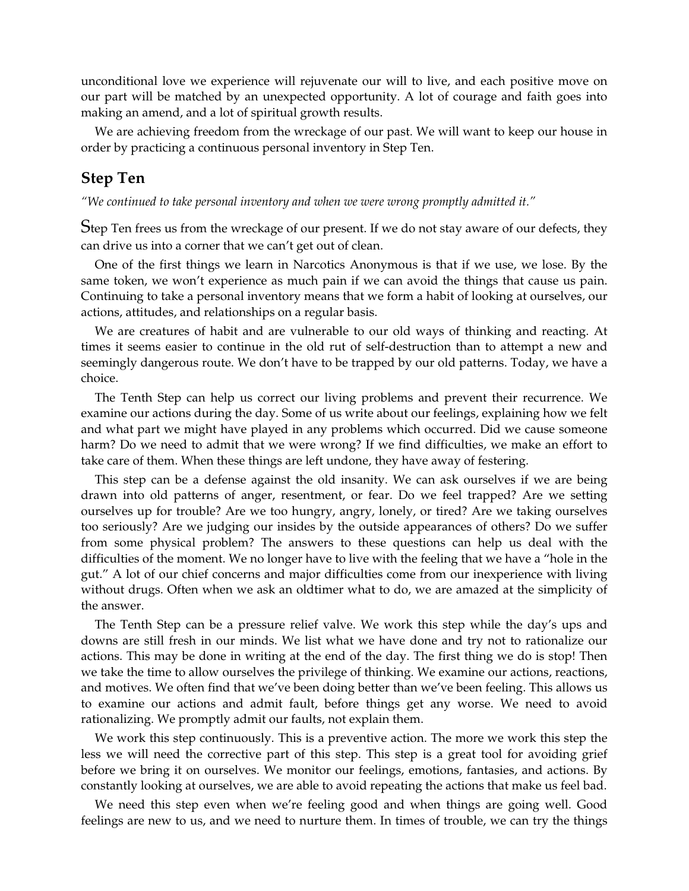unconditional love we experience will rejuvenate our will to live, and each positive move on our part will be matched by an unexpected opportunity. A lot of courage and faith goes into making an amend, and a lot of spiritual growth results.

We are achieving freedom from the wreckage of our past. We will want to keep our house in order by practicing a continuous personal inventory in Step Ten.

## Step Ten

*"We continued to take personal inventory and when we were wrong promptly admitted it."*

Step Ten frees us from the wreckage of our present. If we do not stay aware of our defects, they can drive us into a corner that we can't get out of clean.

One of the first things we learn in Narcotics Anonymous is that if we use, we lose. By the same token, we won't experience as much pain if we can avoid the things that cause us pain. Continuing to take a personal inventory means that we form a habit of looking at ourselves, our actions, attitudes, and relationships on a regular basis.

We are creatures of habit and are vulnerable to our old ways of thinking and reacting. At times it seems easier to continue in the old rut of self-destruction than to attempt a new and seemingly dangerous route. We don't have to be trapped by our old patterns. Today, we have a choice.

The Tenth Step can help us correct our living problems and prevent their recurrence. We examine our actions during the day. Some of us write about our feelings, explaining how we felt and what part we might have played in any problems which occurred. Did we cause someone harm? Do we need to admit that we were wrong? If we find difficulties, we make an effort to take care of them. When these things are left undone, they have away of festering.

This step can be a defense against the old insanity. We can ask ourselves if we are being drawn into old patterns of anger, resentment, or fear. Do we feel trapped? Are we setting ourselves up for trouble? Are we too hungry, angry, lonely, or tired? Are we taking ourselves too seriously? Are we judging our insides by the outside appearances of others? Do we suffer from some physical problem? The answers to these questions can help us deal with the difficulties of the moment. We no longer have to live with the feeling that we have a "hole in the gut." A lot of our chief concerns and major difficulties come from our inexperience with living without drugs. Often when we ask an oldtimer what to do, we are amazed at the simplicity of the answer.

The Tenth Step can be a pressure relief valve. We work this step while the day's ups and downs are still fresh in our minds. We list what we have done and try not to rationalize our actions. This may be done in writing at the end of the day. The first thing we do is stop! Then we take the time to allow ourselves the privilege of thinking. We examine our actions, reactions, and motives. We often find that we've been doing better than we've been feeling. This allows us to examine our actions and admit fault, before things get any worse. We need to avoid rationalizing. We promptly admit our faults, not explain them.

We work this step continuously. This is a preventive action. The more we work this step the less we will need the corrective part of this step. This step is a great tool for avoiding grief before we bring it on ourselves. We monitor our feelings, emotions, fantasies, and actions. By constantly looking at ourselves, we are able to avoid repeating the actions that make us feel bad.

We need this step even when we're feeling good and when things are going well. Good feelings are new to us, and we need to nurture them. In times of trouble, we can try the things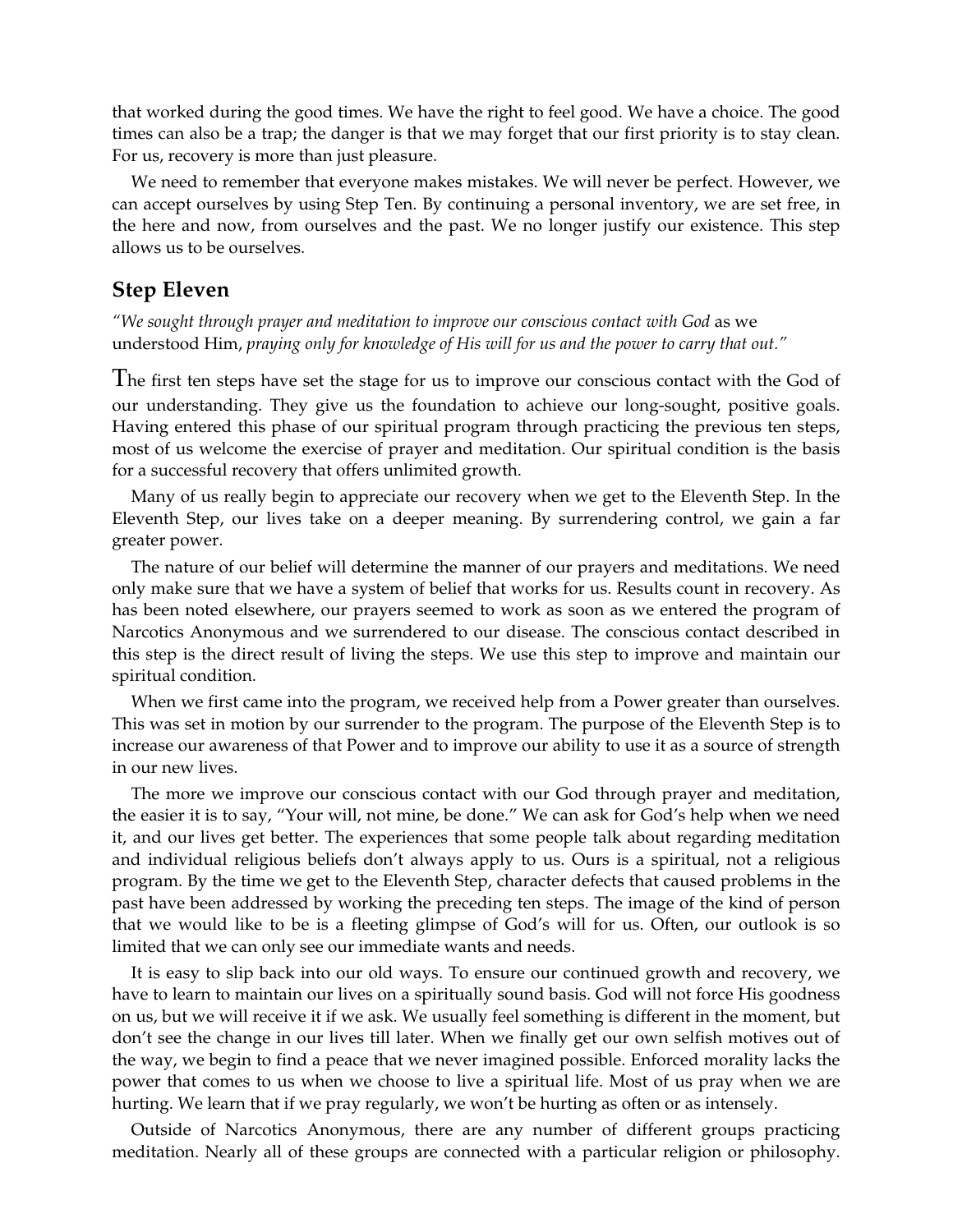that worked during the good times. We have the right to feel good. We have a choice. The good times can also be a trap; the danger is that we may forget that our first priority is to stay clean. For us, recovery is more than just pleasure.

We need to remember that everyone makes mistakes. We will never be perfect. However, we can accept ourselves by using Step Ten. By continuing a personal inventory, we are set free, in the here and now, from ourselves and the past. We no longer justify our existence. This step allows us to be ourselves.

## Step Eleven

*"We sought through prayer and meditation to improve our conscious contact with God* as we understood Him, *praying only for knowledge of His will for us and the power to carry that out."*

The first ten steps have set the stage for us to improve our conscious contact with the God of our understanding. They give us the foundation to achieve our long-sought, positive goals. Having entered this phase of our spiritual program through practicing the previous ten steps, most of us welcome the exercise of prayer and meditation. Our spiritual condition is the basis for a successful recovery that offers unlimited growth.

Many of us really begin to appreciate our recovery when we get to the Eleventh Step. In the Eleventh Step, our lives take on a deeper meaning. By surrendering control, we gain a far greater power.

The nature of our belief will determine the manner of our prayers and meditations. We need only make sure that we have a system of belief that works for us. Results count in recovery. As has been noted elsewhere, our prayers seemed to work as soon as we entered the program of Narcotics Anonymous and we surrendered to our disease. The conscious contact described in this step is the direct result of living the steps. We use this step to improve and maintain our spiritual condition.

When we first came into the program, we received help from a Power greater than ourselves. This was set in motion by our surrender to the program. The purpose of the Eleventh Step is to increase our awareness of that Power and to improve our ability to use it as a source of strength in our new lives.

The more we improve our conscious contact with our God through prayer and meditation, the easier it is to say, "Your will, not mine, be done." We can ask for God's help when we need it, and our lives get better. The experiences that some people talk about regarding meditation and individual religious beliefs don't always apply to us. Ours is a spiritual, not a religious program. By the time we get to the Eleventh Step, character defects that caused problems in the past have been addressed by working the preceding ten steps. The image of the kind of person that we would like to be is a fleeting glimpse of God's will for us. Often, our outlook is so limited that we can only see our immediate wants and needs.

It is easy to slip back into our old ways. To ensure our continued growth and recovery, we have to learn to maintain our lives on a spiritually sound basis. God will not force His goodness on us, but we will receive it if we ask. We usually feel something is different in the moment, but don't see the change in our lives till later. When we finally get our own selfish motives out of the way, we begin to find a peace that we never imagined possible. Enforced morality lacks the power that comes to us when we choose to live a spiritual life. Most of us pray when we are hurting. We learn that if we pray regularly, we won't be hurting as often or as intensely.

Outside of Narcotics Anonymous, there are any number of different groups practicing meditation. Nearly all of these groups are connected with a particular religion or philosophy.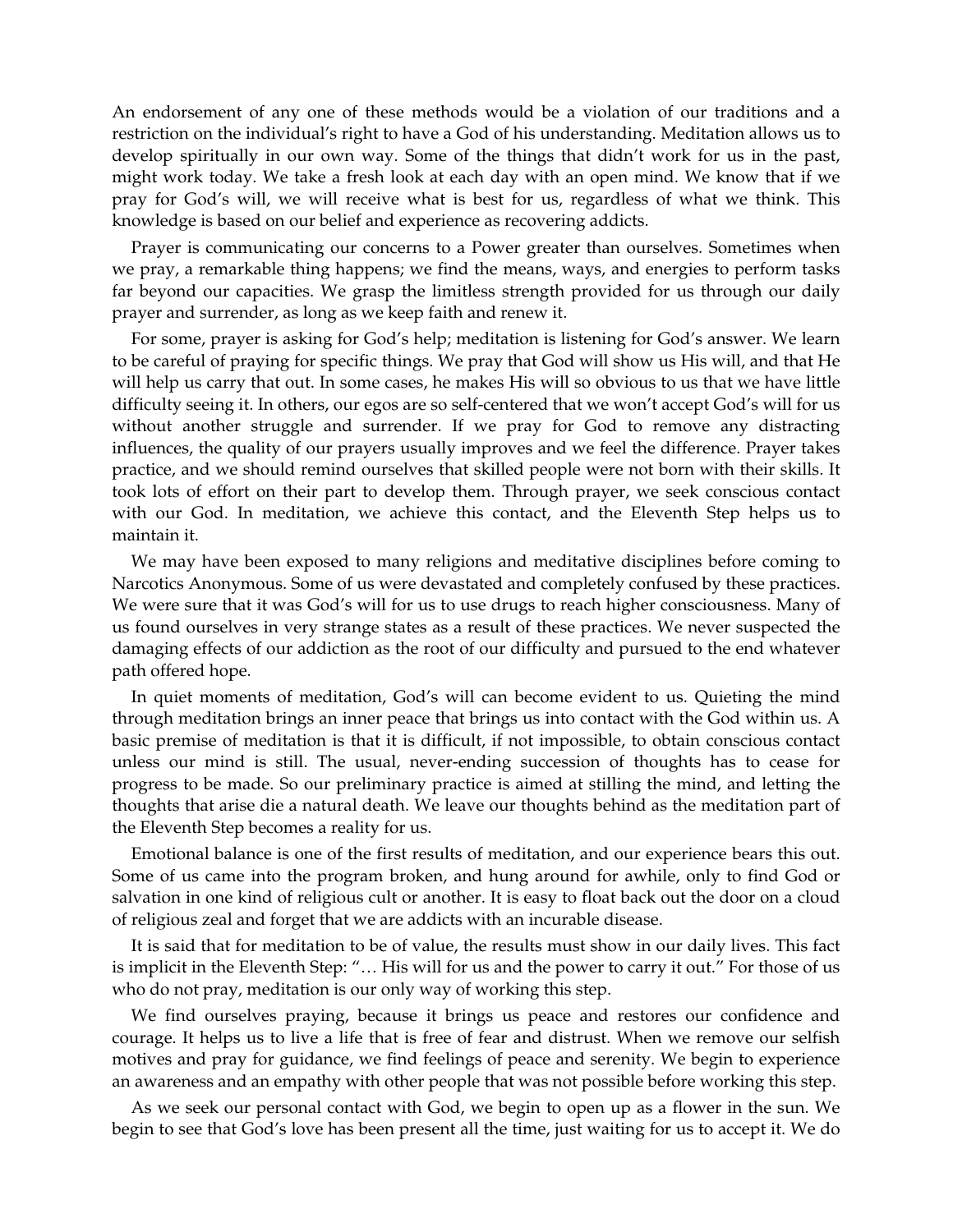An endorsement of any one of these methods would be a violation of our traditions and a restriction on the individual's right to have a God of his understanding. Meditation allows us to develop spiritually in our own way. Some of the things that didn't work for us in the past, might work today. We take a fresh look at each day with an open mind. We know that if we pray for God's will, we will receive what is best for us, regardless of what we think. This knowledge is based on our belief and experience as recovering addicts.

Prayer is communicating our concerns to a Power greater than ourselves. Sometimes when we pray, a remarkable thing happens; we find the means, ways, and energies to perform tasks far beyond our capacities. We grasp the limitless strength provided for us through our daily prayer and surrender, as long as we keep faith and renew it.

For some, prayer is asking for God's help; meditation is listening for God's answer. We learn to be careful of praying for specific things. We pray that God will show us His will, and that He will help us carry that out. In some cases, he makes His will so obvious to us that we have little difficulty seeing it. In others, our egos are so self-centered that we won't accept God's will for us without another struggle and surrender. If we pray for God to remove any distracting influences, the quality of our prayers usually improves and we feel the difference. Prayer takes practice, and we should remind ourselves that skilled people were not born with their skills. It took lots of effort on their part to develop them. Through prayer, we seek conscious contact with our God. In meditation, we achieve this contact, and the Eleventh Step helps us to maintain it.

We may have been exposed to many religions and meditative disciplines before coming to Narcotics Anonymous. Some of us were devastated and completely confused by these practices. We were sure that it was God's will for us to use drugs to reach higher consciousness. Many of us found ourselves in very strange states as a result of these practices. We never suspected the damaging effects of our addiction as the root of our difficulty and pursued to the end whatever path offered hope.

In quiet moments of meditation, God's will can become evident to us. Quieting the mind through meditation brings an inner peace that brings us into contact with the God within us. A basic premise of meditation is that it is difficult, if not impossible, to obtain conscious contact unless our mind is still. The usual, never-ending succession of thoughts has to cease for progress to be made. So our preliminary practice is aimed at stilling the mind, and letting the thoughts that arise die a natural death. We leave our thoughts behind as the meditation part of the Eleventh Step becomes a reality for us.

Emotional balance is one of the first results of meditation, and our experience bears this out. Some of us came into the program broken, and hung around for awhile, only to find God or salvation in one kind of religious cult or another. It is easy to float back out the door on a cloud of religious zeal and forget that we are addicts with an incurable disease.

It is said that for meditation to be of value, the results must show in our daily lives. This fact is implicit in the Eleventh Step: "… His will for us and the power to carry it out." For those of us who do not pray, meditation is our only way of working this step.

We find ourselves praying, because it brings us peace and restores our confidence and courage. It helps us to live a life that is free of fear and distrust. When we remove our selfish motives and pray for guidance, we find feelings of peace and serenity. We begin to experience an awareness and an empathy with other people that was not possible before working this step.

As we seek our personal contact with God, we begin to open up as a flower in the sun. We begin to see that God's love has been present all the time, just waiting for us to accept it. We do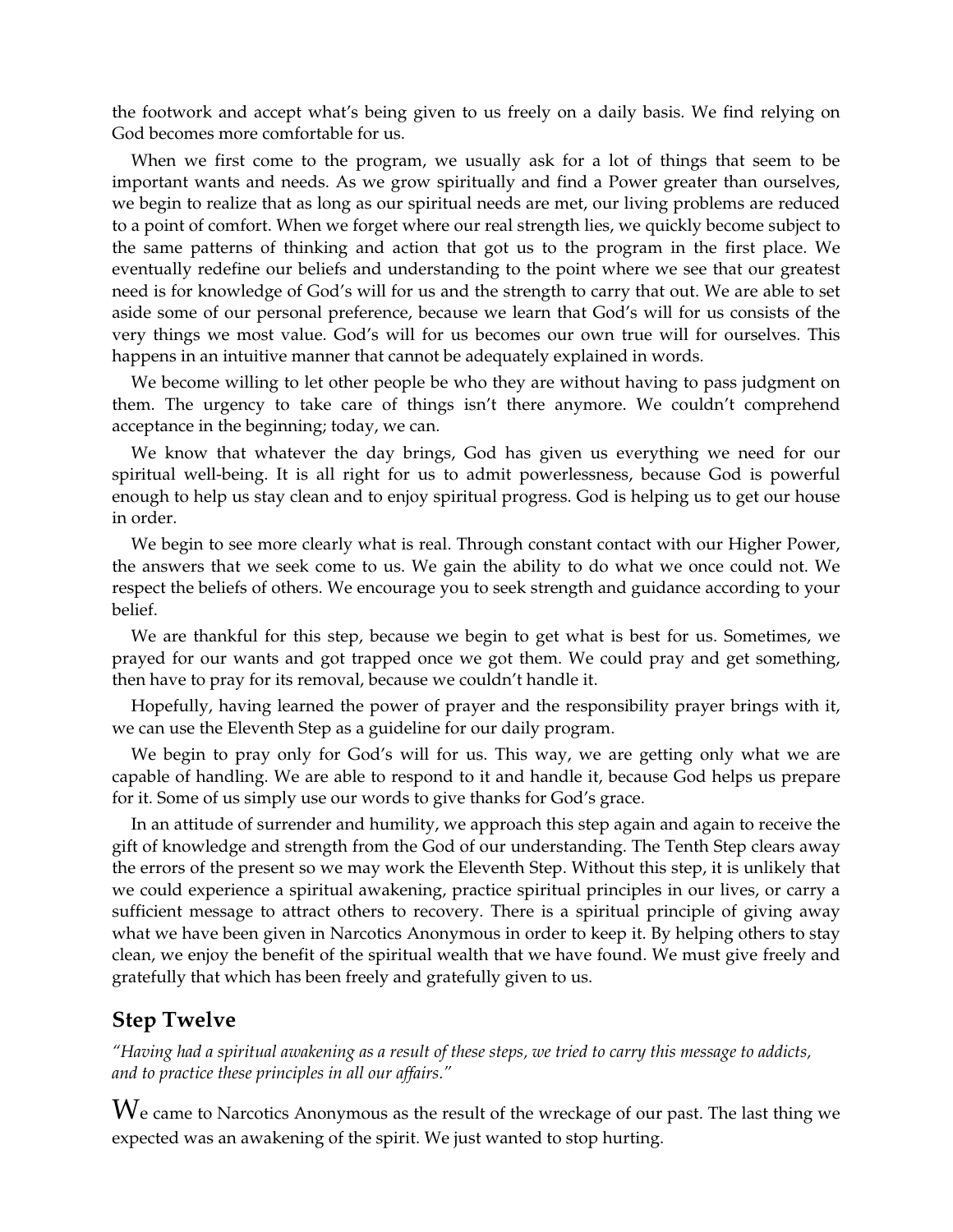the footwork and accept what's being given to us freely on a daily basis. We find relying on God becomes more comfortable for us.

When we first come to the program, we usually ask for a lot of things that seem to be important wants and needs. As we grow spiritually and find a Power greater than ourselves, we begin to realize that as long as our spiritual needs are met, our living problems are reduced to a point of comfort. When we forget where our real strength lies, we quickly become subject to the same patterns of thinking and action that got us to the program in the first place. We eventually redefine our beliefs and understanding to the point where we see that our greatest need is for knowledge of God's will for us and the strength to carry that out. We are able to set aside some of our personal preference, because we learn that God's will for us consists of the very things we most value. God's will for us becomes our own true will for ourselves. This happens in an intuitive manner that cannot be adequately explained in words.

We become willing to let other people be who they are without having to pass judgment on them. The urgency to take care of things isn't there anymore. We couldn't comprehend acceptance in the beginning; today, we can.

We know that whatever the day brings, God has given us everything we need for our spiritual well-being. It is all right for us to admit powerlessness, because God is powerful enough to help us stay clean and to enjoy spiritual progress. God is helping us to get our house in order.

We begin to see more clearly what is real. Through constant contact with our Higher Power, the answers that we seek come to us. We gain the ability to do what we once could not. We respect the beliefs of others. We encourage you to seek strength and guidance according to your belief.

We are thankful for this step, because we begin to get what is best for us. Sometimes, we prayed for our wants and got trapped once we got them. We could pray and get something, then have to pray for its removal, because we couldn't handle it.

Hopefully, having learned the power of prayer and the responsibility prayer brings with it, we can use the Eleventh Step as a guideline for our daily program.

We begin to pray only for God's will for us. This way, we are getting only what we are capable of handling. We are able to respond to it and handle it, because God helps us prepare for it. Some of us simply use our words to give thanks for God's grace.

In an attitude of surrender and humility, we approach this step again and again to receive the gift of knowledge and strength from the God of our understanding. The Tenth Step clears away the errors of the present so we may work the Eleventh Step. Without this step, it is unlikely that we could experience a spiritual awakening, practice spiritual principles in our lives, or carry a sufficient message to attract others to recovery. There is a spiritual principle of giving away what we have been given in Narcotics Anonymous in order to keep it. By helping others to stay clean, we enjoy the benefit of the spiritual wealth that we have found. We must give freely and gratefully that which has been freely and gratefully given to us.

## Step Twelve

*"Having had a spiritual awakening as a result of these steps, we tried to carry this message to addicts, and to practice these principles in all our affairs."*

We came to Narcotics Anonymous as the result of the wreckage of our past. The last thing we expected was an awakening of the spirit. We just wanted to stop hurting.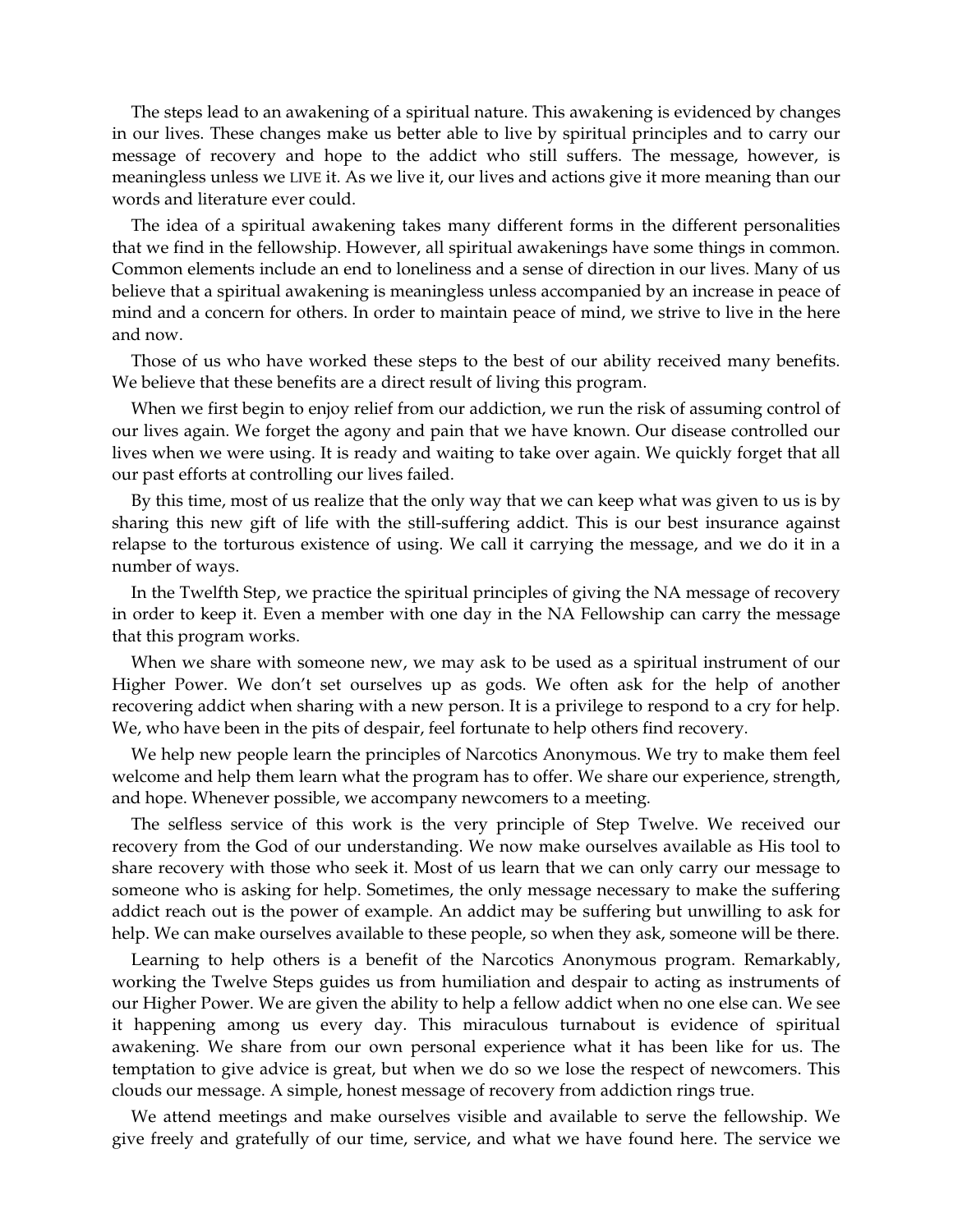The steps lead to an awakening of a spiritual nature. This awakening is evidenced by changes in our lives. These changes make us better able to live by spiritual principles and to carry our message of recovery and hope to the addict who still suffers. The message, however, is meaningless unless we LIVE it. As we live it, our lives and actions give it more meaning than our words and literature ever could.

The idea of a spiritual awakening takes many different forms in the different personalities that we find in the fellowship. However, all spiritual awakenings have some things in common. Common elements include an end to loneliness and a sense of direction in our lives. Many of us believe that a spiritual awakening is meaningless unless accompanied by an increase in peace of mind and a concern for others. In order to maintain peace of mind, we strive to live in the here and now.

Those of us who have worked these steps to the best of our ability received many benefits. We believe that these benefits are a direct result of living this program.

When we first begin to enjoy relief from our addiction, we run the risk of assuming control of our lives again. We forget the agony and pain that we have known. Our disease controlled our lives when we were using. It is ready and waiting to take over again. We quickly forget that all our past efforts at controlling our lives failed.

By this time, most of us realize that the only way that we can keep what was given to us is by sharing this new gift of life with the still-suffering addict. This is our best insurance against relapse to the torturous existence of using. We call it carrying the message, and we do it in a number of ways.

In the Twelfth Step, we practice the spiritual principles of giving the NA message of recovery in order to keep it. Even a member with one day in the NA Fellowship can carry the message that this program works.

When we share with someone new, we may ask to be used as a spiritual instrument of our Higher Power. We don't set ourselves up as gods. We often ask for the help of another recovering addict when sharing with a new person. It is a privilege to respond to a cry for help. We, who have been in the pits of despair, feel fortunate to help others find recovery.

We help new people learn the principles of Narcotics Anonymous. We try to make them feel welcome and help them learn what the program has to offer. We share our experience, strength, and hope. Whenever possible, we accompany newcomers to a meeting.

The selfless service of this work is the very principle of Step Twelve. We received our recovery from the God of our understanding. We now make ourselves available as His tool to share recovery with those who seek it. Most of us learn that we can only carry our message to someone who is asking for help. Sometimes, the only message necessary to make the suffering addict reach out is the power of example. An addict may be suffering but unwilling to ask for help. We can make ourselves available to these people, so when they ask, someone will be there.

Learning to help others is a benefit of the Narcotics Anonymous program. Remarkably, working the Twelve Steps guides us from humiliation and despair to acting as instruments of our Higher Power. We are given the ability to help a fellow addict when no one else can. We see it happening among us every day. This miraculous turnabout is evidence of spiritual awakening. We share from our own personal experience what it has been like for us. The temptation to give advice is great, but when we do so we lose the respect of newcomers. This clouds our message. A simple, honest message of recovery from addiction rings true.

We attend meetings and make ourselves visible and available to serve the fellowship. We give freely and gratefully of our time, service, and what we have found here. The service we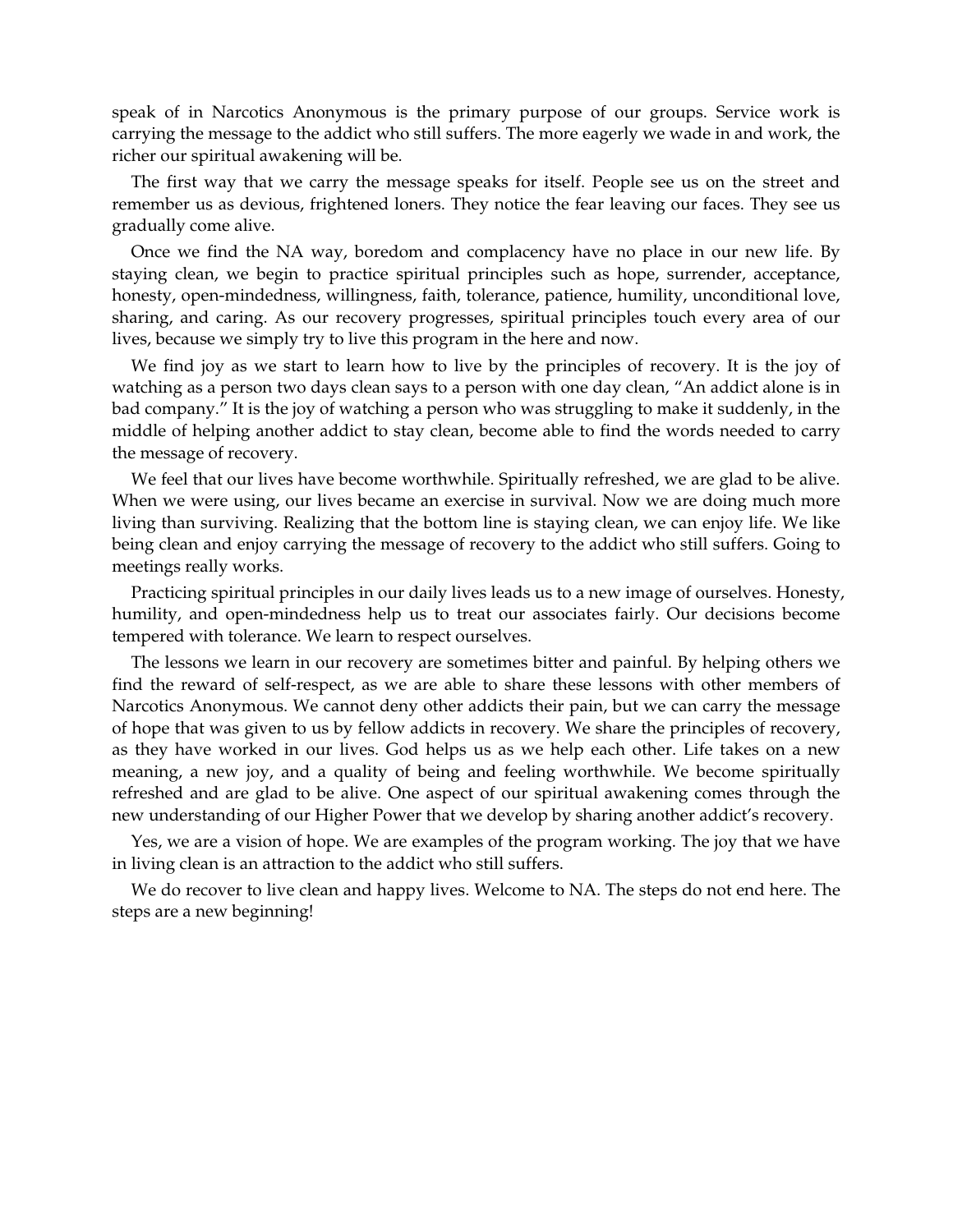speak of in Narcotics Anonymous is the primary purpose of our groups. Service work is carrying the message to the addict who still suffers. The more eagerly we wade in and work, the richer our spiritual awakening will be.

The first way that we carry the message speaks for itself. People see us on the street and remember us as devious, frightened loners. They notice the fear leaving our faces. They see us gradually come alive.

Once we find the NA way, boredom and complacency have no place in our new life. By staying clean, we begin to practice spiritual principles such as hope, surrender, acceptance, honesty, open-mindedness, willingness, faith, tolerance, patience, humility, unconditional love, sharing, and caring. As our recovery progresses, spiritual principles touch every area of our lives, because we simply try to live this program in the here and now.

We find joy as we start to learn how to live by the principles of recovery. It is the joy of watching as a person two days clean says to a person with one day clean, "An addict alone is in bad company." It is the joy of watching a person who was struggling to make it suddenly, in the middle of helping another addict to stay clean, become able to find the words needed to carry the message of recovery.

We feel that our lives have become worthwhile. Spiritually refreshed, we are glad to be alive. When we were using, our lives became an exercise in survival. Now we are doing much more living than surviving. Realizing that the bottom line is staying clean, we can enjoy life. We like being clean and enjoy carrying the message of recovery to the addict who still suffers. Going to meetings really works.

Practicing spiritual principles in our daily lives leads us to a new image of ourselves. Honesty, humility, and open-mindedness help us to treat our associates fairly. Our decisions become tempered with tolerance. We learn to respect ourselves.

The lessons we learn in our recovery are sometimes bitter and painful. By helping others we find the reward of self-respect, as we are able to share these lessons with other members of Narcotics Anonymous. We cannot deny other addicts their pain, but we can carry the message of hope that was given to us by fellow addicts in recovery. We share the principles of recovery, as they have worked in our lives. God helps us as we help each other. Life takes on a new meaning, a new joy, and a quality of being and feeling worthwhile. We become spiritually refreshed and are glad to be alive. One aspect of our spiritual awakening comes through the new understanding of our Higher Power that we develop by sharing another addict's recovery.

Yes, we are a vision of hope. We are examples of the program working. The joy that we have in living clean is an attraction to the addict who still suffers.

We do recover to live clean and happy lives. Welcome to NA. The steps do not end here. The steps are a new beginning!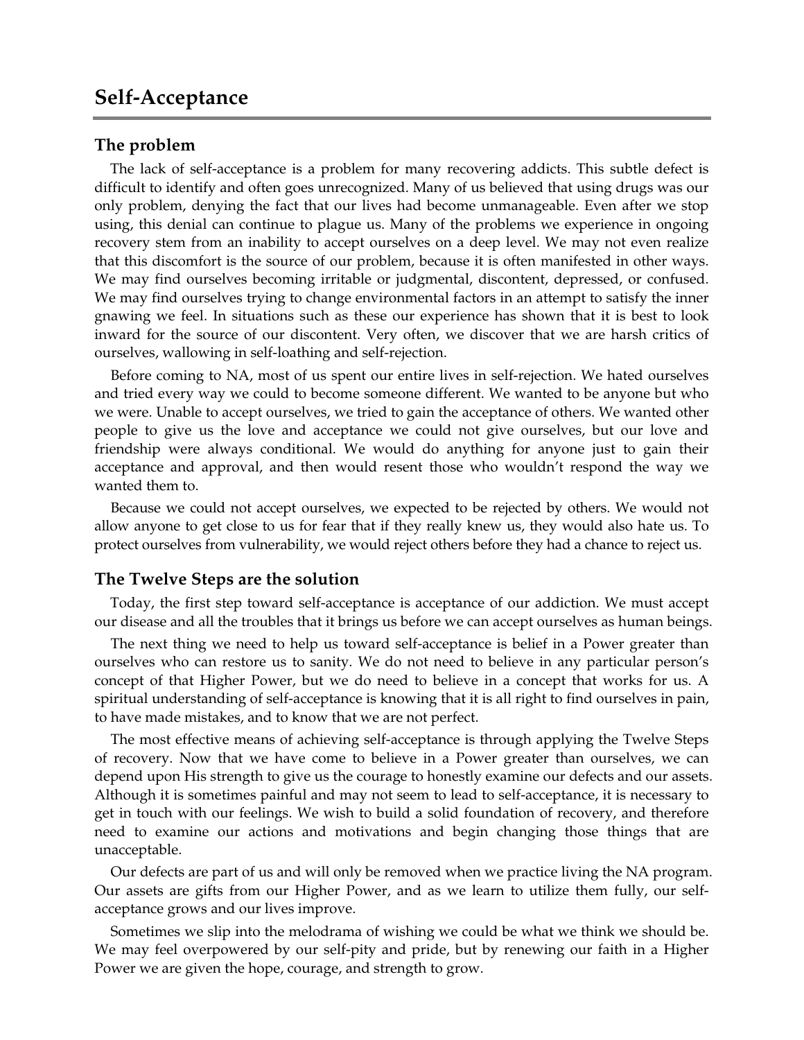# Self-Acceptance

## The problem

The lack of self-acceptance is a problem for many recovering addicts. This subtle defect is difficult to identify and often goes unrecognized. Many of us believed that using drugs was our only problem, denying the fact that our lives had become unmanageable. Even after we stop using, this denial can continue to plague us. Many of the problems we experience in ongoing recovery stem from an inability to accept ourselves on a deep level. We may not even realize that this discomfort is the source of our problem, because it is often manifested in other ways. We may find ourselves becoming irritable or judgmental, discontent, depressed, or confused. We may find ourselves trying to change environmental factors in an attempt to satisfy the inner gnawing we feel. In situations such as these our experience has shown that it is best to look inward for the source of our discontent. Very often, we discover that we are harsh critics of ourselves, wallowing in self-loathing and self-rejection.

Before coming to NA, most of us spent our entire lives in self-rejection. We hated ourselves and tried every way we could to become someone different. We wanted to be anyone but who we were. Unable to accept ourselves, we tried to gain the acceptance of others. We wanted other people to give us the love and acceptance we could not give ourselves, but our love and friendship were always conditional. We would do anything for anyone just to gain their acceptance and approval, and then would resent those who wouldn't respond the way we wanted them to.

Because we could not accept ourselves, we expected to be rejected by others. We would not allow anyone to get close to us for fear that if they really knew us, they would also hate us. To protect ourselves from vulnerability, we would reject others before they had a chance to reject us.

## The Twelve Steps are the solution

Today, the first step toward self-acceptance is acceptance of our addiction. We must accept our disease and all the troubles that it brings us before we can accept ourselves as human beings.

The next thing we need to help us toward self-acceptance is belief in a Power greater than ourselves who can restore us to sanity. We do not need to believe in any particular person's concept of that Higher Power, but we do need to believe in a concept that works for us. A spiritual understanding of self-acceptance is knowing that it is all right to find ourselves in pain, to have made mistakes, and to know that we are not perfect.

The most effective means of achieving self-acceptance is through applying the Twelve Steps of recovery. Now that we have come to believe in a Power greater than ourselves, we can depend upon His strength to give us the courage to honestly examine our defects and our assets. Although it is sometimes painful and may not seem to lead to self-acceptance, it is necessary to get in touch with our feelings. We wish to build a solid foundation of recovery, and therefore need to examine our actions and motivations and begin changing those things that are unacceptable.

Our defects are part of us and will only be removed when we practice living the NA program. Our assets are gifts from our Higher Power, and as we learn to utilize them fully, our self-acceptance grows and our lives improve.

Sometimes we slip into the melodrama of wishing we could be what we think we should be. We may feel overpowered by our self-pity and pride, but by renewing our faith in a Higher Power we are given the hope, courage, and strength to grow.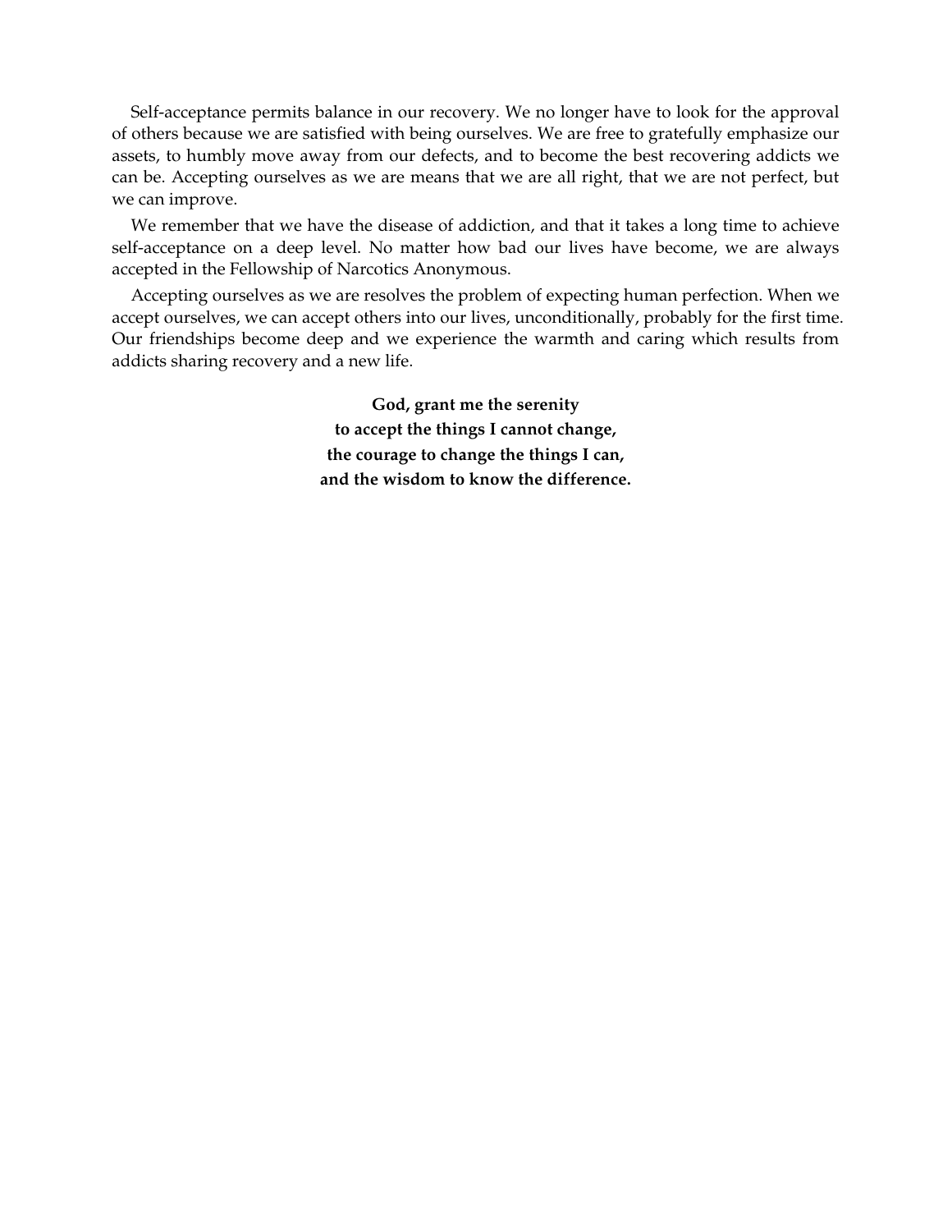Self-acceptance permits balance in our recovery. We no longer have to look for the approval of others because we are satisfied with being ourselves. We are free to gratefully emphasize our assets, to humbly move away from our defects, and to become the best recovering addicts we can be. Accepting ourselves as we are means that we are all right, that we are not perfect, but we can improve.

We remember that we have the disease of addiction, and that it takes a long time to achieve self-acceptance on a deep level. No matter how bad our lives have become, we are always accepted in the Fellowship of Narcotics Anonymous.

Accepting ourselves as we are resolves the problem of expecting human perfection. When we accept ourselves, we can accept others into our lives, unconditionally, probably for the first time. Our friendships become deep and we experience the warmth and caring which results from addicts sharing recovery and a new life.

**God, grant me the serenity**
**to accept the things I cannot change,**
**the courage to change the things I can,**
**and the wisdom to know the difference.**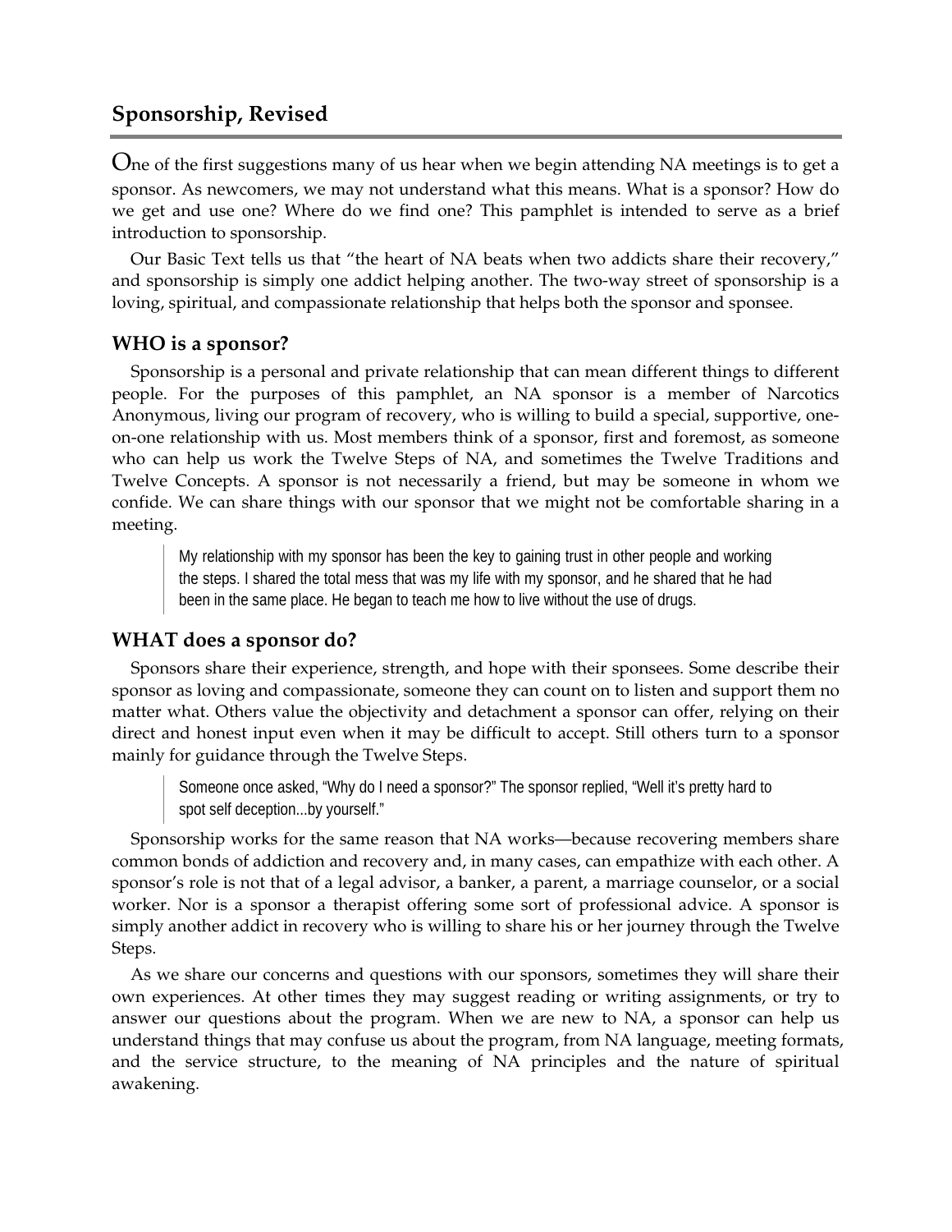## Sponsorship, Revised

One of the first suggestions many of us hear when we begin attending NA meetings is to get a sponsor. As newcomers, we may not understand what this means. What is a sponsor? How do we get and use one? Where do we find one? This pamphlet is intended to serve as a brief introduction to sponsorship.

Our Basic Text tells us that "the heart of NA beats when two addicts share their recovery," and sponsorship is simply one addict helping another. The two-way street of sponsorship is a loving, spiritual, and compassionate relationship that helps both the sponsor and sponsee.

### WHO is a sponsor?

Sponsorship is a personal and private relationship that can mean different things to different people. For the purposes of this pamphlet, an NA sponsor is a member of Narcotics Anonymous, living our program of recovery, who is willing to build a special, supportive, one-on-one relationship with us. Most members think of a sponsor, first and foremost, as someone who can help us work the Twelve Steps of NA, and sometimes the Twelve Traditions and Twelve Concepts. A sponsor is not necessarily a friend, but may be someone in whom we confide. We can share things with our sponsor that we might not be comfortable sharing in a meeting.

> My relationship with my sponsor has been the key to gaining trust in other people and working the steps. I shared the total mess that was my life with my sponsor, and he shared that he had been in the same place. He began to teach me how to live without the use of drugs.

### WHAT does a sponsor do?

Sponsors share their experience, strength, and hope with their sponsees. Some describe their sponsor as loving and compassionate, someone they can count on to listen and support them no matter what. Others value the objectivity and detachment a sponsor can offer, relying on their direct and honest input even when it may be difficult to accept. Still others turn to a sponsor mainly for guidance through the Twelve Steps.

> Someone once asked, "Why do I need a sponsor?" The sponsor replied, "Well it's pretty hard to spot self deception...by yourself."

Sponsorship works for the same reason that NA works—because recovering members share common bonds of addiction and recovery and, in many cases, can empathize with each other. A sponsor's role is not that of a legal advisor, a banker, a parent, a marriage counselor, or a social worker. Nor is a sponsor a therapist offering some sort of professional advice. A sponsor is simply another addict in recovery who is willing to share his or her journey through the Twelve Steps.

As we share our concerns and questions with our sponsors, sometimes they will share their own experiences. At other times they may suggest reading or writing assignments, or try to answer our questions about the program. When we are new to NA, a sponsor can help us understand things that may confuse us about the program, from NA language, meeting formats, and the service structure, to the meaning of NA principles and the nature of spiritual awakening.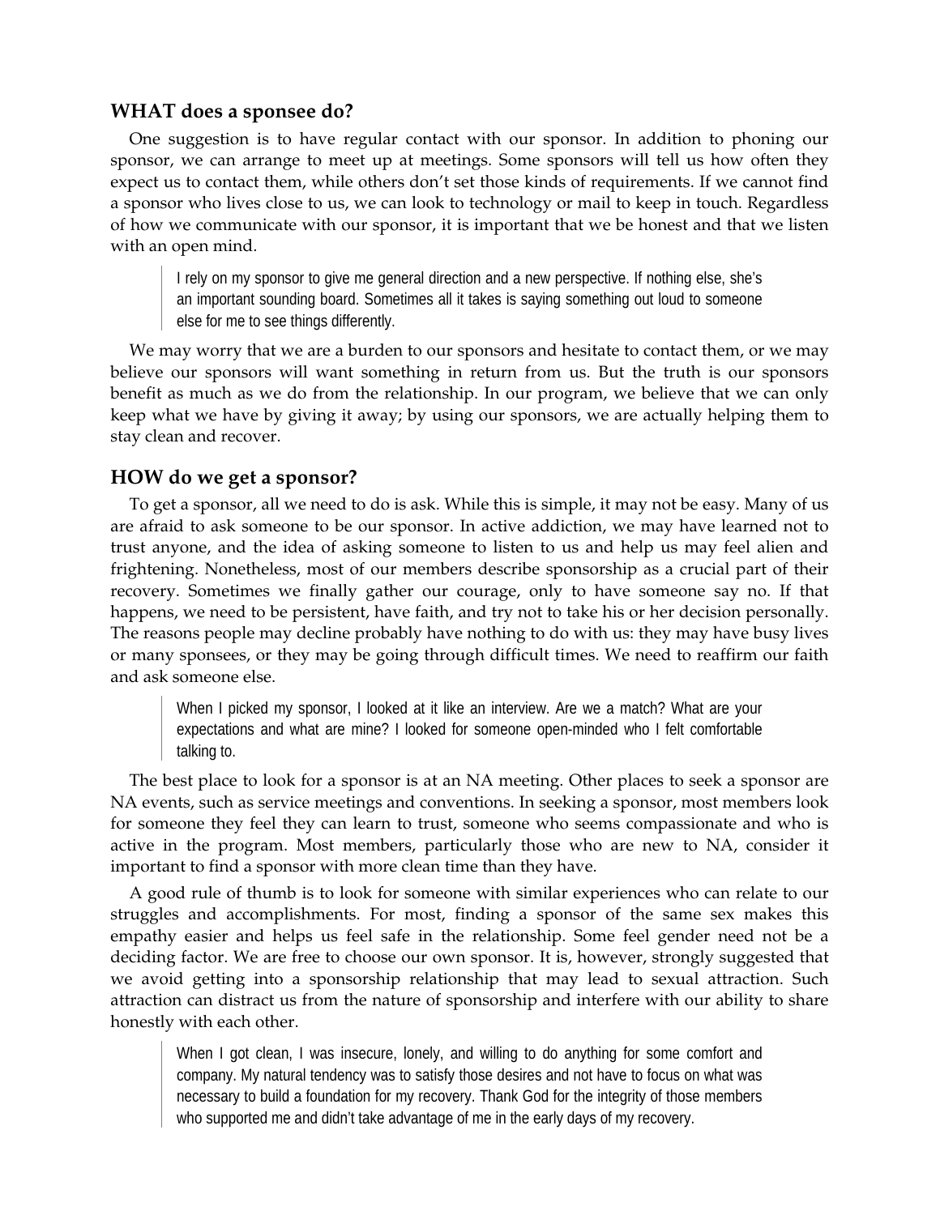## WHAT does a sponsee do?

One suggestion is to have regular contact with our sponsor. In addition to phoning our sponsor, we can arrange to meet up at meetings. Some sponsors will tell us how often they expect us to contact them, while others don't set those kinds of requirements. If we cannot find a sponsor who lives close to us, we can look to technology or mail to keep in touch. Regardless of how we communicate with our sponsor, it is important that we be honest and that we listen with an open mind.

> I rely on my sponsor to give me general direction and a new perspective. If nothing else, she's an important sounding board. Sometimes all it takes is saying something out loud to someone else for me to see things differently.

We may worry that we are a burden to our sponsors and hesitate to contact them, or we may believe our sponsors will want something in return from us. But the truth is our sponsors benefit as much as we do from the relationship. In our program, we believe that we can only keep what we have by giving it away; by using our sponsors, we are actually helping them to stay clean and recover.

## HOW do we get a sponsor?

To get a sponsor, all we need to do is ask. While this is simple, it may not be easy. Many of us are afraid to ask someone to be our sponsor. In active addiction, we may have learned not to trust anyone, and the idea of asking someone to listen to us and help us may feel alien and frightening. Nonetheless, most of our members describe sponsorship as a crucial part of their recovery. Sometimes we finally gather our courage, only to have someone say no. If that happens, we need to be persistent, have faith, and try not to take his or her decision personally. The reasons people may decline probably have nothing to do with us: they may have busy lives or many sponsees, or they may be going through difficult times. We need to reaffirm our faith and ask someone else.

> When I picked my sponsor, I looked at it like an interview. Are we a match? What are your expectations and what are mine? I looked for someone open-minded who I felt comfortable talking to.

The best place to look for a sponsor is at an NA meeting. Other places to seek a sponsor are NA events, such as service meetings and conventions. In seeking a sponsor, most members look for someone they feel they can learn to trust, someone who seems compassionate and who is active in the program. Most members, particularly those who are new to NA, consider it important to find a sponsor with more clean time than they have.

A good rule of thumb is to look for someone with similar experiences who can relate to our struggles and accomplishments. For most, finding a sponsor of the same sex makes this empathy easier and helps us feel safe in the relationship. Some feel gender need not be a deciding factor. We are free to choose our own sponsor. It is, however, strongly suggested that we avoid getting into a sponsorship relationship that may lead to sexual attraction. Such attraction can distract us from the nature of sponsorship and interfere with our ability to share honestly with each other.

> When I got clean, I was insecure, lonely, and willing to do anything for some comfort and company. My natural tendency was to satisfy those desires and not have to focus on what was necessary to build a foundation for my recovery. Thank God for the integrity of those members who supported me and didn't take advantage of me in the early days of my recovery.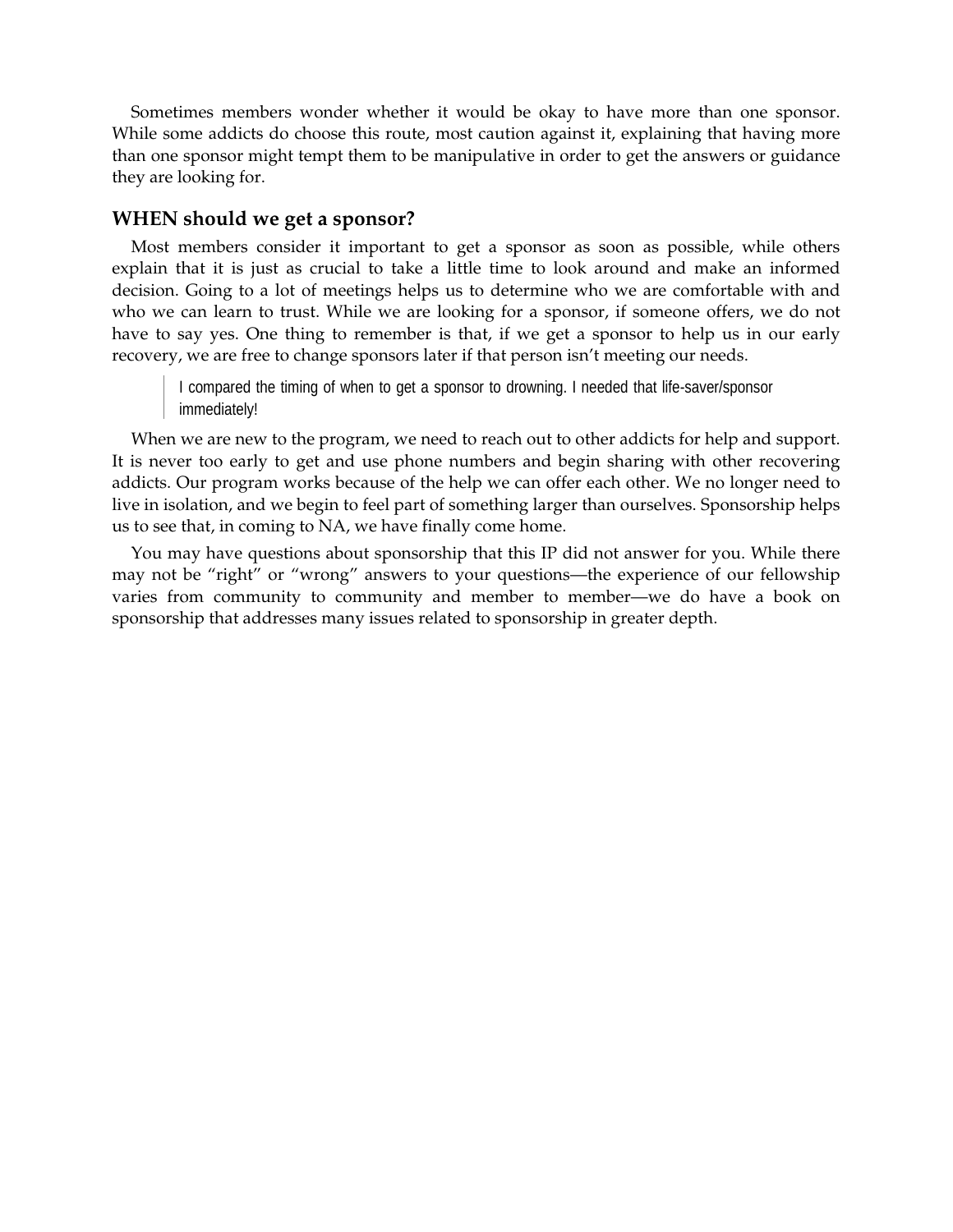Sometimes members wonder whether it would be okay to have more than one sponsor. While some addicts do choose this route, most caution against it, explaining that having more than one sponsor might tempt them to be manipulative in order to get the answers or guidance they are looking for.

### WHEN should we get a sponsor?

Most members consider it important to get a sponsor as soon as possible, while others explain that it is just as crucial to take a little time to look around and make an informed decision. Going to a lot of meetings helps us to determine who we are comfortable with and who we can learn to trust. While we are looking for a sponsor, if someone offers, we do not have to say yes. One thing to remember is that, if we get a sponsor to help us in our early recovery, we are free to change sponsors later if that person isn't meeting our needs.

> I compared the timing of when to get a sponsor to drowning. I needed that life-saver/sponsor immediately!

When we are new to the program, we need to reach out to other addicts for help and support. It is never too early to get and use phone numbers and begin sharing with other recovering addicts. Our program works because of the help we can offer each other. We no longer need to live in isolation, and we begin to feel part of something larger than ourselves. Sponsorship helps us to see that, in coming to NA, we have finally come home.

You may have questions about sponsorship that this IP did not answer for you. While there may not be "right" or "wrong" answers to your questions—the experience of our fellowship varies from community to community and member to member—we do have a book on sponsorship that addresses many issues related to sponsorship in greater depth.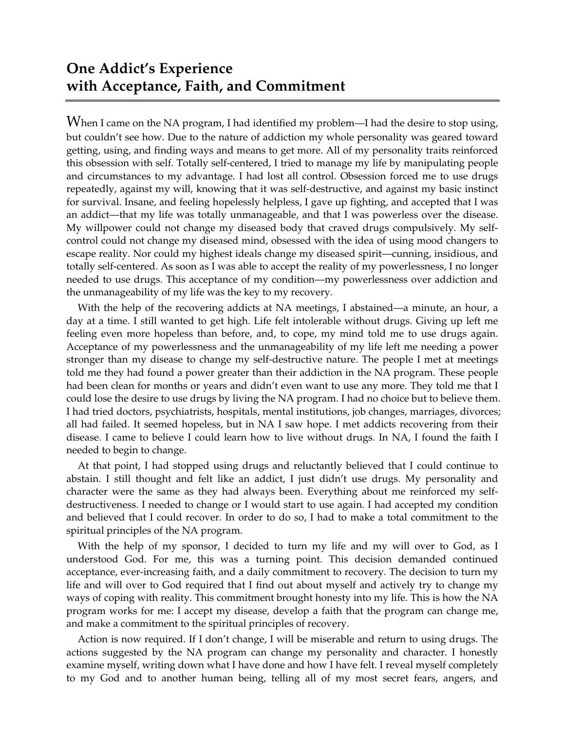## One Addict's Experience with Acceptance, Faith, and Commitment

When I came on the NA program, I had identified my problem—I had the desire to stop using, but couldn't see how. Due to the nature of addiction my whole personality was geared toward getting, using, and finding ways and means to get more. All of my personality traits reinforced this obsession with self. Totally self-centered, I tried to manage my life by manipulating people and circumstances to my advantage. I had lost all control. Obsession forced me to use drugs repeatedly, against my will, knowing that it was self-destructive, and against my basic instinct for survival. Insane, and feeling hopelessly helpless, I gave up fighting, and accepted that I was an addict—that my life was totally unmanageable, and that I was powerless over the disease. My willpower could not change my diseased body that craved drugs compulsively. My self-control could not change my diseased mind, obsessed with the idea of using mood changers to escape reality. Nor could my highest ideals change my diseased spirit—cunning, insidious, and totally self-centered. As soon as I was able to accept the reality of my powerlessness, I no longer needed to use drugs. This acceptance of my condition—my powerlessness over addiction and the unmanageability of my life was the key to my recovery.

With the help of the recovering addicts at NA meetings, I abstained—a minute, an hour, a day at a time. I still wanted to get high. Life felt intolerable without drugs. Giving up left me feeling even more hopeless than before, and, to cope, my mind told me to use drugs again. Acceptance of my powerlessness and the unmanageability of my life left me needing a power stronger than my disease to change my self-destructive nature. The people I met at meetings told me they had found a power greater than their addiction in the NA program. These people had been clean for months or years and didn't even want to use any more. They told me that I could lose the desire to use drugs by living the NA program. I had no choice but to believe them. I had tried doctors, psychiatrists, hospitals, mental institutions, job changes, marriages, divorces; all had failed. It seemed hopeless, but in NA I saw hope. I met addicts recovering from their disease. I came to believe I could learn how to live without drugs. In NA, I found the faith I needed to begin to change.

At that point, I had stopped using drugs and reluctantly believed that I could continue to abstain. I still thought and felt like an addict, I just didn't use drugs. My personality and character were the same as they had always been. Everything about me reinforced my self-destructiveness. I needed to change or I would start to use again. I had accepted my condition and believed that I could recover. In order to do so, I had to make a total commitment to the spiritual principles of the NA program.

With the help of my sponsor, I decided to turn my life and my will over to God, as I understood God. For me, this was a turning point. This decision demanded continued acceptance, ever-increasing faith, and a daily commitment to recovery. The decision to turn my life and will over to God required that I find out about myself and actively try to change my ways of coping with reality. This commitment brought honesty into my life. This is how the NA program works for me: I accept my disease, develop a faith that the program can change me, and make a commitment to the spiritual principles of recovery.

Action is now required. If I don't change, I will be miserable and return to using drugs. The actions suggested by the NA program can change my personality and character. I honestly examine myself, writing down what I have done and how I have felt. I reveal myself completely to my God and to another human being, telling all of my most secret fears, angers, and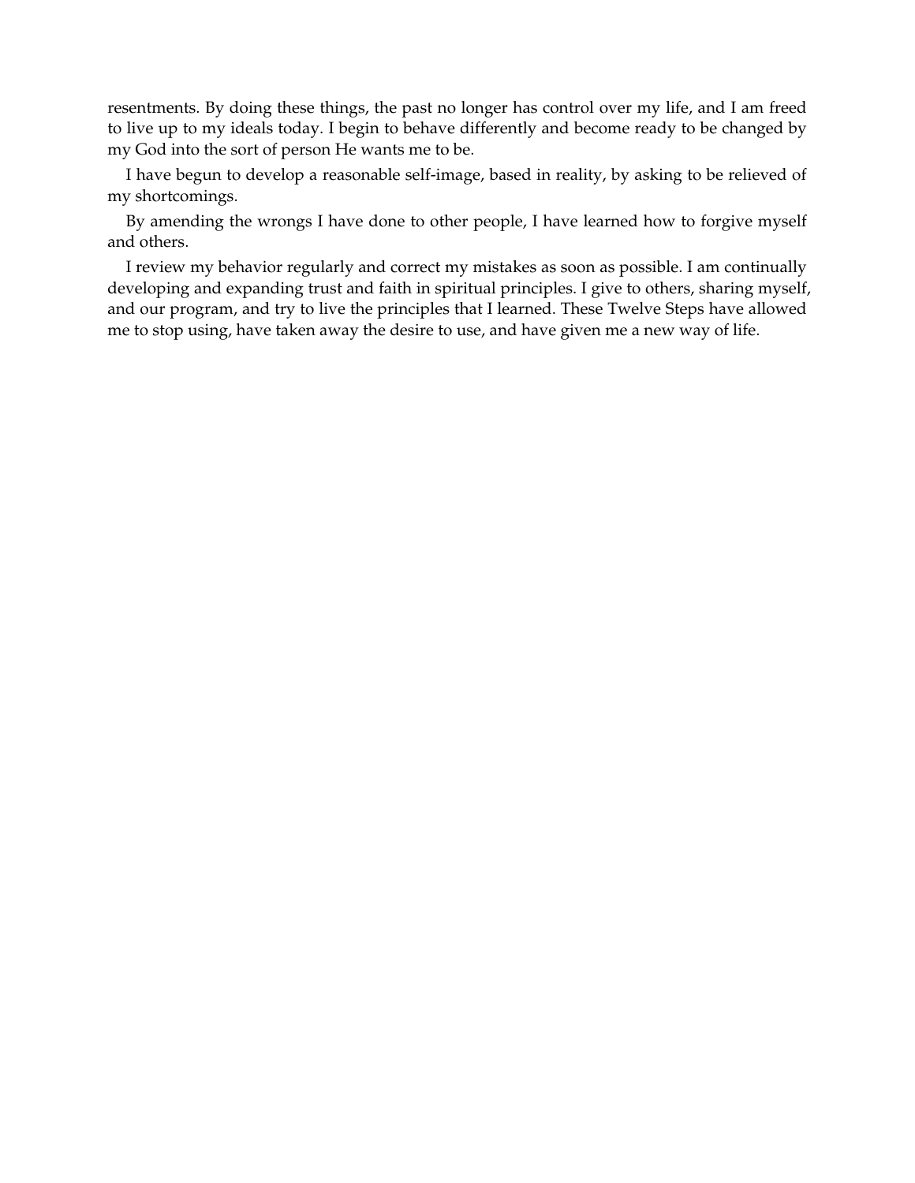resentments. By doing these things, the past no longer has control over my life, and I am freed to live up to my ideals today. I begin to behave differently and become ready to be changed by my God into the sort of person He wants me to be.

I have begun to develop a reasonable self-image, based in reality, by asking to be relieved of my shortcomings.

By amending the wrongs I have done to other people, I have learned how to forgive myself and others.

I review my behavior regularly and correct my mistakes as soon as possible. I am continually developing and expanding trust and faith in spiritual principles. I give to others, sharing myself, and our program, and try to live the principles that I learned. These Twelve Steps have allowed me to stop using, have taken away the desire to use, and have given me a new way of life.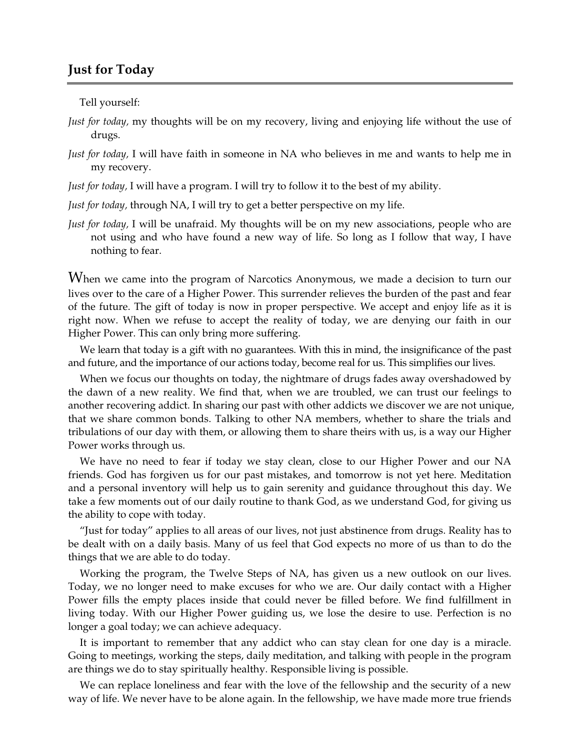## Just for Today

Tell yourself:

*Just for today,* my thoughts will be on my recovery, living and enjoying life without the use of drugs.

*Just for today,* I will have faith in someone in NA who believes in me and wants to help me in my recovery.

*Just for today,* I will have a program. I will try to follow it to the best of my ability.

*Just for today,* through NA, I will try to get a better perspective on my life.

*Just for today,* I will be unafraid. My thoughts will be on my new associations, people who are not using and who have found a new way of life. So long as I follow that way, I have nothing to fear.

When we came into the program of Narcotics Anonymous, we made a decision to turn our lives over to the care of a Higher Power. This surrender relieves the burden of the past and fear of the future. The gift of today is now in proper perspective. We accept and enjoy life as it is right now. When we refuse to accept the reality of today, we are denying our faith in our Higher Power. This can only bring more suffering.

We learn that today is a gift with no guarantees. With this in mind, the insignificance of the past and future, and the importance of our actions today, become real for us. This simplifies our lives.

When we focus our thoughts on today, the nightmare of drugs fades away overshadowed by the dawn of a new reality. We find that, when we are troubled, we can trust our feelings to another recovering addict. In sharing our past with other addicts we discover we are not unique, that we share common bonds. Talking to other NA members, whether to share the trials and tribulations of our day with them, or allowing them to share theirs with us, is a way our Higher Power works through us.

We have no need to fear if today we stay clean, close to our Higher Power and our NA friends. God has forgiven us for our past mistakes, and tomorrow is not yet here. Meditation and a personal inventory will help us to gain serenity and guidance throughout this day. We take a few moments out of our daily routine to thank God, as we understand God, for giving us the ability to cope with today.

"Just for today" applies to all areas of our lives, not just abstinence from drugs. Reality has to be dealt with on a daily basis. Many of us feel that God expects no more of us than to do the things that we are able to do today.

Working the program, the Twelve Steps of NA, has given us a new outlook on our lives. Today, we no longer need to make excuses for who we are. Our daily contact with a Higher Power fills the empty places inside that could never be filled before. We find fulfillment in living today. With our Higher Power guiding us, we lose the desire to use. Perfection is no longer a goal today; we can achieve adequacy.

It is important to remember that any addict who can stay clean for one day is a miracle. Going to meetings, working the steps, daily meditation, and talking with people in the program are things we do to stay spiritually healthy. Responsible living is possible.

We can replace loneliness and fear with the love of the fellowship and the security of a new way of life. We never have to be alone again. In the fellowship, we have made more true friends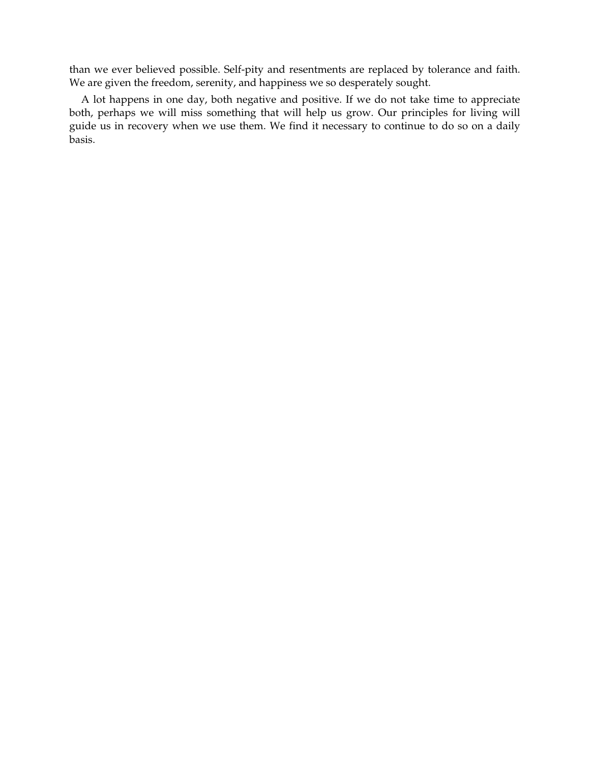than we ever believed possible. Self-pity and resentments are replaced by tolerance and faith. We are given the freedom, serenity, and happiness we so desperately sought.

A lot happens in one day, both negative and positive. If we do not take time to appreciate both, perhaps we will miss something that will help us grow. Our principles for living will guide us in recovery when we use them. We find it necessary to continue to do so on a daily basis.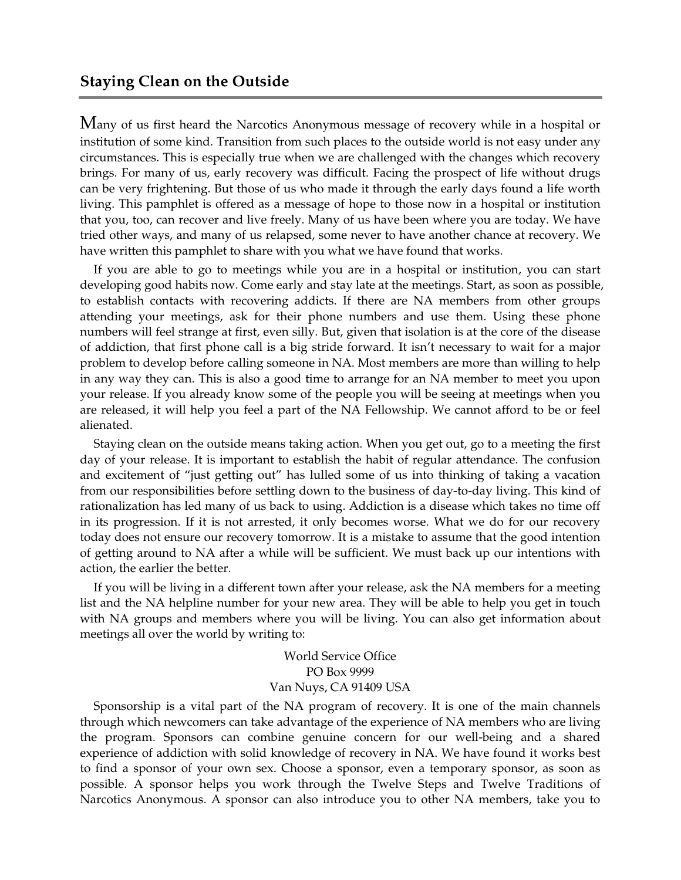## Staying Clean on the Outside

Many of us first heard the Narcotics Anonymous message of recovery while in a hospital or institution of some kind. Transition from such places to the outside world is not easy under any circumstances. This is especially true when we are challenged with the changes which recovery brings. For many of us, early recovery was difficult. Facing the prospect of life without drugs can be very frightening. But those of us who made it through the early days found a life worth living. This pamphlet is offered as a message of hope to those now in a hospital or institution that you, too, can recover and live freely. Many of us have been where you are today. We have tried other ways, and many of us relapsed, some never to have another chance at recovery. We have written this pamphlet to share with you what we have found that works.

If you are able to go to meetings while you are in a hospital or institution, you can start developing good habits now. Come early and stay late at the meetings. Start, as soon as possible, to establish contacts with recovering addicts. If there are NA members from other groups attending your meetings, ask for their phone numbers and use them. Using these phone numbers will feel strange at first, even silly. But, given that isolation is at the core of the disease of addiction, that first phone call is a big stride forward. It isn't necessary to wait for a major problem to develop before calling someone in NA. Most members are more than willing to help in any way they can. This is also a good time to arrange for an NA member to meet you upon your release. If you already know some of the people you will be seeing at meetings when you are released, it will help you feel a part of the NA Fellowship. We cannot afford to be or feel alienated.

Staying clean on the outside means taking action. When you get out, go to a meeting the first day of your release. It is important to establish the habit of regular attendance. The confusion and excitement of "just getting out" has lulled some of us into thinking of taking a vacation from our responsibilities before settling down to the business of day-to-day living. This kind of rationalization has led many of us back to using. Addiction is a disease which takes no time off in its progression. If it is not arrested, it only becomes worse. What we do for our recovery today does not ensure our recovery tomorrow. It is a mistake to assume that the good intention of getting around to NA after a while will be sufficient. We must back up our intentions with action, the earlier the better.

If you will be living in a different town after your release, ask the NA members for a meeting list and the NA helpline number for your new area. They will be able to help you get in touch with NA groups and members where you will be living. You can also get information about meetings all over the world by writing to:

World Service Office
PO Box 9999
Van Nuys, CA 91409 USA

Sponsorship is a vital part of the NA program of recovery. It is one of the main channels through which newcomers can take advantage of the experience of NA members who are living the program. Sponsors can combine genuine concern for our well-being and a shared experience of addiction with solid knowledge of recovery in NA. We have found it works best to find a sponsor of your own sex. Choose a sponsor, even a temporary sponsor, as soon as possible. A sponsor helps you work through the Twelve Steps and Twelve Traditions of Narcotics Anonymous. A sponsor can also introduce you to other NA members, take you to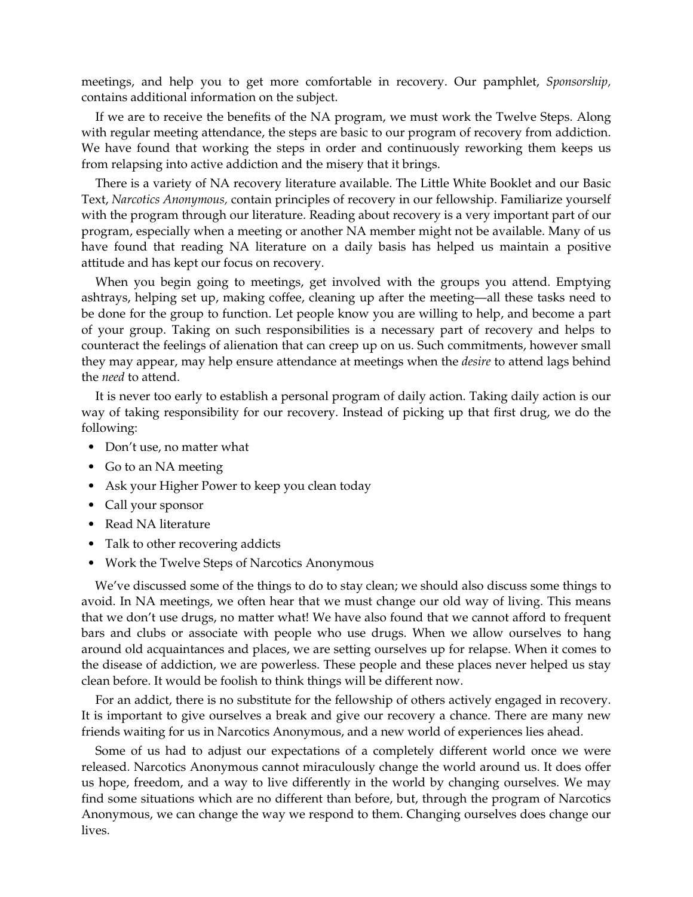meetings, and help you to get more comfortable in recovery. Our pamphlet, *Sponsorship,* contains additional information on the subject.

If we are to receive the benefits of the NA program, we must work the Twelve Steps. Along with regular meeting attendance, the steps are basic to our program of recovery from addiction. We have found that working the steps in order and continuously reworking them keeps us from relapsing into active addiction and the misery that it brings.

There is a variety of NA recovery literature available. The Little White Booklet and our Basic Text, *Narcotics Anonymous,* contain principles of recovery in our fellowship. Familiarize yourself with the program through our literature. Reading about recovery is a very important part of our program, especially when a meeting or another NA member might not be available. Many of us have found that reading NA literature on a daily basis has helped us maintain a positive attitude and has kept our focus on recovery.

When you begin going to meetings, get involved with the groups you attend. Emptying ashtrays, helping set up, making coffee, cleaning up after the meeting—all these tasks need to be done for the group to function. Let people know you are willing to help, and become a part of your group. Taking on such responsibilities is a necessary part of recovery and helps to counteract the feelings of alienation that can creep up on us. Such commitments, however small they may appear, may help ensure attendance at meetings when the *desire* to attend lags behind the *need* to attend.

It is never too early to establish a personal program of daily action. Taking daily action is our way of taking responsibility for our recovery. Instead of picking up that first drug, we do the following:

- Don't use, no matter what
- Go to an NA meeting
- Ask your Higher Power to keep you clean today
- Call your sponsor
- Read NA literature
- Talk to other recovering addicts
- Work the Twelve Steps of Narcotics Anonymous

We've discussed some of the things to do to stay clean; we should also discuss some things to avoid. In NA meetings, we often hear that we must change our old way of living. This means that we don't use drugs, no matter what! We have also found that we cannot afford to frequent bars and clubs or associate with people who use drugs. When we allow ourselves to hang around old acquaintances and places, we are setting ourselves up for relapse. When it comes to the disease of addiction, we are powerless. These people and these places never helped us stay clean before. It would be foolish to think things will be different now.

For an addict, there is no substitute for the fellowship of others actively engaged in recovery. It is important to give ourselves a break and give our recovery a chance. There are many new friends waiting for us in Narcotics Anonymous, and a new world of experiences lies ahead.

Some of us had to adjust our expectations of a completely different world once we were released. Narcotics Anonymous cannot miraculously change the world around us. It does offer us hope, freedom, and a way to live differently in the world by changing ourselves. We may find some situations which are no different than before, but, through the program of Narcotics Anonymous, we can change the way we respond to them. Changing ourselves does change our lives.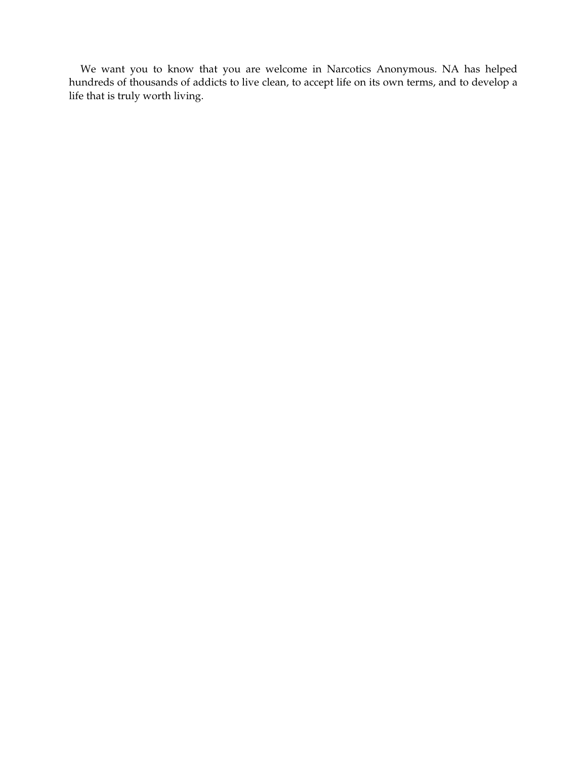We want you to know that you are welcome in Narcotics Anonymous. NA has helped hundreds of thousands of addicts to live clean, to accept life on its own terms, and to develop a life that is truly worth living.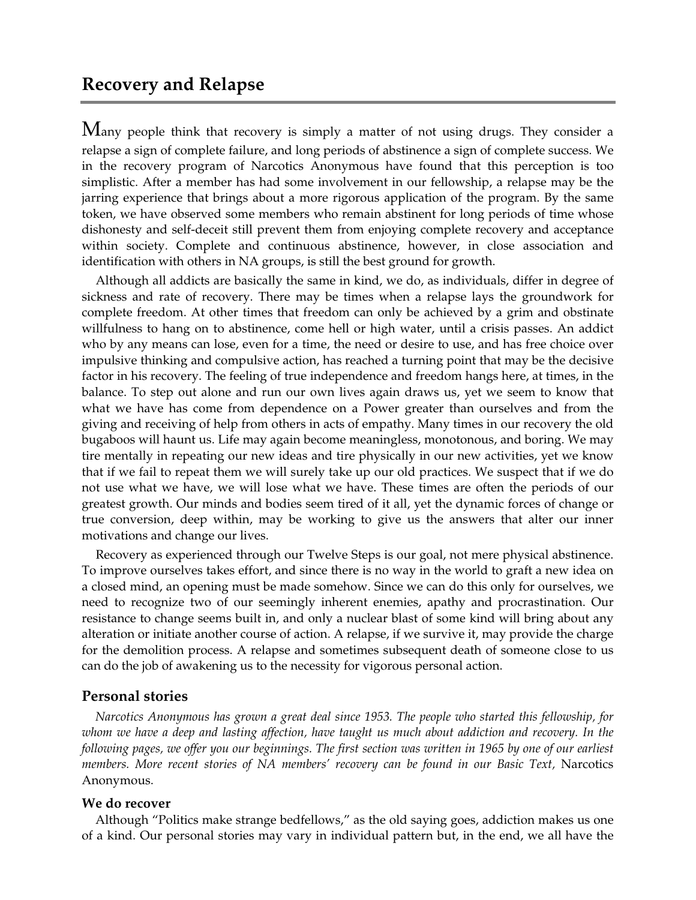# Recovery and Relapse

Many people think that recovery is simply a matter of not using drugs. They consider a relapse a sign of complete failure, and long periods of abstinence a sign of complete success. We in the recovery program of Narcotics Anonymous have found that this perception is too simplistic. After a member has had some involvement in our fellowship, a relapse may be the jarring experience that brings about a more rigorous application of the program. By the same token, we have observed some members who remain abstinent for long periods of time whose dishonesty and self-deceit still prevent them from enjoying complete recovery and acceptance within society. Complete and continuous abstinence, however, in close association and identification with others in NA groups, is still the best ground for growth.

Although all addicts are basically the same in kind, we do, as individuals, differ in degree of sickness and rate of recovery. There may be times when a relapse lays the groundwork for complete freedom. At other times that freedom can only be achieved by a grim and obstinate willfulness to hang on to abstinence, come hell or high water, until a crisis passes. An addict who by any means can lose, even for a time, the need or desire to use, and has free choice over impulsive thinking and compulsive action, has reached a turning point that may be the decisive factor in his recovery. The feeling of true independence and freedom hangs here, at times, in the balance. To step out alone and run our own lives again draws us, yet we seem to know that what we have has come from dependence on a Power greater than ourselves and from the giving and receiving of help from others in acts of empathy. Many times in our recovery the old bugaboos will haunt us. Life may again become meaningless, monotonous, and boring. We may tire mentally in repeating our new ideas and tire physically in our new activities, yet we know that if we fail to repeat them we will surely take up our old practices. We suspect that if we do not use what we have, we will lose what we have. These times are often the periods of our greatest growth. Our minds and bodies seem tired of it all, yet the dynamic forces of change or true conversion, deep within, may be working to give us the answers that alter our inner motivations and change our lives.

Recovery as experienced through our Twelve Steps is our goal, not mere physical abstinence. To improve ourselves takes effort, and since there is no way in the world to graft a new idea on a closed mind, an opening must be made somehow. Since we can do this only for ourselves, we need to recognize two of our seemingly inherent enemies, apathy and procrastination. Our resistance to change seems built in, and only a nuclear blast of some kind will bring about any alteration or initiate another course of action. A relapse, if we survive it, may provide the charge for the demolition process. A relapse and sometimes subsequent death of someone close to us can do the job of awakening us to the necessity for vigorous personal action.

## Personal stories

*Narcotics Anonymous has grown a great deal since 1953. The people who started this fellowship, for whom we have a deep and lasting affection, have taught us much about addiction and recovery. In the following pages, we offer you our beginnings. The first section was written in 1965 by one of our earliest members. More recent stories of NA members' recovery can be found in our Basic Text,* Narcotics Anonymous.

### We do recover

Although "Politics make strange bedfellows," as the old saying goes, addiction makes us one of a kind. Our personal stories may vary in individual pattern but, in the end, we all have the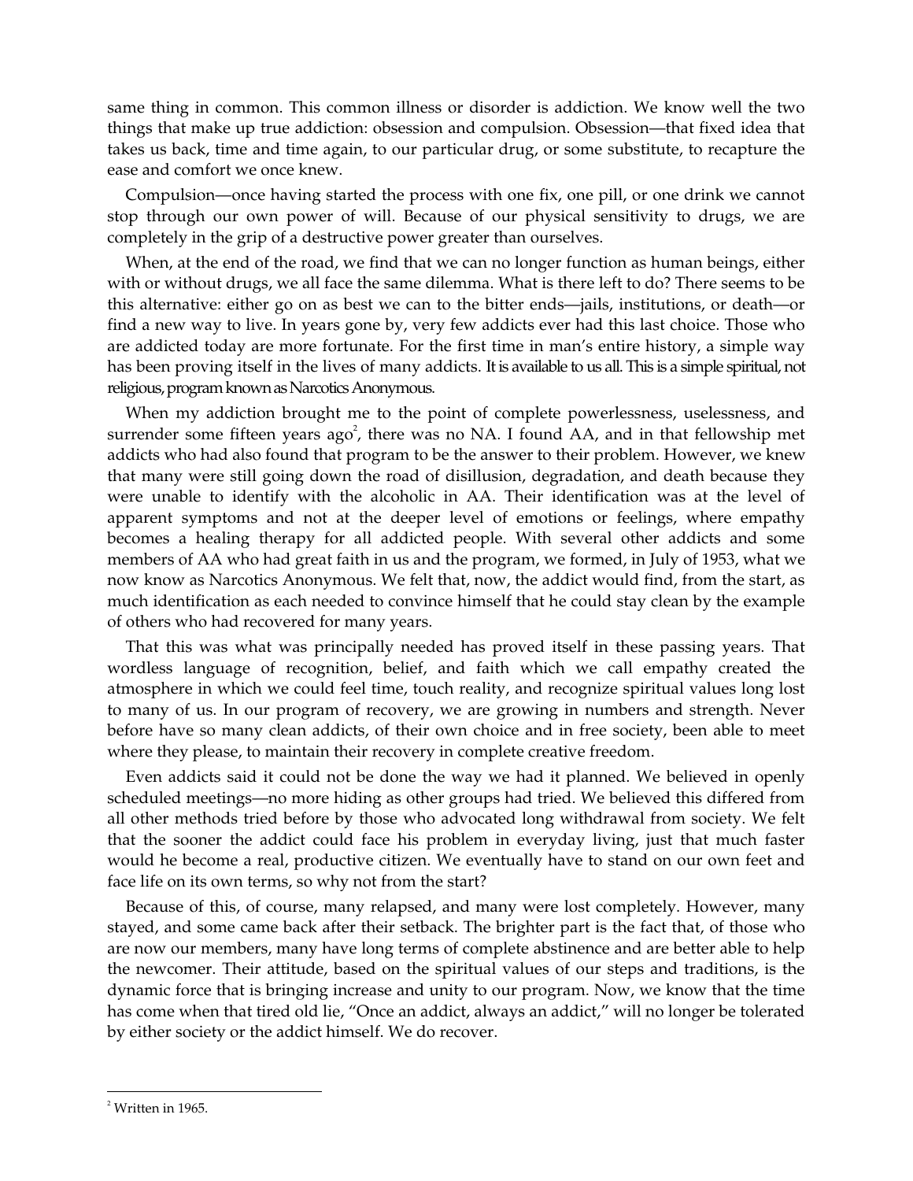same thing in common. This common illness or disorder is addiction. We know well the two things that make up true addiction: obsession and compulsion. Obsession—that fixed idea that takes us back, time and time again, to our particular drug, or some substitute, to recapture the ease and comfort we once knew.

Compulsion—once having started the process with one fix, one pill, or one drink we cannot stop through our own power of will. Because of our physical sensitivity to drugs, we are completely in the grip of a destructive power greater than ourselves.

When, at the end of the road, we find that we can no longer function as human beings, either with or without drugs, we all face the same dilemma. What is there left to do? There seems to be this alternative: either go on as best we can to the bitter ends—jails, institutions, or death—or find a new way to live. In years gone by, very few addicts ever had this last choice. Those who are addicted today are more fortunate. For the first time in man's entire history, a simple way has been proving itself in the lives of many addicts. It is available to us all. This is a simple spiritual, not religious, program known as Narcotics Anonymous.

When my addiction brought me to the point of complete powerlessness, uselessness, and surrender some fifteen years ago[2], there was no NA. I found AA, and in that fellowship met addicts who had also found that program to be the answer to their problem. However, we knew that many were still going down the road of disillusion, degradation, and death because they were unable to identify with the alcoholic in AA. Their identification was at the level of apparent symptoms and not at the deeper level of emotions or feelings, where empathy becomes a healing therapy for all addicted people. With several other addicts and some members of AA who had great faith in us and the program, we formed, in July of 1953, what we now know as Narcotics Anonymous. We felt that, now, the addict would find, from the start, as much identification as each needed to convince himself that he could stay clean by the example of others who had recovered for many years.

That this was what was principally needed has proved itself in these passing years. That wordless language of recognition, belief, and faith which we call empathy created the atmosphere in which we could feel time, touch reality, and recognize spiritual values long lost to many of us. In our program of recovery, we are growing in numbers and strength. Never before have so many clean addicts, of their own choice and in free society, been able to meet where they please, to maintain their recovery in complete creative freedom.

Even addicts said it could not be done the way we had it planned. We believed in openly scheduled meetings—no more hiding as other groups had tried. We believed this differed from all other methods tried before by those who advocated long withdrawal from society. We felt that the sooner the addict could face his problem in everyday living, just that much faster would he become a real, productive citizen. We eventually have to stand on our own feet and face life on its own terms, so why not from the start?

Because of this, of course, many relapsed, and many were lost completely. However, many stayed, and some came back after their setback. The brighter part is the fact that, of those who are now our members, many have long terms of complete abstinence and are better able to help the newcomer. Their attitude, based on the spiritual values of our steps and traditions, is the dynamic force that is bringing increase and unity to our program. Now, we know that the time has come when that tired old lie, "Once an addict, always an addict," will no longer be tolerated by either society or the addict himself. We do recover.

---

[2] Written in 1965.